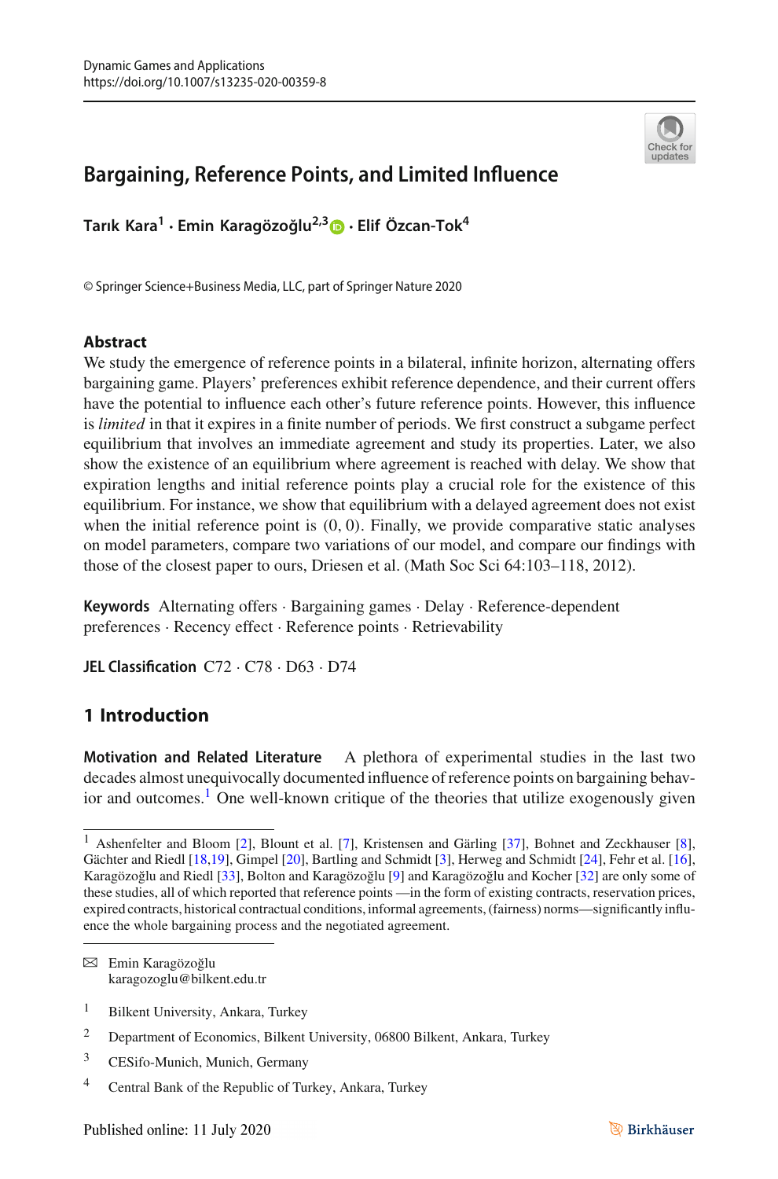# Bargaining, Reference Points, and Limited Influence

**Tarık Kara[1] · Emin Karagözoğlu[2,3] · Elif Özcan-Tok[4]**

© Springer Science+Business Media, LLC, part of Springer Nature 2020

## Abstract

We study the emergence of reference points in a bilateral, infinite horizon, alternating offers bargaining game. Players' preferences exhibit reference dependence, and their current offers have the potential to influence each other's future reference points. However, this influence is *limited* in that it expires in a finite number of periods. We first construct a subgame perfect equilibrium that involves an immediate agreement and study its properties. Later, we also show the existence of an equilibrium where agreement is reached with delay. We show that expiration lengths and initial reference points play a crucial role for the existence of this equilibrium. For instance, we show that equilibrium with a delayed agreement does not exist when the initial reference point is $(0, 0)$. Finally, we provide comparative static analyses on model parameters, compare two variations of our model, and compare our findings with those of the closest paper to ours, Driesen et al. (Math Soc Sci 64:103–118, 2012).

**Keywords** Alternating offers · Bargaining games · Delay · Reference-dependent preferences · Recency effect · Reference points · Retrievability

**JEL Classification** C72 · C78 · D63 · D74

## 1 Introduction

**Motivation and Related Literature** A plethora of experimental studies in the last two decades almost unequivocally documented influence of reference points on bargaining behavior and outcomes.[1] One well-known critique of the theories that utilize exogenously given

[1] Ashenfelter and Bloom [2], Blount et al. [7], Kristensen and Gärling [37], Bohnet and Zeckhauser [8], Gächter and Riedl [18,19], Gimpel [20], Bartling and Schmidt [3], Herweg and Schmidt [24], Fehr et al. [16], Karagözoğlu and Riedl [33], Bolton and Karagözoğlu [9] and Karagözoğlu and Kocher [32] are only some of these studies, all of which reported that reference points —in the form of existing contracts, reservation prices, expired contracts, historical contractual conditions, informal agreements, (fairness) norms—significantly influence the whole bargaining process and the negotiated agreement.

✉ Emin Karagözoğlu
karagozoglu@bilkent.edu.tr

1 Bilkent University, Ankara, Turkey

2 Department of Economics, Bilkent University, 06800 Bilkent, Ankara, Turkey

3 CESifo-Munich, Munich, Germany

4 Central Bank of the Republic of Turkey, Ankara, Turkey

Published online: 11 July 2020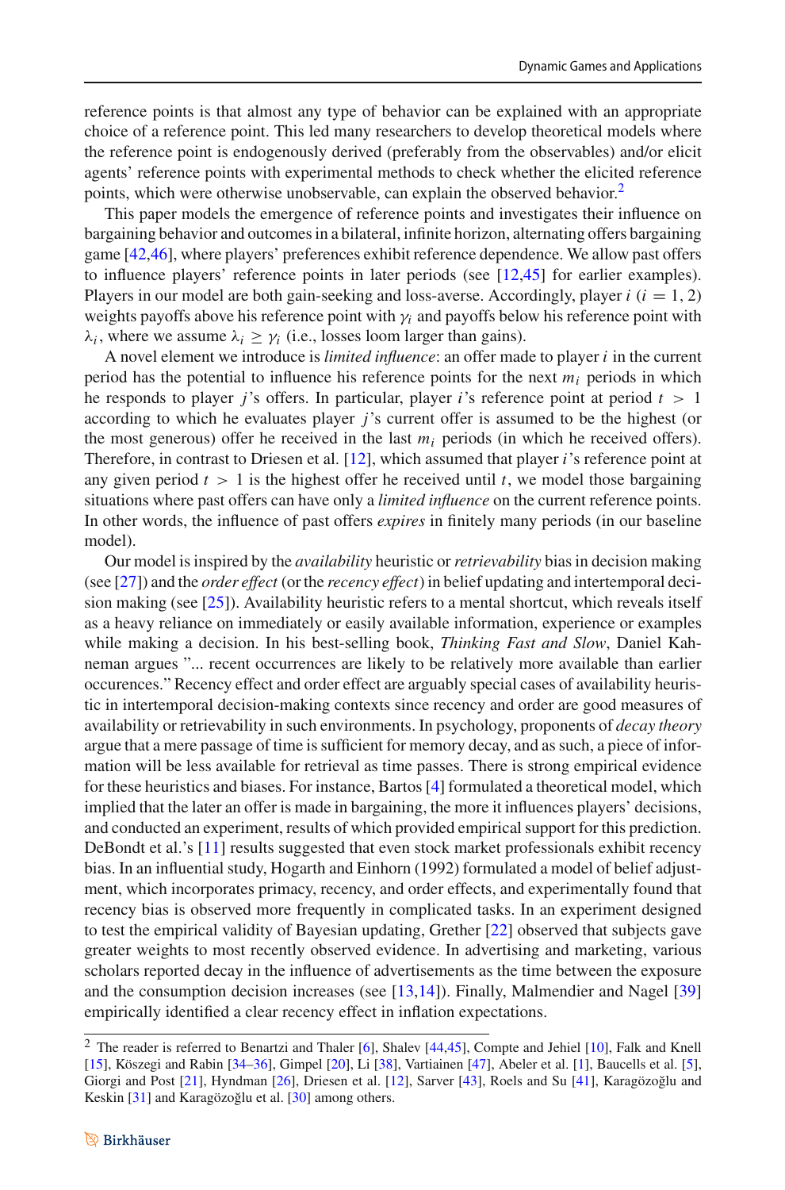reference points is that almost any type of behavior can be explained with an appropriate choice of a reference point. This led many researchers to develop theoretical models where the reference point is endogenously derived (preferably from the observables) and/or elicit agents' reference points with experimental methods to check whether the elicited reference points, which were otherwise unobservable, can explain the observed behavior.[2]

This paper models the emergence of reference points and investigates their influence on bargaining behavior and outcomes in a bilateral, infinite horizon, alternating offers bargaining game [42,46], where players' preferences exhibit reference dependence. We allow past offers to influence players' reference points in later periods (see [12,45] for earlier examples). Players in our model are both gain-seeking and loss-averse. Accordingly, player $i$ ($i = 1, 2$) weights payoffs above his reference point with $\gamma_i$ and payoffs below his reference point with $\lambda_i$, where we assume $\lambda_i \geq \gamma_i$ (i.e., losses loom larger than gains).

A novel element we introduce is *limited influence*: an offer made to player $i$ in the current period has the potential to influence his reference points for the next $m_i$ periods in which he responds to player $j$'s offers. In particular, player $i$'s reference point at period $t > 1$ according to which he evaluates player $j$'s current offer is assumed to be the highest (or the most generous) offer he received in the last $m_i$ periods (in which he received offers). Therefore, in contrast to Driesen et al. [12], which assumed that player $i$'s reference point at any given period $t > 1$ is the highest offer he received until $t$, we model those bargaining situations where past offers can have only a *limited influence* on the current reference points. In other words, the influence of past offers *expires* in finitely many periods (in our baseline model).

Our model is inspired by the *availability* heuristic or *retrievability* bias in decision making (see [27]) and the *order effect* (or the *recency effect*) in belief updating and intertemporal decision making (see [25]). Availability heuristic refers to a mental shortcut, which reveals itself as a heavy reliance on immediately or easily available information, experience or examples while making a decision. In his best-selling book, *Thinking Fast and Slow*, Daniel Kahneman argues "... recent occurrences are likely to be relatively more available than earlier occurences." Recency effect and order effect are arguably special cases of availability heuristic in intertemporal decision-making contexts since recency and order are good measures of availability or retrievability in such environments. In psychology, proponents of *decay theory* argue that a mere passage of time is sufficient for memory decay, and as such, a piece of information will be less available for retrieval as time passes. There is strong empirical evidence for these heuristics and biases. For instance, Bartos [4] formulated a theoretical model, which implied that the later an offer is made in bargaining, the more it influences players' decisions, and conducted an experiment, results of which provided empirical support for this prediction. DeBondt et al.'s [11] results suggested that even stock market professionals exhibit recency bias. In an influential study, Hogarth and Einhorn (1992) formulated a model of belief adjustment, which incorporates primacy, recency, and order effects, and experimentally found that recency bias is observed more frequently in complicated tasks. In an experiment designed to test the empirical validity of Bayesian updating, Grether [22] observed that subjects gave greater weights to most recently observed evidence. In advertising and marketing, various scholars reported decay in the influence of advertisements as the time between the exposure and the consumption decision increases (see [13,14]). Finally, Malmendier and Nagel [39] empirically identified a clear recency effect in inflation expectations.

[2] The reader is referred to Benartzi and Thaler [6], Shalev [44,45], Compte and Jehiel [10], Falk and Knell [15], Köszegi and Rabin [34–36], Gimpel [20], Li [38], Vartiainen [47], Abeler et al. [1], Baucells et al. [5], Giorgi and Post [21], Hyndman [26], Driesen et al. [12], Sarver [43], Roels and Su [41], Karagözoğlu and Keskin [31] and Karagözoğlu et al. [30] among others.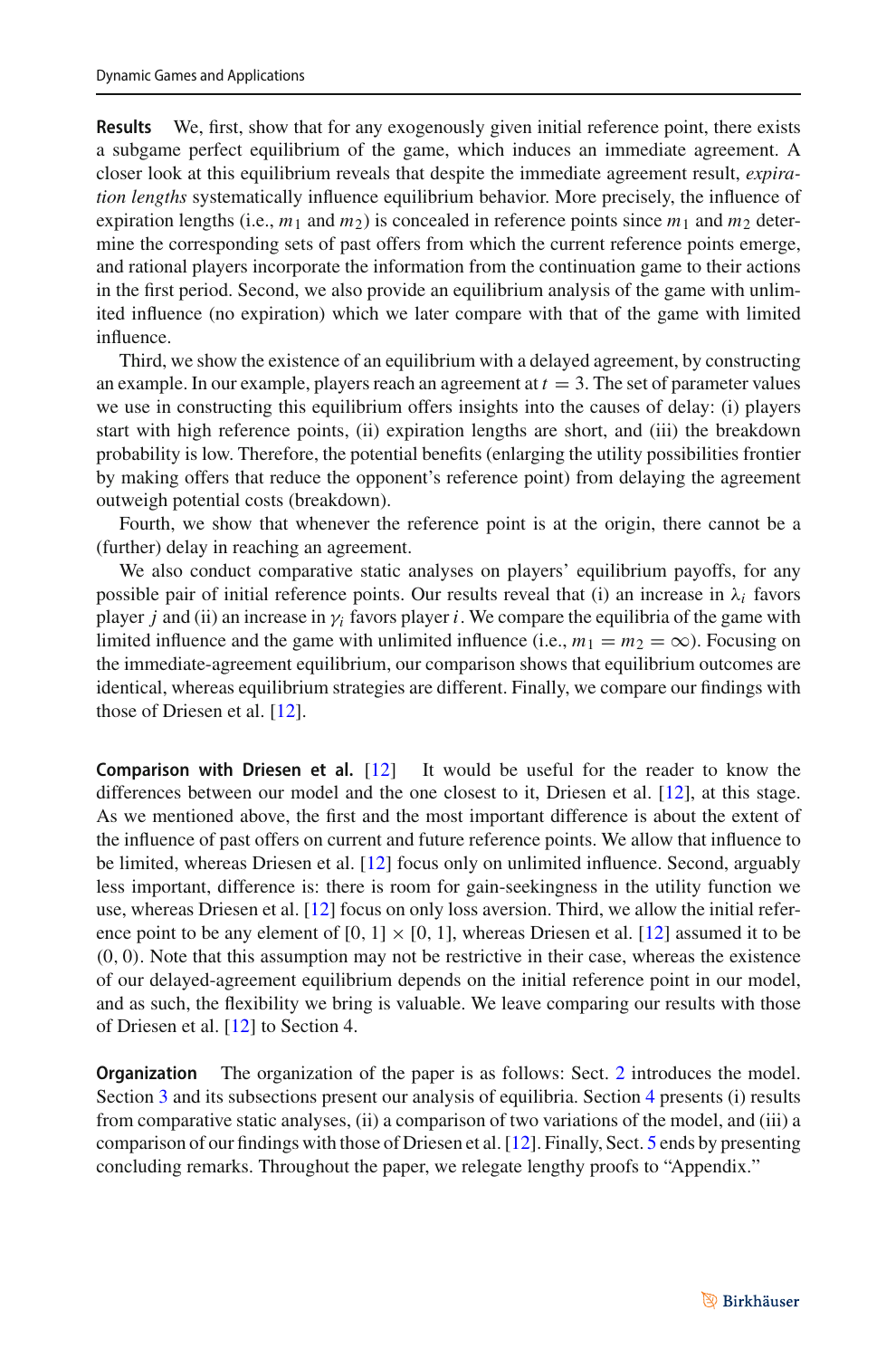**Results** We, first, show that for any exogenously given initial reference point, there exists a subgame perfect equilibrium of the game, which induces an immediate agreement. A closer look at this equilibrium reveals that despite the immediate agreement result, *expiration lengths* systematically influence equilibrium behavior. More precisely, the influence of expiration lengths (i.e., $m_1$ and $m_2$) is concealed in reference points since $m_1$ and $m_2$ determine the corresponding sets of past offers from which the current reference points emerge, and rational players incorporate the information from the continuation game to their actions in the first period. Second, we also provide an equilibrium analysis of the game with unlimited influence (no expiration) which we later compare with that of the game with limited influence.

Third, we show the existence of an equilibrium with a delayed agreement, by constructing an example. In our example, players reach an agreement at $t = 3$. The set of parameter values we use in constructing this equilibrium offers insights into the causes of delay: (i) players start with high reference points, (ii) expiration lengths are short, and (iii) the breakdown probability is low. Therefore, the potential benefits (enlarging the utility possibilities frontier by making offers that reduce the opponent's reference point) from delaying the agreement outweigh potential costs (breakdown).

Fourth, we show that whenever the reference point is at the origin, there cannot be a (further) delay in reaching an agreement.

We also conduct comparative static analyses on players' equilibrium payoffs, for any possible pair of initial reference points. Our results reveal that (i) an increase in $\lambda_i$ favors player $j$ and (ii) an increase in $\gamma_i$ favors player $i$. We compare the equilibria of the game with limited influence and the game with unlimited influence (i.e., $m_1 = m_2 = \infty$). Focusing on the immediate-agreement equilibrium, our comparison shows that equilibrium outcomes are identical, whereas equilibrium strategies are different. Finally, we compare our findings with those of Driesen et al. [12].

**Comparison with Driesen et al.** [12] It would be useful for the reader to know the differences between our model and the one closest to it, Driesen et al. [12], at this stage. As we mentioned above, the first and the most important difference is about the extent of the influence of past offers on current and future reference points. We allow that influence to be limited, whereas Driesen et al. [12] focus only on unlimited influence. Second, arguably less important, difference is: there is room for gain-seekingness in the utility function we use, whereas Driesen et al. [12] focus on only loss aversion. Third, we allow the initial reference point to be any element of $[0, 1] \times [0, 1]$, whereas Driesen et al. [12] assumed it to be $(0, 0)$. Note that this assumption may not be restrictive in their case, whereas the existence of our delayed-agreement equilibrium depends on the initial reference point in our model, and as such, the flexibility we bring is valuable. We leave comparing our results with those of Driesen et al. [12] to Section 4.

**Organization** The organization of the paper is as follows: Sect. 2 introduces the model. Section 3 and its subsections present our analysis of equilibria. Section 4 presents (i) results from comparative static analyses, (ii) a comparison of two variations of the model, and (iii) a comparison of our findings with those of Driesen et al. [12]. Finally, Sect. 5 ends by presenting concluding remarks. Throughout the paper, we relegate lengthy proofs to "Appendix."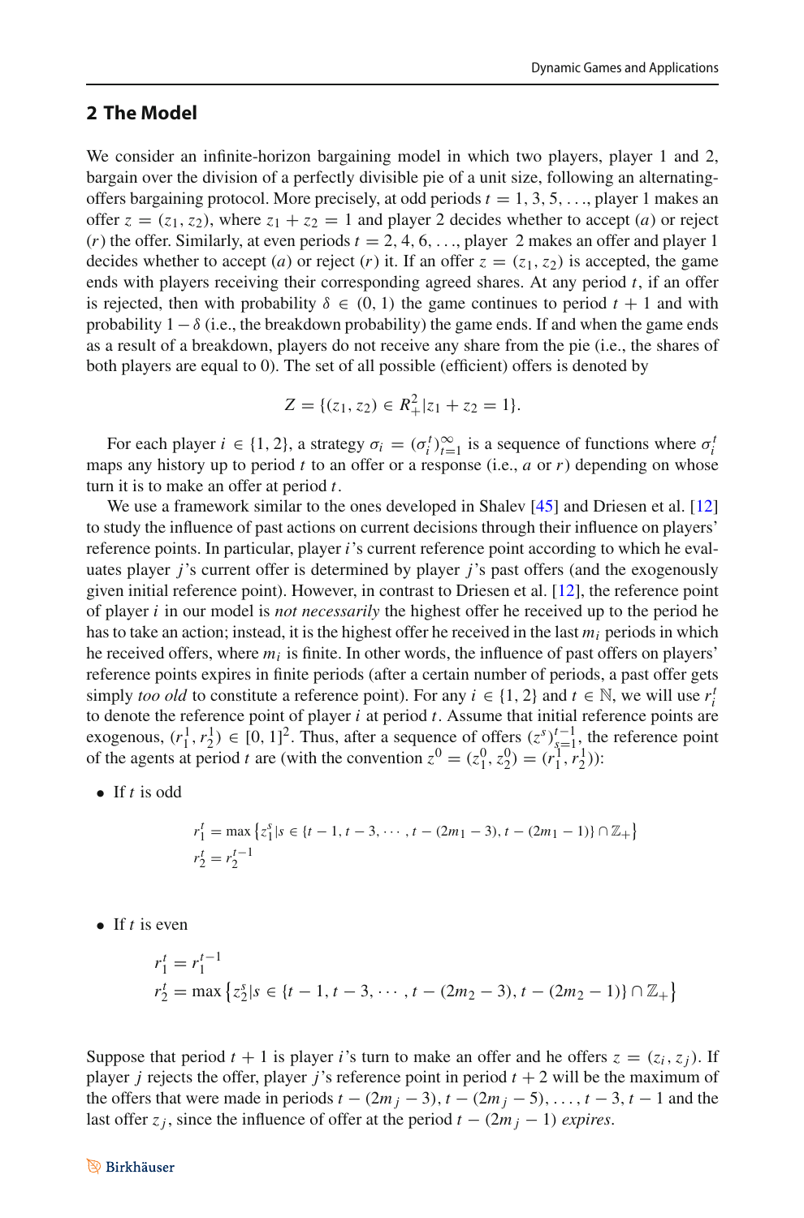## 2 The Model

We consider an infinite-horizon bargaining model in which two players, player 1 and 2, bargain over the division of a perfectly divisible pie of a unit size, following an alternating-offers bargaining protocol. More precisely, at odd periods $t = 1, 3, 5, \ldots$, player 1 makes an offer $z = (z_1, z_2)$, where $z_1 + z_2 = 1$ and player 2 decides whether to accept ($a$) or reject ($r$) the offer. Similarly, at even periods $t = 2, 4, 6, \ldots$, player 2 makes an offer and player 1 decides whether to accept ($a$) or reject ($r$) it. If an offer $z = (z_1, z_2)$ is accepted, the game ends with players receiving their corresponding agreed shares. At any period $t$, if an offer is rejected, then with probability $\delta \in (0, 1)$ the game continues to period $t + 1$ and with probability $1 - \delta$ (i.e., the breakdown probability) the game ends. If and when the game ends as a result of a breakdown, players do not receive any share from the pie (i.e., the shares of both players are equal to 0). The set of all possible (efficient) offers is denoted by

$$Z = \{(z_1, z_2) \in R_+^2 | z_1 + z_2 = 1\}.$$

For each player $i \in \{1, 2\}$, a strategy $\sigma_i = (\sigma_i^t)_{t=1}^{\infty}$ is a sequence of functions where $\sigma_i^t$ maps any history up to period $t$ to an offer or a response (i.e., $a$ or $r$) depending on whose turn it is to make an offer at period $t$.

We use a framework similar to the ones developed in Shalev [45] and Driesen et al. [12] to study the influence of past actions on current decisions through their influence on players' reference points. In particular, player $i$'s current reference point according to which he evaluates player $j$'s current offer is determined by player $j$'s past offers (and the exogenously given initial reference point). However, in contrast to Driesen et al. [12], the reference point of player $i$ in our model is *not necessarily* the highest offer he received up to the period he has to take an action; instead, it is the highest offer he received in the last $m_i$ periods in which he received offers, where $m_i$ is finite. In other words, the influence of past offers on players' reference points expires in finite periods (after a certain number of periods, a past offer gets simply *too old* to constitute a reference point). For any $i \in \{1, 2\}$ and $t \in \mathbb{N}$, we will use $r_i^t$ to denote the reference point of player $i$ at period $t$. Assume that initial reference points are exogenous, $(r_1^1, r_2^1) \in [0, 1]^2$. Thus, after a sequence of offers $(z^s)_{s=1}^{t-1}$, the reference point of the agents at period $t$ are (with the convention $z^0 = (z_1^0, z_2^0) = (r_1^1, r_2^1)$):

- If $t$ is odd

$$r_1^t = \max\left\{z_1^s | s \in \{t-1, t-3, \cdots, t-(2m_1-3), t-(2m_1-1)\} \cap \mathbb{Z}_+\right\}$$
$$r_2^t = r_2^{t-1}$$

- If $t$ is even

$$r_1^t = r_1^{t-1}$$
$$r_2^t = \max\left\{z_2^s | s \in \{t-1, t-3, \cdots, t-(2m_2-3), t-(2m_2-1)\} \cap \mathbb{Z}_+\right\}$$

Suppose that period $t + 1$ is player $i$'s turn to make an offer and he offers $z = (z_i, z_j)$. If player $j$ rejects the offer, player $j$'s reference point in period $t + 2$ will be the maximum of the offers that were made in periods $t - (2m_j - 3), t - (2m_j - 5), \ldots, t - 3, t - 1$ and the last offer $z_j$, since the influence of offer at the period $t - (2m_j - 1)$ *expires*.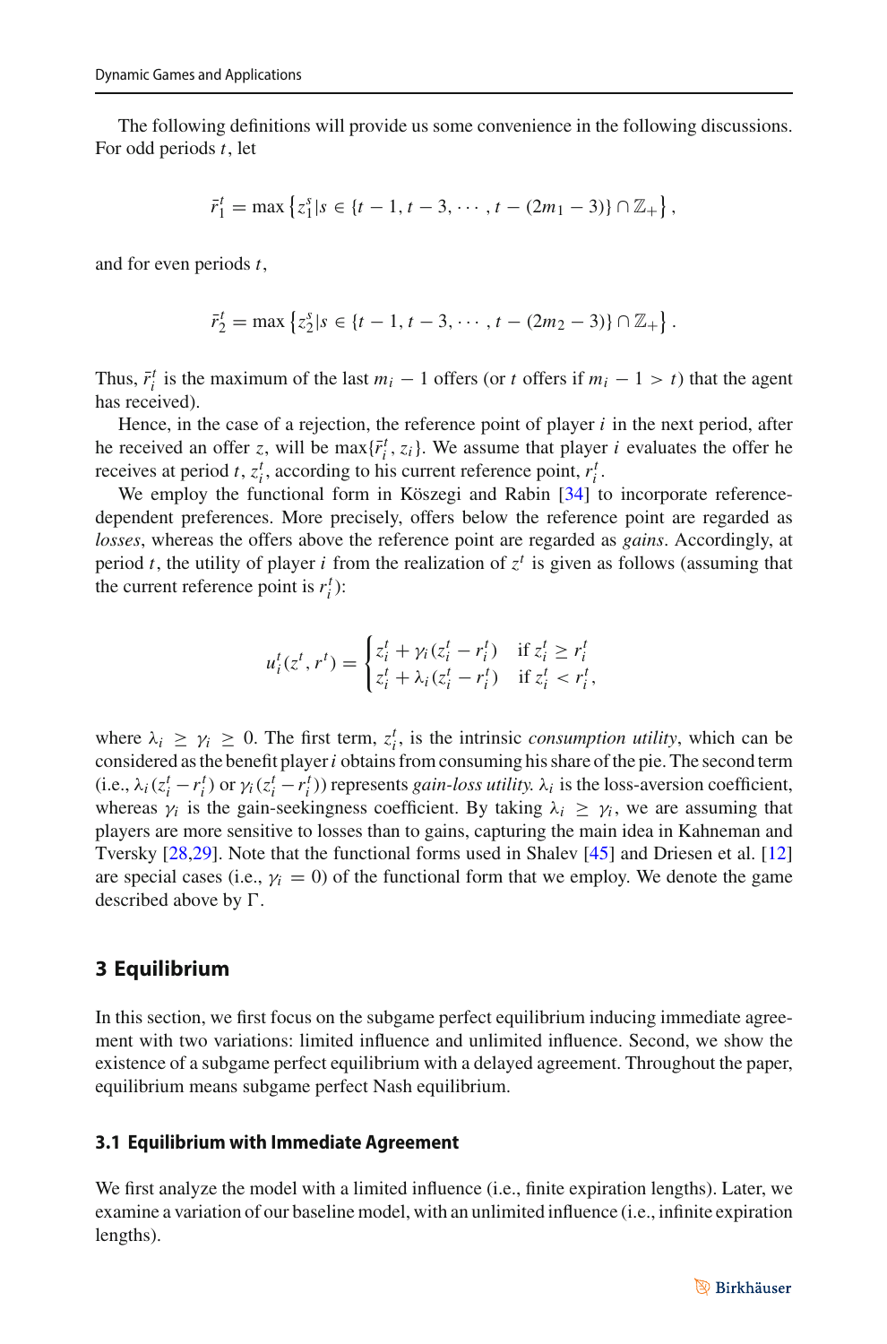The following definitions will provide us some convenience in the following discussions. For odd periods $t$, let

$$\bar{r}_1^t = \max\left\{z_1^s | s \in \{t-1, t-3, \cdots, t-(2m_1-3)\} \cap \mathbb{Z}_+\right\},$$

and for even periods $t$,

$$\bar{r}_2^t = \max\left\{z_2^s | s \in \{t-1, t-3, \cdots, t-(2m_2-3)\} \cap \mathbb{Z}_+\right\}.$$

Thus, $\bar{r}_i^t$ is the maximum of the last $m_i - 1$ offers (or $t$ offers if $m_i - 1 > t$) that the agent has received).

Hence, in the case of a rejection, the reference point of player $i$ in the next period, after he received an offer $z$, will be $\max\{\bar{r}_i^t, z_i\}$. We assume that player $i$ evaluates the offer he receives at period $t$, $z_i^t$, according to his current reference point, $r_i^t$.

We employ the functional form in Köszegi and Rabin [34] to incorporate reference-dependent preferences. More precisely, offers below the reference point are regarded as *losses*, whereas the offers above the reference point are regarded as *gains*. Accordingly, at period $t$, the utility of player $i$ from the realization of $z^t$ is given as follows (assuming that the current reference point is $r_i^t$):

$$u_i^t(z^t, r^t) = \begin{cases} z_i^t + \gamma_i(z_i^t - r_i^t) & \text{if } z_i^t \geq r_i^t \\ z_i^t + \lambda_i(z_i^t - r_i^t) & \text{if } z_i^t < r_i^t, \end{cases}$$

where $\lambda_i \geq \gamma_i \geq 0$. The first term, $z_i^t$, is the intrinsic *consumption utility*, which can be considered as the benefit player $i$ obtains from consuming his share of the pie. The second term (i.e., $\lambda_i(z_i^t - r_i^t)$ or $\gamma_i(z_i^t - r_i^t)$) represents *gain-loss utility.* $\lambda_i$ is the loss-aversion coefficient, whereas $\gamma_i$ is the gain-seekingness coefficient. By taking $\lambda_i \geq \gamma_i$, we are assuming that players are more sensitive to losses than to gains, capturing the main idea in Kahneman and Tversky [28,29]. Note that the functional forms used in Shalev [45] and Driesen et al. [12] are special cases (i.e., $\gamma_i = 0$) of the functional form that we employ. We denote the game described above by $\Gamma$.

## 3 Equilibrium

In this section, we first focus on the subgame perfect equilibrium inducing immediate agreement with two variations: limited influence and unlimited influence. Second, we show the existence of a subgame perfect equilibrium with a delayed agreement. Throughout the paper, equilibrium means subgame perfect Nash equilibrium.

### 3.1 Equilibrium with Immediate Agreement

We first analyze the model with a limited influence (i.e., finite expiration lengths). Later, we examine a variation of our baseline model, with an unlimited influence (i.e., infinite expiration lengths).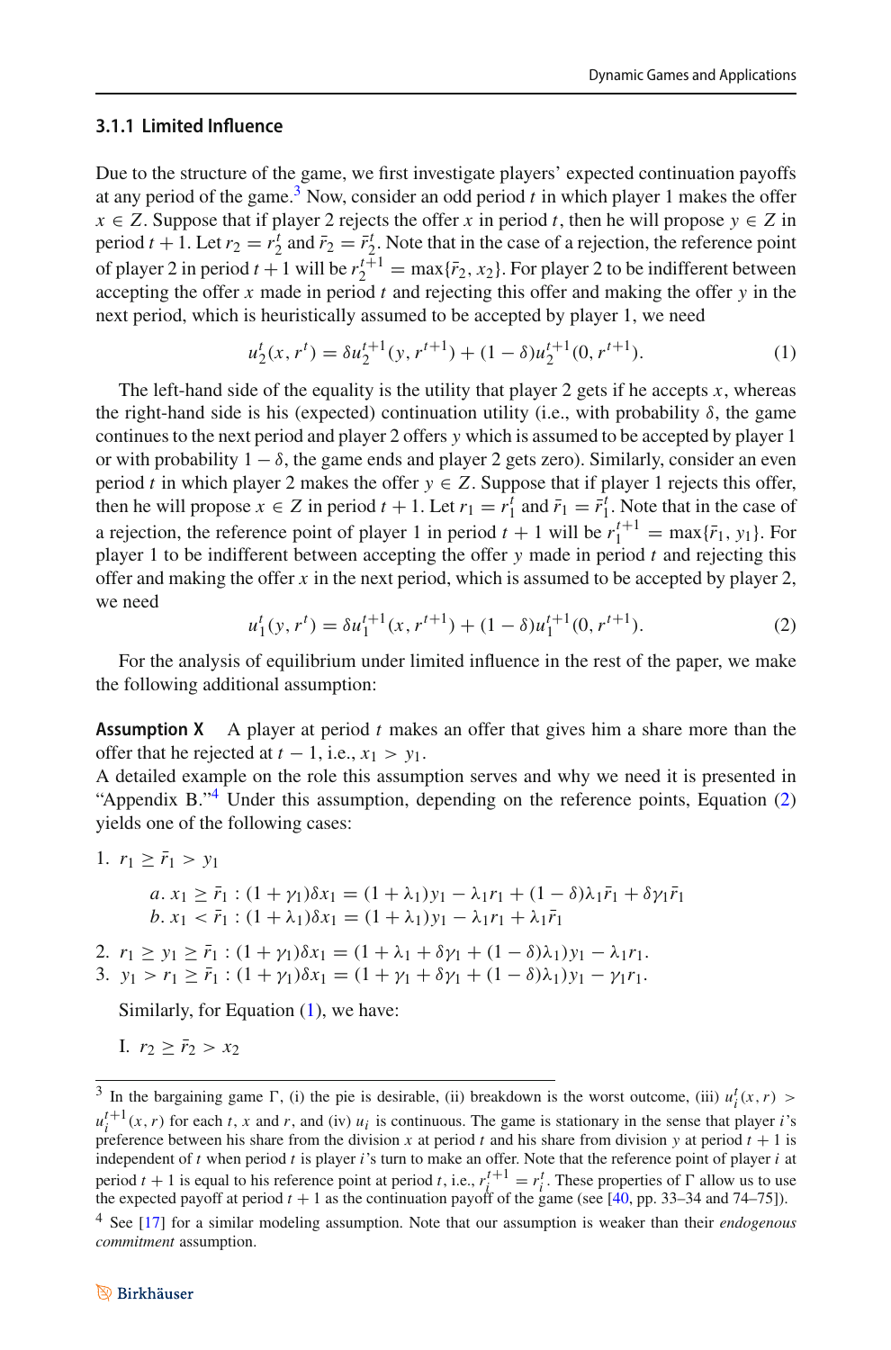### 3.1.1 Limited Influence

Due to the structure of the game, we first investigate players' expected continuation payoffs at any period of the game.[3] Now, consider an odd period $t$ in which player 1 makes the offer $x \in Z$. Suppose that if player 2 rejects the offer $x$ in period $t$, then he will propose $y \in Z$ in period $t+1$. Let $r_2 = r_2^t$ and $\bar{r}_2 = \bar{r}_2^t$. Note that in the case of a rejection, the reference point of player 2 in period $t+1$ will be $r_2^{t+1} = \max\{\bar{r}_2, x_2\}$. For player 2 to be indifferent between accepting the offer $x$ made in period $t$ and rejecting this offer and making the offer $y$ in the next period, which is heuristically assumed to be accepted by player 1, we need

$$u_2^t(x, r^t) = \delta u_2^{t+1}(y, r^{t+1}) + (1-\delta) u_2^{t+1}(0, r^{t+1}). \tag{1}$$

The left-hand side of the equality is the utility that player 2 gets if he accepts $x$, whereas the right-hand side is his (expected) continuation utility (i.e., with probability $\delta$, the game continues to the next period and player 2 offers $y$ which is assumed to be accepted by player 1 or with probability $1-\delta$, the game ends and player 2 gets zero). Similarly, consider an even period $t$ in which player 2 makes the offer $y \in Z$. Suppose that if player 1 rejects this offer, then he will propose $x \in Z$ in period $t+1$. Let $r_1 = r_1^t$ and $\bar{r}_1 = \bar{r}_1^t$. Note that in the case of a rejection, the reference point of player 1 in period $t+1$ will be $r_1^{t+1} = \max\{\bar{r}_1, y_1\}$. For player 1 to be indifferent between accepting the offer $y$ made in period $t$ and rejecting this offer and making the offer $x$ in the next period, which is assumed to be accepted by player 2, we need

$$u_1^t(y, r^t) = \delta u_1^{t+1}(x, r^{t+1}) + (1-\delta) u_1^{t+1}(0, r^{t+1}). \tag{2}$$

For the analysis of equilibrium under limited influence in the rest of the paper, we make the following additional assumption:

**Assumption X** A player at period $t$ makes an offer that gives him a share more than the offer that he rejected at $t-1$, i.e., $x_1 > y_1$.

A detailed example on the role this assumption serves and why we need it is presented in "Appendix B."[4] Under this assumption, depending on the reference points, Equation (2) yields one of the following cases:

1. $r_1 \geq \bar{r}_1 > y_1$

   $a.\ x_1 \geq \bar{r}_1 : (1+\gamma_1)\delta x_1 = (1+\lambda_1) y_1 - \lambda_1 r_1 + (1-\delta)\lambda_1 \bar{r}_1 + \delta \gamma_1 \bar{r}_1$
   $b.\ x_1 < \bar{r}_1 : (1+\lambda_1)\delta x_1 = (1+\lambda_1) y_1 - \lambda_1 r_1 + \lambda_1 \bar{r}_1$

2. $r_1 \geq y_1 \geq \bar{r}_1 : (1+\gamma_1)\delta x_1 = (1+\lambda_1+\delta\gamma_1+(1-\delta)\lambda_1) y_1 - \lambda_1 r_1.$
3. $y_1 > r_1 \geq \bar{r}_1 : (1+\gamma_1)\delta x_1 = (1+\gamma_1+\delta\gamma_1+(1-\delta)\lambda_1) y_1 - \gamma_1 r_1.$

Similarly, for Equation (1), we have:

I. $r_2 \geq \bar{r}_2 > x_2$

---

[3] In the bargaining game $\Gamma$, (i) the pie is desirable, (ii) breakdown is the worst outcome, (iii) $u_i^t(x, r) > u_i^{t+1}(x, r)$ for each $t$, $x$ and $r$, and (iv) $u_i$ is continuous. The game is stationary in the sense that player $i$'s preference between his share from the division $x$ at period $t$ and his share from division $y$ at period $t+1$ is independent of $t$ when period $t$ is player $i$'s turn to make an offer. Note that the reference point of player $i$ at period $t+1$ is equal to his reference point at period $t$, i.e., $r_i^{t+1} = r_i^t$. These properties of $\Gamma$ allow us to use the expected payoff at period $t+1$ as the continuation payoff of the game (see [40, pp. 33–34 and 74–75]).

[4] See [17] for a similar modeling assumption. Note that our assumption is weaker than their *endogenous commitment* assumption.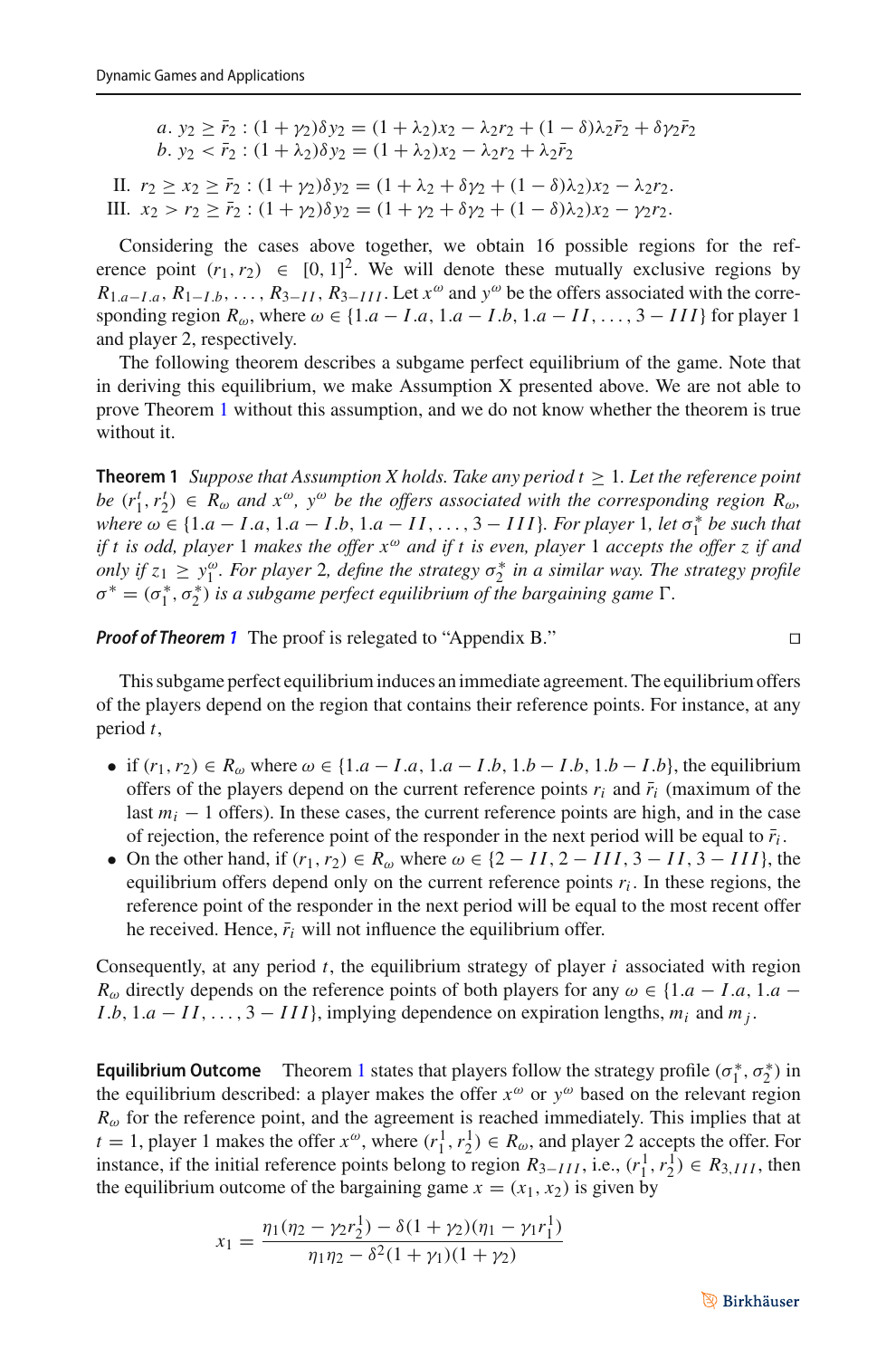a. $y_2 \geq \bar{r}_2 : (1+\gamma_2)\delta y_2 = (1+\lambda_2)x_2 - \lambda_2 r_2 + (1-\delta)\lambda_2 \bar{r}_2 + \delta\gamma_2 \bar{r}_2$
b. $y_2 < \bar{r}_2 : (1+\lambda_2)\delta y_2 = (1+\lambda_2)x_2 - \lambda_2 r_2 + \lambda_2 \bar{r}_2$

II. $r_2 \geq x_2 \geq \bar{r}_2 : (1+\gamma_2)\delta y_2 = (1+\lambda_2+\delta\gamma_2+(1-\delta)\lambda_2)x_2 - \lambda_2 r_2$.
III. $x_2 > r_2 \geq \bar{r}_2 : (1+\gamma_2)\delta y_2 = (1+\gamma_2+\delta\gamma_2+(1-\delta)\lambda_2)x_2 - \gamma_2 r_2$.

Considering the cases above together, we obtain 16 possible regions for the reference point $(r_1, r_2) \in [0,1]^2$. We will denote these mutually exclusive regions by $R_{1.a-I.a}, R_{1-I.b}, \ldots, R_{3-II}, R_{3-III}$. Let $x^{\omega}$ and $y^{\omega}$ be the offers associated with the corresponding region $R_{\omega}$, where $\omega \in \{1.a-I.a, 1.a-I.b, 1.a-II, \ldots, 3-III\}$ for player 1 and player 2, respectively.

The following theorem describes a subgame perfect equilibrium of the game. Note that in deriving this equilibrium, we make Assumption X presented above. We are not able to prove Theorem 1 without this assumption, and we do not know whether the theorem is true without it.

**Theorem 1** *Suppose that Assumption X holds. Take any period $t \geq 1$. Let the reference point be $(r_1^t, r_2^t) \in R_{\omega}$ and $x^{\omega}$, $y^{\omega}$ be the offers associated with the corresponding region $R_{\omega}$, where $\omega \in \{1.a-I.a, 1.a-I.b, 1.a-II, \ldots, 3-III\}$. For player 1, let $\sigma_1^*$ be such that if $t$ is odd, player 1 makes the offer $x^{\omega}$ and if $t$ is even, player 1 accepts the offer $z$ if and only if $z_1 \geq y_1^{\omega}$. For player 2, define the strategy $\sigma_2^*$ in a similar way. The strategy profile $\sigma^* = (\sigma_1^*, \sigma_2^*)$ is a subgame perfect equilibrium of the bargaining game $\Gamma$.*

***Proof of Theorem 1*** The proof is relegated to "Appendix B." □

This subgame perfect equilibrium induces an immediate agreement. The equilibrium offers of the players depend on the region that contains their reference points. For instance, at any period $t$,

- if $(r_1, r_2) \in R_{\omega}$ where $\omega \in \{1.a-I.a, 1.a-I.b, 1.b-I.b, 1.b-I.b\}$, the equilibrium offers of the players depend on the current reference points $r_i$ and $\bar{r}_i$ (maximum of the last $m_i - 1$ offers). In these cases, the current reference points are high, and in the case of rejection, the reference point of the responder in the next period will be equal to $\bar{r}_i$.
- On the other hand, if $(r_1, r_2) \in R_{\omega}$ where $\omega \in \{2-II, 2-III, 3-II, 3-III\}$, the equilibrium offers depend only on the current reference points $r_i$. In these regions, the reference point of the responder in the next period will be equal to the most recent offer he received. Hence, $\bar{r}_i$ will not influence the equilibrium offer.

Consequently, at any period $t$, the equilibrium strategy of player $i$ associated with region $R_{\omega}$ directly depends on the reference points of both players for any $\omega \in \{1.a-I.a, 1.a-I.b, 1.a-II, \ldots, 3-III\}$, implying dependence on expiration lengths, $m_i$ and $m_j$.

**Equilibrium Outcome** Theorem 1 states that players follow the strategy profile $(\sigma_1^*, \sigma_2^*)$ in the equilibrium described: a player makes the offer $x^{\omega}$ or $y^{\omega}$ based on the relevant region $R_{\omega}$ for the reference point, and the agreement is reached immediately. This implies that at $t = 1$, player 1 makes the offer $x^{\omega}$, where $(r_1^1, r_2^1) \in R_{\omega}$, and player 2 accepts the offer. For instance, if the initial reference points belong to region $R_{3-III}$, i.e., $(r_1^1, r_2^1) \in R_{3,III}$, then the equilibrium outcome of the bargaining game $x = (x_1, x_2)$ is given by

$$x_1 = \frac{\eta_1(\eta_2 - \gamma_2 r_2^1) - \delta(1+\gamma_2)(\eta_1 - \gamma_1 r_1^1)}{\eta_1\eta_2 - \delta^2(1+\gamma_1)(1+\gamma_2)}$$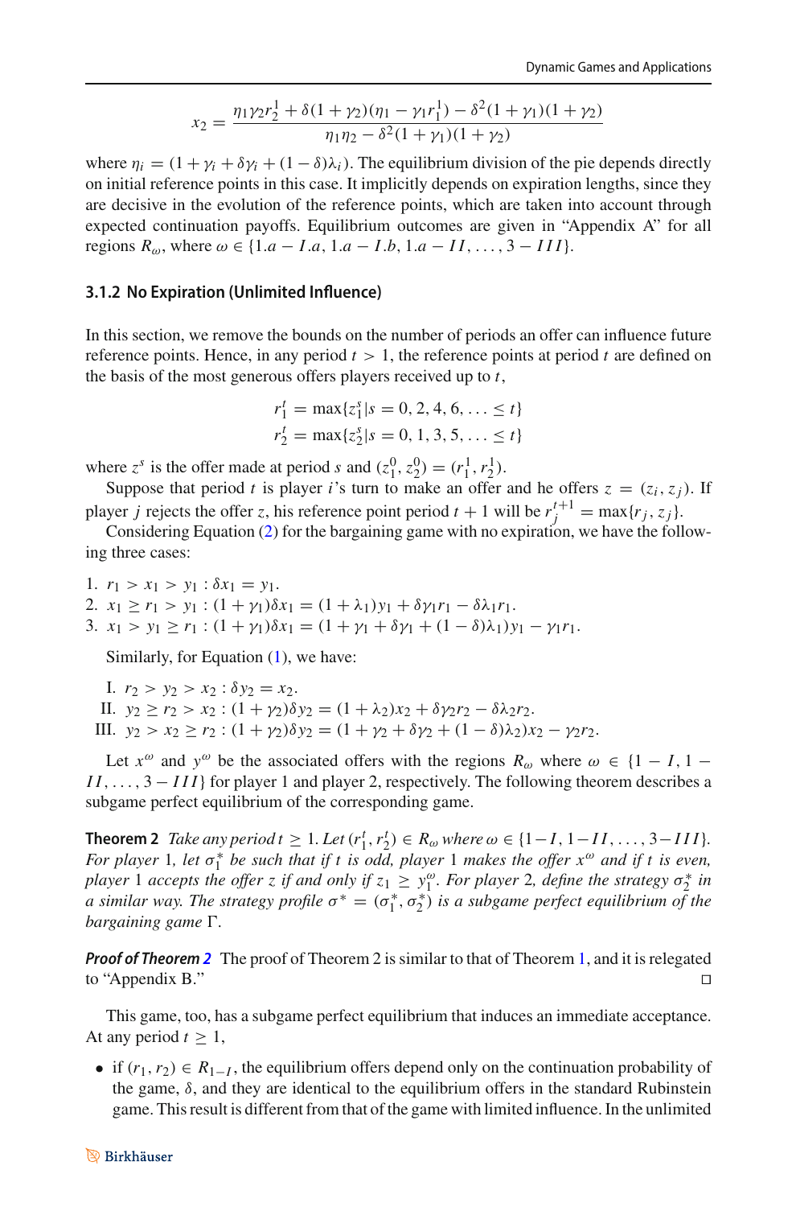$$x_2 = \frac{\eta_1 \gamma_2 r_2^1 + \delta(1+\gamma_2)(\eta_1 - \gamma_1 r_1^1) - \delta^2(1+\gamma_1)(1+\gamma_2)}{\eta_1 \eta_2 - \delta^2(1+\gamma_1)(1+\gamma_2)}$$

where $\eta_i = (1 + \gamma_i + \delta\gamma_i + (1-\delta)\lambda_i)$. The equilibrium division of the pie depends directly on initial reference points in this case. It implicitly depends on expiration lengths, since they are decisive in the evolution of the reference points, which are taken into account through expected continuation payoffs. Equilibrium outcomes are given in "Appendix A" for all regions $R_\omega$, where $\omega \in \{1.a - I.a, 1.a - I.b, 1.a - II, \ldots, 3 - III\}$.

### 3.1.2 No Expiration (Unlimited Influence)

In this section, we remove the bounds on the number of periods an offer can influence future reference points. Hence, in any period $t > 1$, the reference points at period $t$ are defined on the basis of the most generous offers players received up to $t$,

$$r_1^t = \max\{z_1^s | s = 0, 2, 4, 6, \ldots \leq t\}$$
$$r_2^t = \max\{z_2^s | s = 0, 1, 3, 5, \ldots \leq t\}$$

where $z^s$ is the offer made at period $s$ and $(z_1^0, z_2^0) = (r_1^1, r_2^1)$.

Suppose that period $t$ is player $i$'s turn to make an offer and he offers $z = (z_i, z_j)$. If player $j$ rejects the offer $z$, his reference point period $t+1$ will be $r_j^{t+1} = \max\{r_j, z_j\}$.

Considering Equation (2) for the bargaining game with no expiration, we have the following three cases:

1. $r_1 > x_1 > y_1 : \delta x_1 = y_1$.
2. $x_1 \geq r_1 > y_1 : (1+\gamma_1)\delta x_1 = (1+\lambda_1)y_1 + \delta\gamma_1 r_1 - \delta\lambda_1 r_1$.
3. $x_1 > y_1 \geq r_1 : (1+\gamma_1)\delta x_1 = (1 + \gamma_1 + \delta\gamma_1 + (1-\delta)\lambda_1)y_1 - \gamma_1 r_1$.

Similarly, for Equation (1), we have:

I. $r_2 > y_2 > x_2 : \delta y_2 = x_2$.
II. $y_2 \geq r_2 > x_2 : (1+\gamma_2)\delta y_2 = (1+\lambda_2)x_2 + \delta\gamma_2 r_2 - \delta\lambda_2 r_2$.
III. $y_2 > x_2 \geq r_2 : (1+\gamma_2)\delta y_2 = (1 + \gamma_2 + \delta\gamma_2 + (1-\delta)\lambda_2)x_2 - \gamma_2 r_2$.

Let $x^\omega$ and $y^\omega$ be the associated offers with the regions $R_\omega$ where $\omega \in \{1-I, 1-II, \ldots, 3-III\}$ for player 1 and player 2, respectively. The following theorem describes a subgame perfect equilibrium of the corresponding game.

**Theorem 2** *Take any period $t \geq 1$. Let $(r_1^t, r_2^t) \in R_\omega$ where $\omega \in \{1-I, 1-II, \ldots, 3-III\}$. For player 1, let $\sigma_1^*$ be such that if $t$ is odd, player 1 makes the offer $x^\omega$ and if $t$ is even, player 1 accepts the offer $z$ if and only if $z_1 \geq y_1^\omega$. For player 2, define the strategy $\sigma_2^*$ in a similar way. The strategy profile $\sigma^* = (\sigma_1^*, \sigma_2^*)$ is a subgame perfect equilibrium of the bargaining game $\Gamma$.*

***Proof of Theorem 2*** The proof of Theorem 2 is similar to that of Theorem 1, and it is relegated to "Appendix B." □

This game, too, has a subgame perfect equilibrium that induces an immediate acceptance. At any period $t \geq 1$,

- if $(r_1, r_2) \in R_{1-I}$, the equilibrium offers depend only on the continuation probability of the game, $\delta$, and they are identical to the equilibrium offers in the standard Rubinstein game. This result is different from that of the game with limited influence. In the unlimited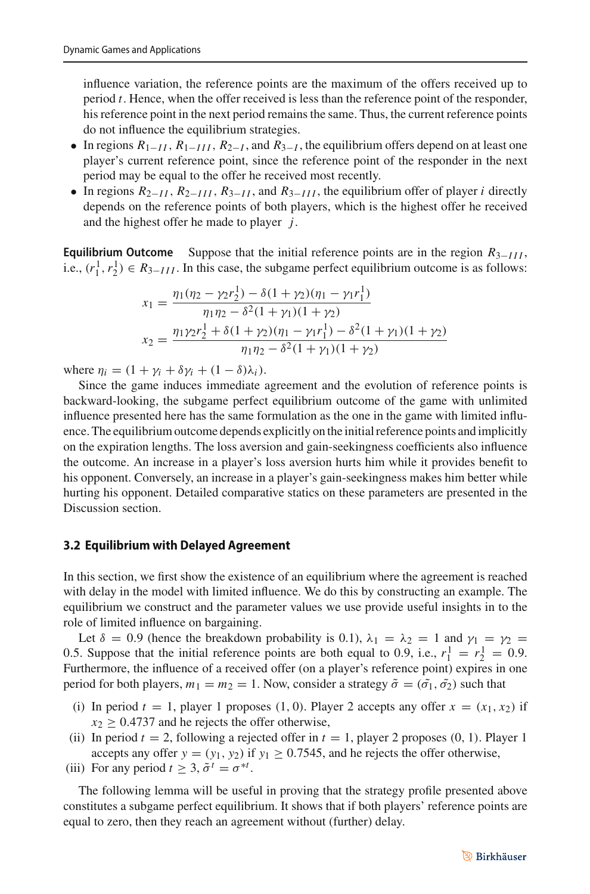influence variation, the reference points are the maximum of the offers received up to period $t$. Hence, when the offer received is less than the reference point of the responder, his reference point in the next period remains the same. Thus, the current reference points do not influence the equilibrium strategies.

- In regions $R_{1-II}$, $R_{1-III}$, $R_{2-I}$, and $R_{3-I}$, the equilibrium offers depend on at least one player's current reference point, since the reference point of the responder in the next period may be equal to the offer he received most recently.
- In regions $R_{2-II}$, $R_{2-III}$, $R_{3-II}$, and $R_{3-III}$, the equilibrium offer of player $i$ directly depends on the reference points of both players, which is the highest offer he received and the highest offer he made to player $j$.

**Equilibrium Outcome** Suppose that the initial reference points are in the region $R_{3-III}$, i.e., $(r_1^1, r_2^1) \in R_{3-III}$. In this case, the subgame perfect equilibrium outcome is as follows:

$$x_1 = \frac{\eta_1(\eta_2 - \gamma_2 r_2^1) - \delta(1+\gamma_2)(\eta_1 - \gamma_1 r_1^1)}{\eta_1\eta_2 - \delta^2(1+\gamma_1)(1+\gamma_2)}$$

$$x_2 = \frac{\eta_1\gamma_2 r_2^1 + \delta(1+\gamma_2)(\eta_1 - \gamma_1 r_1^1) - \delta^2(1+\gamma_1)(1+\gamma_2)}{\eta_1\eta_2 - \delta^2(1+\gamma_1)(1+\gamma_2)}$$

where $\eta_i = (1 + \gamma_i + \delta\gamma_i + (1-\delta)\lambda_i)$.

Since the game induces immediate agreement and the evolution of reference points is backward-looking, the subgame perfect equilibrium outcome of the game with unlimited influence presented here has the same formulation as the one in the game with limited influence. The equilibrium outcome depends explicitly on the initial reference points and implicitly on the expiration lengths. The loss aversion and gain-seekingness coefficients also influence the outcome. An increase in a player's loss aversion hurts him while it provides benefit to his opponent. Conversely, an increase in a player's gain-seekingness makes him better while hurting his opponent. Detailed comparative statics on these parameters are presented in the Discussion section.

### 3.2 Equilibrium with Delayed Agreement

In this section, we first show the existence of an equilibrium where the agreement is reached with delay in the model with limited influence. We do this by constructing an example. The equilibrium we construct and the parameter values we use provide useful insights in to the role of limited influence on bargaining.

Let $\delta = 0.9$ (hence the breakdown probability is 0.1), $\lambda_1 = \lambda_2 = 1$ and $\gamma_1 = \gamma_2 = 0.5$. Suppose that the initial reference points are both equal to 0.9, i.e., $r_1^1 = r_2^1 = 0.9$. Furthermore, the influence of a received offer (on a player's reference point) expires in one period for both players, $m_1 = m_2 = 1$. Now, consider a strategy $\tilde{\sigma} = (\tilde{\sigma_1}, \tilde{\sigma_2})$ such that

(i) In period $t = 1$, player 1 proposes $(1, 0)$. Player 2 accepts any offer $x = (x_1, x_2)$ if $x_2 \geq 0.4737$ and he rejects the offer otherwise,

(ii) In period $t = 2$, following a rejected offer in $t = 1$, player 2 proposes $(0, 1)$. Player 1 accepts any offer $y = (y_1, y_2)$ if $y_1 \geq 0.7545$, and he rejects the offer otherwise,

(iii) For any period $t \geq 3$, $\tilde{\sigma}^t = \sigma^{*t}$.

The following lemma will be useful in proving that the strategy profile presented above constitutes a subgame perfect equilibrium. It shows that if both players' reference points are equal to zero, then they reach an agreement without (further) delay.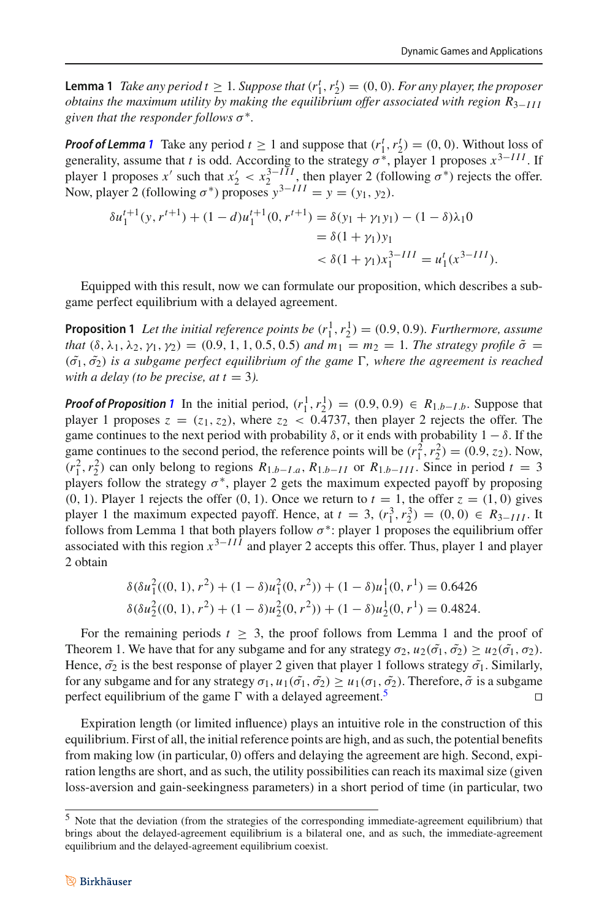**Lemma 1** *Take any period $t \geq 1$. Suppose that $(r_1^t, r_2^t) = (0, 0)$. For any player, the proposer obtains the maximum utility by making the equilibrium offer associated with region $R_{3-III}$ given that the responder follows $\sigma^*$.*

***Proof of Lemma 1*** Take any period $t \geq 1$ and suppose that $(r_1^t, r_2^t) = (0, 0)$. Without loss of generality, assume that $t$ is odd. According to the strategy $\sigma^*$, player 1 proposes $x^{3-III}$. If player 1 proposes $x'$ such that $x'_2 < x_2^{3-III}$, then player 2 (following $\sigma^*$) rejects the offer. Now, player 2 (following $\sigma^*$) proposes $y^{3-III} = y = (y_1, y_2)$.

$$
\begin{aligned}
\delta u_1^{t+1}(y, r^{t+1}) + (1-d)u_1^{t+1}(0, r^{t+1}) &= \delta(y_1 + \gamma_1 y_1) - (1-\delta)\lambda_1 0 \\
&= \delta(1+\gamma_1)y_1 \\
&< \delta(1+\gamma_1)x_1^{3-III} = u_1^t(x^{3-III}).
\end{aligned}
$$

Equipped with this result, now we can formulate our proposition, which describes a subgame perfect equilibrium with a delayed agreement.

**Proposition 1** *Let the initial reference points be $(r_1^1, r_2^1) = (0.9, 0.9)$. Furthermore, assume that $(\delta, \lambda_1, \lambda_2, \gamma_1, \gamma_2) = (0.9, 1, 1, 0.5, 0.5)$ and $m_1 = m_2 = 1$. The strategy profile $\tilde{\sigma} = (\tilde{\sigma_1}, \tilde{\sigma_2})$ is a subgame perfect equilibrium of the game $\Gamma$, where the agreement is reached with a delay (to be precise, at $t = 3$).*

***Proof of Proposition 1*** In the initial period, $(r_1^1, r_2^1) = (0.9, 0.9) \in R_{1.b-I.b}$. Suppose that player 1 proposes $z = (z_1, z_2)$, where $z_2 < 0.4737$, then player 2 rejects the offer. The game continues to the next period with probability $\delta$, or it ends with probability $1-\delta$. If the game continues to the second period, the reference points will be $(r_1^2, r_2^2) = (0.9, z_2)$. Now, $(r_1^2, r_2^2)$ can only belong to regions $R_{1.b-I.a}$, $R_{1.b-II}$ or $R_{1.b-III}$. Since in period $t = 3$ players follow the strategy $\sigma^*$, player 2 gets the maximum expected payoff by proposing $(0, 1)$. Player 1 rejects the offer $(0, 1)$. Once we return to $t = 1$, the offer $z = (1, 0)$ gives player 1 the maximum expected payoff. Hence, at $t = 3$, $(r_1^3, r_2^3) = (0, 0) \in R_{3-III}$. It follows from Lemma 1 that both players follow $\sigma^*$: player 1 proposes the equilibrium offer associated with this region $x^{3-III}$ and player 2 accepts this offer. Thus, player 1 and player 2 obtain

$$
\delta(\delta u_1^2((0,1), r^2) + (1-\delta)u_1^2(0, r^2)) + (1-\delta)u_1^1(0, r^1) = 0.6426
$$
$$
\delta(\delta u_2^2((0,1), r^2) + (1-\delta)u_2^2(0, r^2)) + (1-\delta)u_2^1(0, r^1) = 0.4824.
$$

For the remaining periods $t \geq 3$, the proof follows from Lemma 1 and the proof of Theorem 1. We have that for any subgame and for any strategy $\sigma_2$, $u_2(\tilde{\sigma_1}, \tilde{\sigma_2}) \geq u_2(\tilde{\sigma_1}, \sigma_2)$. Hence, $\tilde{\sigma_2}$ is the best response of player 2 given that player 1 follows strategy $\tilde{\sigma_1}$. Similarly, for any subgame and for any strategy $\sigma_1$, $u_1(\tilde{\sigma_1}, \tilde{\sigma_2}) \geq u_1(\sigma_1, \tilde{\sigma_2})$. Therefore, $\tilde{\sigma}$ is a subgame perfect equilibrium of the game $\Gamma$ with a delayed agreement.[5] □

Expiration length (or limited influence) plays an intuitive role in the construction of this equilibrium. First of all, the initial reference points are high, and as such, the potential benefits from making low (in particular, 0) offers and delaying the agreement are high. Second, expiration lengths are short, and as such, the utility possibilities can reach its maximal size (given loss-aversion and gain-seekingness parameters) in a short period of time (in particular, two

[5] Note that the deviation (from the strategies of the corresponding immediate-agreement equilibrium) that brings about the delayed-agreement equilibrium is a bilateral one, and as such, the immediate-agreement equilibrium and the delayed-agreement equilibrium coexist.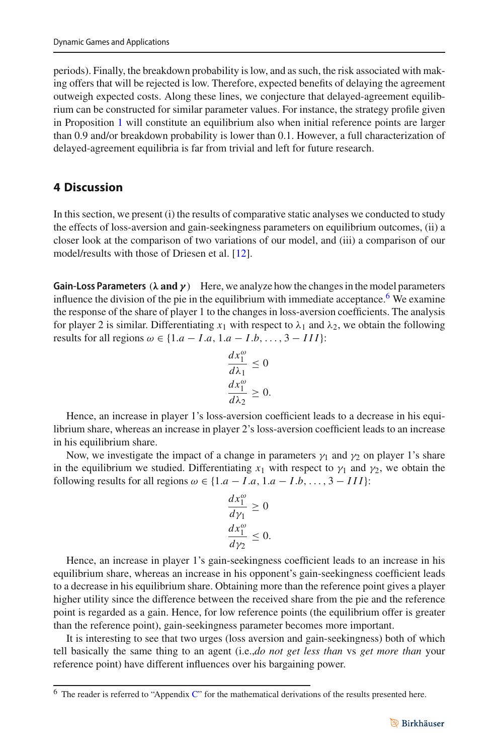periods). Finally, the breakdown probability is low, and as such, the risk associated with making offers that will be rejected is low. Therefore, expected benefits of delaying the agreement outweigh expected costs. Along these lines, we conjecture that delayed-agreement equilibrium can be constructed for similar parameter values. For instance, the strategy profile given in Proposition 1 will constitute an equilibrium also when initial reference points are larger than 0.9 and/or breakdown probability is lower than 0.1. However, a full characterization of delayed-agreement equilibria is far from trivial and left for future research.

## 4 Discussion

In this section, we present (i) the results of comparative static analyses we conducted to study the effects of loss-aversion and gain-seekingness parameters on equilibrium outcomes, (ii) a closer look at the comparison of two variations of our model, and (iii) a comparison of our model/results with those of Driesen et al. [12].

**Gain-Loss Parameters ($\lambda$ and $\gamma$)** Here, we analyze how the changes in the model parameters influence the division of the pie in the equilibrium with immediate acceptance.[6] We examine the response of the share of player 1 to the changes in loss-aversion coefficients. The analysis for player 2 is similar. Differentiating $x_1$ with respect to $\lambda_1$ and $\lambda_2$, we obtain the following results for all regions $\omega \in \{1.a - I.a, 1.a - I.b, \ldots, 3 - III\}$:

$$\frac{dx_1^{\omega}}{d\lambda_1} \leq 0$$

$$\frac{dx_1^{\omega}}{d\lambda_2} \geq 0.$$

Hence, an increase in player 1's loss-aversion coefficient leads to a decrease in his equilibrium share, whereas an increase in player 2's loss-aversion coefficient leads to an increase in his equilibrium share.

Now, we investigate the impact of a change in parameters $\gamma_1$ and $\gamma_2$ on player 1's share in the equilibrium we studied. Differentiating $x_1$ with respect to $\gamma_1$ and $\gamma_2$, we obtain the following results for all regions $\omega \in \{1.a - I.a, 1.a - I.b, \ldots, 3 - III\}$:

$$\frac{dx_1^{\omega}}{d\gamma_1} \geq 0$$

$$\frac{dx_1^{\omega}}{d\gamma_2} \leq 0.$$

Hence, an increase in player 1's gain-seekingness coefficient leads to an increase in his equilibrium share, whereas an increase in his opponent's gain-seekingness coefficient leads to a decrease in his equilibrium share. Obtaining more than the reference point gives a player higher utility since the difference between the received share from the pie and the reference point is regarded as a gain. Hence, for low reference points (the equilibrium offer is greater than the reference point), gain-seekingness parameter becomes more important.

It is interesting to see that two urges (loss aversion and gain-seekingness) both of which tell basically the same thing to an agent (i.e.,*do not get less than* vs *get more than* your reference point) have different influences over his bargaining power.

[6] The reader is referred to "Appendix C" for the mathematical derivations of the results presented here.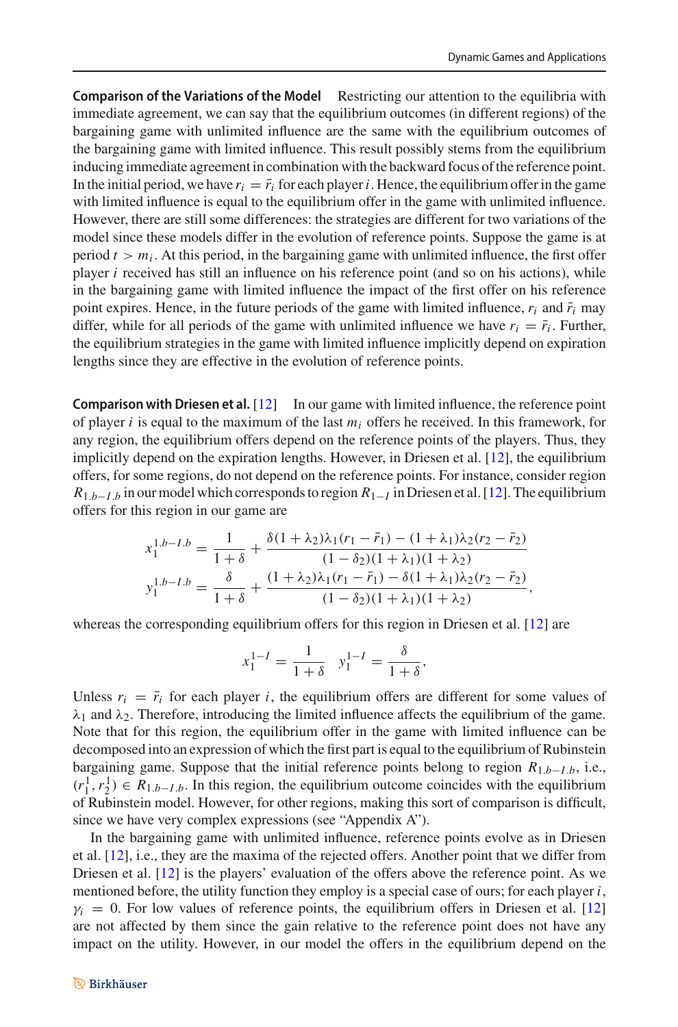**Comparison of the Variations of the Model** Restricting our attention to the equilibria with immediate agreement, we can say that the equilibrium outcomes (in different regions) of the bargaining game with unlimited influence are the same with the equilibrium outcomes of the bargaining game with limited influence. This result possibly stems from the equilibrium inducing immediate agreement in combination with the backward focus of the reference point. In the initial period, we have $r_i = \bar{r}_i$ for each player $i$. Hence, the equilibrium offer in the game with limited influence is equal to the equilibrium offer in the game with unlimited influence. However, there are still some differences: the strategies are different for two variations of the model since these models differ in the evolution of reference points. Suppose the game is at period $t > m_i$. At this period, in the bargaining game with unlimited influence, the first offer player $i$ received has still an influence on his reference point (and so on his actions), while in the bargaining game with limited influence the impact of the first offer on his reference point expires. Hence, in the future periods of the game with limited influence, $r_i$ and $\bar{r}_i$ may differ, while for all periods of the game with unlimited influence we have $r_i = \bar{r}_i$. Further, the equilibrium strategies in the game with limited influence implicitly depend on expiration lengths since they are effective in the evolution of reference points.

**Comparison with Driesen et al.** [12] In our game with limited influence, the reference point of player $i$ is equal to the maximum of the last $m_i$ offers he received. In this framework, for any region, the equilibrium offers depend on the reference points of the players. Thus, they implicitly depend on the expiration lengths. However, in Driesen et al. [12], the equilibrium offers, for some regions, do not depend on the reference points. For instance, consider region $R_{1.b-I.b}$ in our model which corresponds to region $R_{1-I}$ in Driesen et al. [12]. The equilibrium offers for this region in our game are

$$x_1^{1.b-I.b} = \frac{1}{1+\delta} + \frac{\delta(1+\lambda_2)\lambda_1(r_1-\bar{r}_1) - (1+\lambda_1)\lambda_2(r_2-\bar{r}_2)}{(1-\delta_2)(1+\lambda_1)(1+\lambda_2)}$$

$$y_1^{1.b-I.b} = \frac{\delta}{1+\delta} + \frac{(1+\lambda_2)\lambda_1(r_1-\bar{r}_1) - \delta(1+\lambda_1)\lambda_2(r_2-\bar{r}_2)}{(1-\delta_2)(1+\lambda_1)(1+\lambda_2)},$$

whereas the corresponding equilibrium offers for this region in Driesen et al. [12] are

$$x_1^{1-I} = \frac{1}{1+\delta} \quad y_1^{1-I} = \frac{\delta}{1+\delta},$$

Unless $r_i = \bar{r}_i$ for each player $i$, the equilibrium offers are different for some values of $\lambda_1$ and $\lambda_2$. Therefore, introducing the limited influence affects the equilibrium of the game. Note that for this region, the equilibrium offer in the game with limited influence can be decomposed into an expression of which the first part is equal to the equilibrium of Rubinstein bargaining game. Suppose that the initial reference points belong to region $R_{1.b-I.b}$, i.e., $(r_1^1, r_2^1) \in R_{1.b-I.b}$. In this region, the equilibrium outcome coincides with the equilibrium of Rubinstein model. However, for other regions, making this sort of comparison is difficult, since we have very complex expressions (see "Appendix A").

In the bargaining game with unlimited influence, reference points evolve as in Driesen et al. [12], i.e., they are the maxima of the rejected offers. Another point that we differ from Driesen et al. [12] is the players' evaluation of the offers above the reference point. As we mentioned before, the utility function they employ is a special case of ours; for each player $i$, $\gamma_i = 0$. For low values of reference points, the equilibrium offers in Driesen et al. [12] are not affected by them since the gain relative to the reference point does not have any impact on the utility. However, in our model the offers in the equilibrium depend on the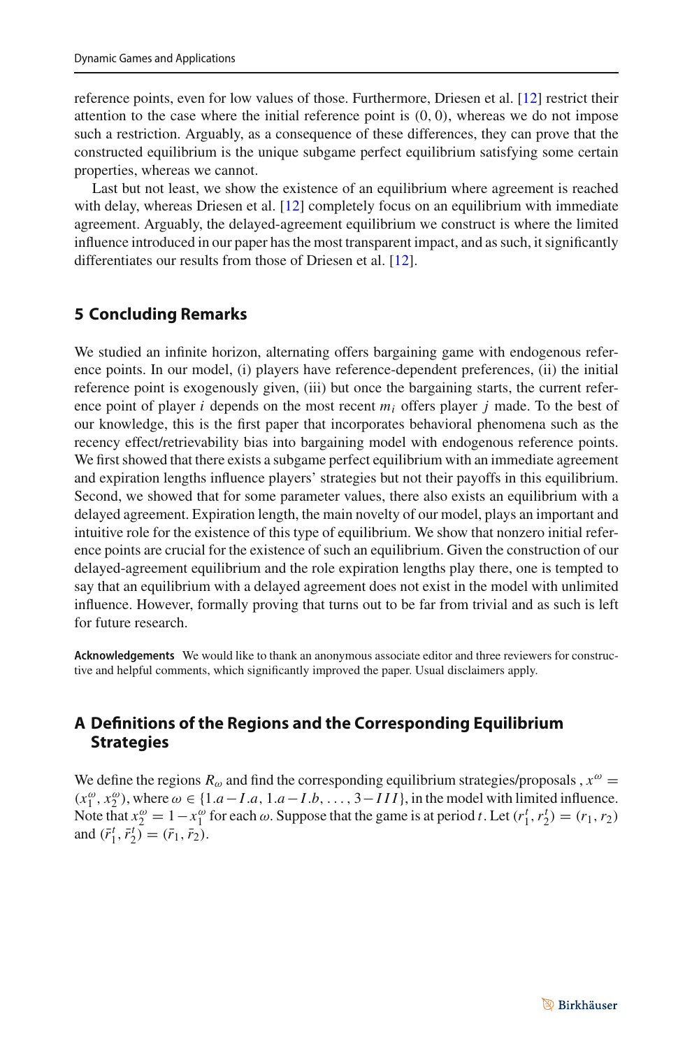reference points, even for low values of those. Furthermore, Driesen et al. [12] restrict their attention to the case where the initial reference point is $(0, 0)$, whereas we do not impose such a restriction. Arguably, as a consequence of these differences, they can prove that the constructed equilibrium is the unique subgame perfect equilibrium satisfying some certain properties, whereas we cannot.

Last but not least, we show the existence of an equilibrium where agreement is reached with delay, whereas Driesen et al. [12] completely focus on an equilibrium with immediate agreement. Arguably, the delayed-agreement equilibrium we construct is where the limited influence introduced in our paper has the most transparent impact, and as such, it significantly differentiates our results from those of Driesen et al. [12].

## 5 Concluding Remarks

We studied an infinite horizon, alternating offers bargaining game with endogenous reference points. In our model, (i) players have reference-dependent preferences, (ii) the initial reference point is exogenously given, (iii) but once the bargaining starts, the current reference point of player $i$ depends on the most recent $m_i$ offers player $j$ made. To the best of our knowledge, this is the first paper that incorporates behavioral phenomena such as the recency effect/retrievability bias into bargaining model with endogenous reference points. We first showed that there exists a subgame perfect equilibrium with an immediate agreement and expiration lengths influence players' strategies but not their payoffs in this equilibrium. Second, we showed that for some parameter values, there also exists an equilibrium with a delayed agreement. Expiration length, the main novelty of our model, plays an important and intuitive role for the existence of this type of equilibrium. We show that nonzero initial reference points are crucial for the existence of such an equilibrium. Given the construction of our delayed-agreement equilibrium and the role expiration lengths play there, one is tempted to say that an equilibrium with a delayed agreement does not exist in the model with unlimited influence. However, formally proving that turns out to be far from trivial and as such is left for future research.

**Acknowledgements** We would like to thank an anonymous associate editor and three reviewers for constructive and helpful comments, which significantly improved the paper. Usual disclaimers apply.

## A Definitions of the Regions and the Corresponding Equilibrium Strategies

We define the regions $R_\omega$ and find the corresponding equilibrium strategies/proposals , $x^\omega = (x_1^\omega, x_2^\omega)$, where $\omega \in \{1.a-I.a, 1.a-I.b, \ldots, 3-III\}$, in the model with limited influence. Note that $x_2^\omega = 1-x_1^\omega$ for each $\omega$. Suppose that the game is at period $t$. Let $(r_1^t, r_2^t) = (r_1, r_2)$ and $(\bar{r}_1^t, \bar{r}_2^t) = (\bar{r}_1, \bar{r}_2)$.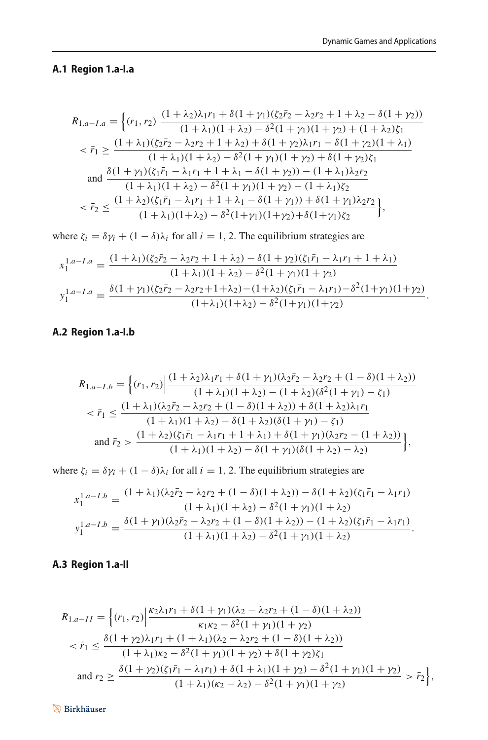### A.1 Region 1.a-I.a

$$
\begin{aligned}
R_{1.a-I.a} = \Bigg\{(r_1, r_2)\Bigg| &\frac{(1+\lambda_2)\lambda_1 r_1 + \delta(1+\gamma_1)(\zeta_2\bar{r}_2 - \lambda_2 r_2 + 1 + \lambda_2 - \delta(1+\gamma_2))}{(1+\lambda_1)(1+\lambda_2) - \delta^2(1+\gamma_1)(1+\gamma_2) + (1+\lambda_2)\zeta_1} \\
&< \bar{r}_1 \geq \frac{(1+\lambda_1)(\zeta_2\bar{r}_2 - \lambda_2 r_2 + 1 + \lambda_2) + \delta(1+\gamma_2)\lambda_1 r_1 - \delta(1+\gamma_2)(1+\lambda_1)}{(1+\lambda_1)(1+\lambda_2) - \delta^2(1+\gamma_1)(1+\gamma_2) + \delta(1+\gamma_2)\zeta_1} \\
&\text{and } \frac{\delta(1+\gamma_1)(\zeta_1\bar{r}_1 - \lambda_1 r_1 + 1 + \lambda_1 - \delta(1+\gamma_2)) - (1+\lambda_1)\lambda_2 r_2}{(1+\lambda_1)(1+\lambda_2) - \delta^2(1+\gamma_1)(1+\gamma_2) - (1+\lambda_1)\zeta_2} \\
&< \bar{r}_2 \leq \frac{(1+\lambda_2)(\zeta_1\bar{r}_1 - \lambda_1 r_1 + 1 + \lambda_1 - \delta(1+\gamma_1)) + \delta(1+\gamma_1)\lambda_2 r_2}{(1+\lambda_1)(1+\lambda_2) - \delta^2(1+\gamma_1)(1+\gamma_2) + \delta(1+\gamma_1)\zeta_2}\Bigg\},
\end{aligned}
$$

where $\zeta_i = \delta\gamma_i + (1-\delta)\lambda_i$ for all $i = 1, 2$. The equilibrium strategies are

$$
\begin{aligned}
x_1^{1.a-I.a} &= \frac{(1+\lambda_1)(\zeta_2\bar{r}_2 - \lambda_2 r_2 + 1 + \lambda_2) - \delta(1+\gamma_2)(\zeta_1\bar{r}_1 - \lambda_1 r_1 + 1 + \lambda_1)}{(1+\lambda_1)(1+\lambda_2) - \delta^2(1+\gamma_1)(1+\gamma_2)} \\
y_1^{1.a-I.a} &= \frac{\delta(1+\gamma_1)(\zeta_2\bar{r}_2 - \lambda_2 r_2 + 1 + \lambda_2) - (1+\lambda_2)(\zeta_1\bar{r}_1 - \lambda_1 r_1) - \delta^2(1+\gamma_1)(1+\gamma_2)}{(1+\lambda_1)(1+\lambda_2) - \delta^2(1+\gamma_1)(1+\gamma_2)}.
\end{aligned}
$$

### A.2 Region 1.a-I.b

$$
\begin{aligned}
R_{1.a-I.b} = \Bigg\{(r_1, r_2)\Bigg| &\frac{(1+\lambda_2)\lambda_1 r_1 + \delta(1+\gamma_1)(\lambda_2\bar{r}_2 - \lambda_2 r_2 + (1-\delta)(1+\lambda_2))}{(1+\lambda_1)(1+\lambda_2) - (1+\lambda_2)(\delta^2(1+\gamma_1) - \zeta_1)} \\
&< \bar{r}_1 \leq \frac{(1+\lambda_1)(\lambda_2\bar{r}_2 - \lambda_2 r_2 + (1-\delta)(1+\lambda_2)) + \delta(1+\lambda_2)\lambda_1 r_1}{(1+\lambda_1)(1+\lambda_2) - \delta(1+\lambda_2)(\delta(1+\gamma_1) - \zeta_1)} \\
&\text{and } \bar{r}_2 > \frac{(1+\lambda_2)(\zeta_1\bar{r}_1 - \lambda_1 r_1 + 1 + \lambda_1) + \delta(1+\gamma_1)(\lambda_2 r_2 - (1+\lambda_2))}{(1+\lambda_1)(1+\lambda_2) - \delta(1+\gamma_1)(\delta(1+\lambda_2) - \lambda_2)}\Bigg\},
\end{aligned}
$$

where $\zeta_i = \delta\gamma_i + (1-\delta)\lambda_i$ for all $i = 1, 2$. The equilibrium strategies are

$$
\begin{aligned}
x_1^{1.a-I.b} &= \frac{(1+\lambda_1)(\lambda_2\bar{r}_2 - \lambda_2 r_2 + (1-\delta)(1+\lambda_2)) - \delta(1+\lambda_2)(\zeta_1\bar{r}_1 - \lambda_1 r_1)}{(1+\lambda_1)(1+\lambda_2) - \delta^2(1+\gamma_1)(1+\lambda_2)} \\
y_1^{1.a-I.b} &= \frac{\delta(1+\gamma_1)(\lambda_2\bar{r}_2 - \lambda_2 r_2 + (1-\delta)(1+\lambda_2)) - (1+\lambda_2)(\zeta_1\bar{r}_1 - \lambda_1 r_1)}{(1+\lambda_1)(1+\lambda_2) - \delta^2(1+\gamma_1)(1+\lambda_2)}.
\end{aligned}
$$

### A.3 Region 1.a-II

$$
\begin{aligned}
R_{1.a-II} = \Bigg\{(r_1, r_2)\Bigg| &\frac{\kappa_2\lambda_1 r_1 + \delta(1+\gamma_1)(\lambda_2 - \lambda_2 r_2 + (1-\delta)(1+\lambda_2))}{\kappa_1\kappa_2 - \delta^2(1+\gamma_1)(1+\gamma_2)} \\
&< \bar{r}_1 \leq \frac{\delta(1+\gamma_2)\lambda_1 r_1 + (1+\lambda_1)(\lambda_2 - \lambda_2 r_2 + (1-\delta)(1+\lambda_2))}{(1+\lambda_1)\kappa_2 - \delta^2(1+\gamma_1)(1+\gamma_2) + \delta(1+\gamma_2)\zeta_1} \\
&\text{and } r_2 \geq \frac{\delta(1+\gamma_2)(\zeta_1\bar{r}_1 - \lambda_1 r_1) + \delta(1+\lambda_1)(1+\gamma_2) - \delta^2(1+\gamma_1)(1+\gamma_2)}{(1+\lambda_1)(\kappa_2 - \lambda_2) - \delta^2(1+\gamma_1)(1+\gamma_2)} > \bar{r}_2\Bigg\},
\end{aligned}
$$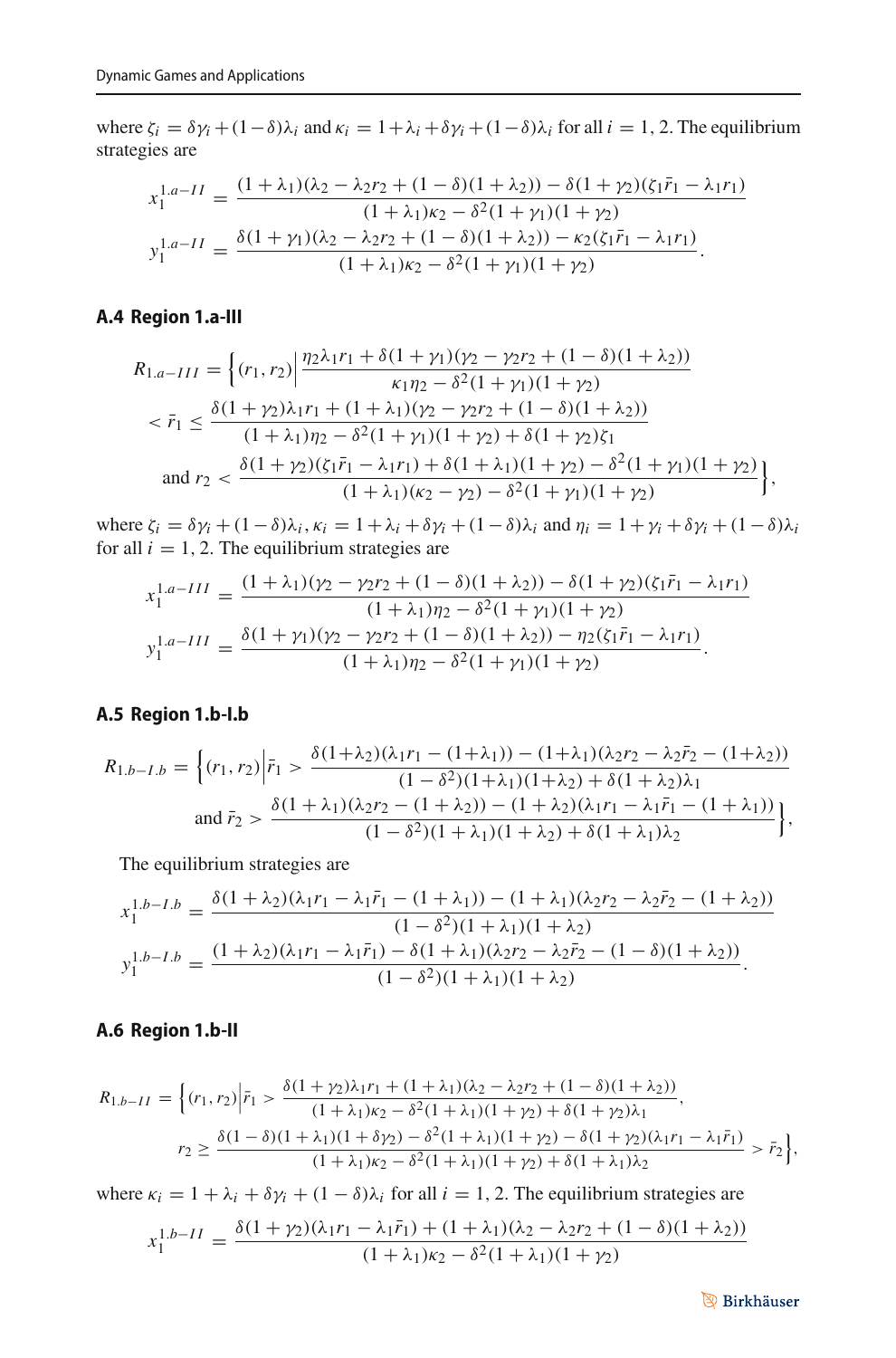where $\zeta_i = \delta\gamma_i + (1-\delta)\lambda_i$ and $\kappa_i = 1+\lambda_i+\delta\gamma_i+(1-\delta)\lambda_i$ for all $i = 1, 2$. The equilibrium strategies are

$$x_1^{1.a-II} = \frac{(1+\lambda_1)(\lambda_2 - \lambda_2 r_2 + (1-\delta)(1+\lambda_2)) - \delta(1+\gamma_2)(\zeta_1 \bar{r}_1 - \lambda_1 r_1)}{(1+\lambda_1)\kappa_2 - \delta^2(1+\gamma_1)(1+\gamma_2)}$$

$$y_1^{1.a-II} = \frac{\delta(1+\gamma_1)(\lambda_2 - \lambda_2 r_2 + (1-\delta)(1+\lambda_2)) - \kappa_2(\zeta_1 \bar{r}_1 - \lambda_1 r_1)}{(1+\lambda_1)\kappa_2 - \delta^2(1+\gamma_1)(1+\gamma_2)}.$$

### A.4 Region 1.a-III

$$R_{1.a-III} = \Bigg\{(r_1, r_2)\Bigg| \frac{\eta_2\lambda_1 r_1 + \delta(1+\gamma_1)(\gamma_2 - \gamma_2 r_2 + (1-\delta)(1+\lambda_2))}{\kappa_1\eta_2 - \delta^2(1+\gamma_1)(1+\gamma_2)}$$
$$< \bar{r}_1 \leq \frac{\delta(1+\gamma_2)\lambda_1 r_1 + (1+\lambda_1)(\gamma_2 - \gamma_2 r_2 + (1-\delta)(1+\lambda_2))}{(1+\lambda_1)\eta_2 - \delta^2(1+\gamma_1)(1+\gamma_2) + \delta(1+\gamma_2)\zeta_1}$$
$$\text{and } r_2 < \frac{\delta(1+\gamma_2)(\zeta_1\bar{r}_1 - \lambda_1 r_1) + \delta(1+\lambda_1)(1+\gamma_2) - \delta^2(1+\gamma_1)(1+\gamma_2)}{(1+\lambda_1)(\kappa_2 - \gamma_2) - \delta^2(1+\gamma_1)(1+\gamma_2)}\Bigg\},$$

where $\zeta_i = \delta\gamma_i + (1-\delta)\lambda_i$, $\kappa_i = 1+\lambda_i+\delta\gamma_i+(1-\delta)\lambda_i$ and $\eta_i = 1+\gamma_i+\delta\gamma_i+(1-\delta)\lambda_i$ for all $i = 1, 2$. The equilibrium strategies are

$$x_1^{1.a-III} = \frac{(1+\lambda_1)(\gamma_2 - \gamma_2 r_2 + (1-\delta)(1+\lambda_2)) - \delta(1+\gamma_2)(\zeta_1\bar{r}_1 - \lambda_1 r_1)}{(1+\lambda_1)\eta_2 - \delta^2(1+\gamma_1)(1+\gamma_2)}$$

$$y_1^{1.a-III} = \frac{\delta(1+\gamma_1)(\gamma_2 - \gamma_2 r_2 + (1-\delta)(1+\lambda_2)) - \eta_2(\zeta_1\bar{r}_1 - \lambda_1 r_1)}{(1+\lambda_1)\eta_2 - \delta^2(1+\gamma_1)(1+\gamma_2)}.$$

### A.5 Region 1.b-I.b

$$R_{1.b-I.b} = \Bigg\{(r_1, r_2)\Bigg|\bar{r}_1 > \frac{\delta(1+\lambda_2)(\lambda_1 r_1 - (1+\lambda_1)) - (1+\lambda_1)(\lambda_2 r_2 - \lambda_2\bar{r}_2 - (1+\lambda_2))}{(1-\delta^2)(1+\lambda_1)(1+\lambda_2) + \delta(1+\lambda_2)\lambda_1}$$
$$\text{and } \bar{r}_2 > \frac{\delta(1+\lambda_1)(\lambda_2 r_2 - (1+\lambda_2)) - (1+\lambda_2)(\lambda_1 r_1 - \lambda_1\bar{r}_1 - (1+\lambda_1))}{(1-\delta^2)(1+\lambda_1)(1+\lambda_2) + \delta(1+\lambda_1)\lambda_2}\Bigg\},$$

The equilibrium strategies are

$$x_1^{1.b-I.b} = \frac{\delta(1+\lambda_2)(\lambda_1 r_1 - \lambda_1\bar{r}_1 - (1+\lambda_1)) - (1+\lambda_1)(\lambda_2 r_2 - \lambda_2\bar{r}_2 - (1+\lambda_2))}{(1-\delta^2)(1+\lambda_1)(1+\lambda_2)}$$

$$y_1^{1.b-I.b} = \frac{(1+\lambda_2)(\lambda_1 r_1 - \lambda_1\bar{r}_1) - \delta(1+\lambda_1)(\lambda_2 r_2 - \lambda_2\bar{r}_2 - (1-\delta)(1+\lambda_2))}{(1-\delta^2)(1+\lambda_1)(1+\lambda_2)}.$$

### A.6 Region 1.b-II

$$R_{1.b-II} = \Bigg\{(r_1, r_2)\Bigg|\bar{r}_1 > \frac{\delta(1+\gamma_2)\lambda_1 r_1 + (1+\lambda_1)(\lambda_2 - \lambda_2 r_2 + (1-\delta)(1+\lambda_2))}{(1+\lambda_1)\kappa_2 - \delta^2(1+\lambda_1)(1+\gamma_2) + \delta(1+\gamma_2)\lambda_1},$$
$$r_2 \geq \frac{\delta(1-\delta)(1+\lambda_1)(1+\delta\gamma_2) - \delta^2(1+\lambda_1)(1+\gamma_2) - \delta(1+\gamma_2)(\lambda_1 r_1 - \lambda_1\bar{r}_1)}{(1+\lambda_1)\kappa_2 - \delta^2(1+\lambda_1)(1+\gamma_2) + \delta(1+\lambda_1)\lambda_2} > \bar{r}_2\Bigg\},$$

where $\kappa_i = 1+\lambda_i+\delta\gamma_i+(1-\delta)\lambda_i$ for all $i = 1, 2$. The equilibrium strategies are

$$x_1^{1.b-II} = \frac{\delta(1+\gamma_2)(\lambda_1 r_1 - \lambda_1\bar{r}_1) + (1+\lambda_1)(\lambda_2 - \lambda_2 r_2 + (1-\delta)(1+\lambda_2))}{(1+\lambda_1)\kappa_2 - \delta^2(1+\lambda_1)(1+\gamma_2)}$$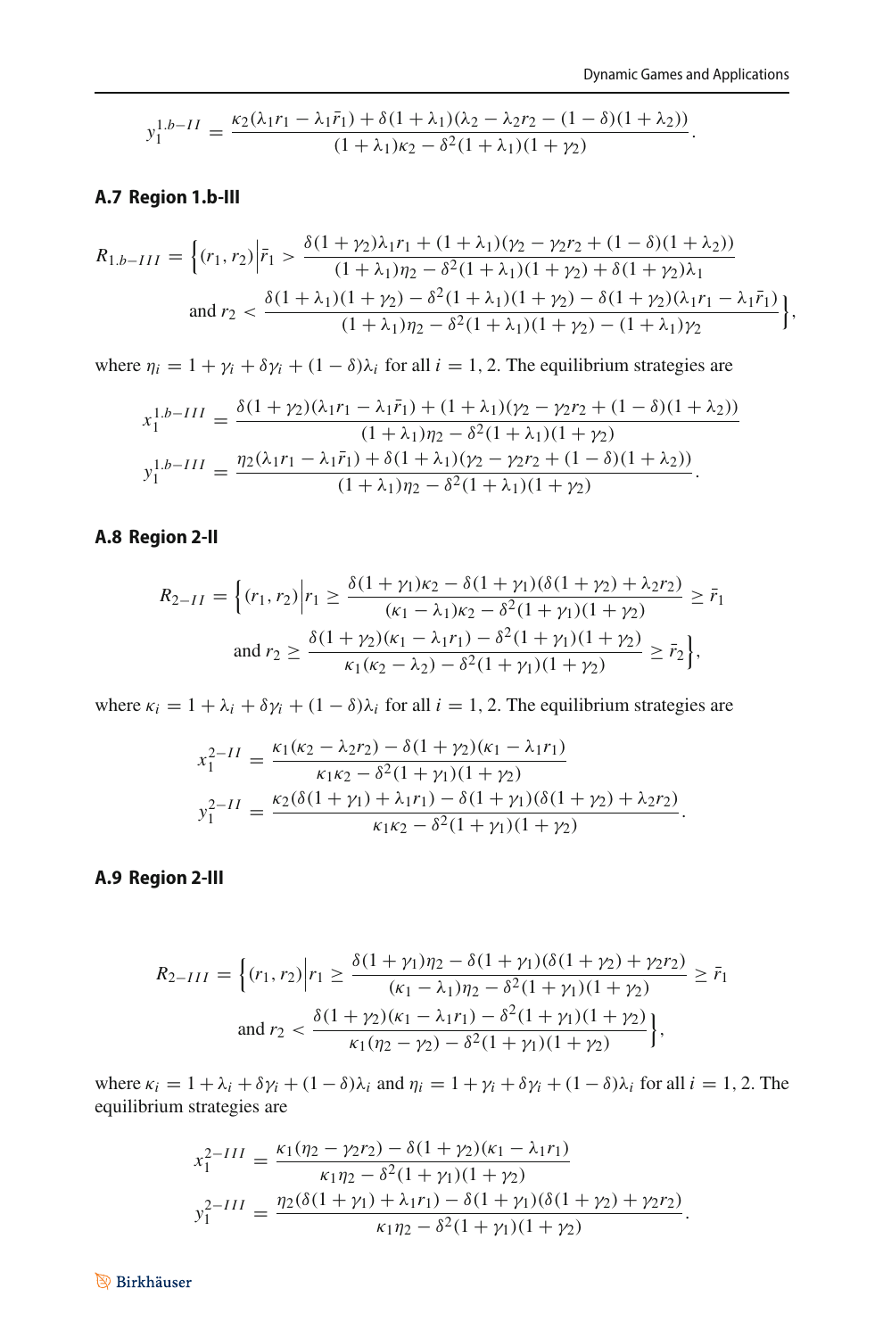$$y_1^{1.b-II} = \frac{\kappa_2(\lambda_1 r_1 - \lambda_1 \bar{r}_1) + \delta(1+\lambda_1)(\lambda_2 - \lambda_2 r_2 - (1-\delta)(1+\lambda_2))}{(1+\lambda_1)\kappa_2 - \delta^2(1+\lambda_1)(1+\gamma_2)}.$$

### A.7 Region 1.b-III

$$R_{1.b-III} = \Big\{(r_1, r_2)\Big|\bar{r}_1 > \frac{\delta(1+\gamma_2)\lambda_1 r_1 + (1+\lambda_1)(\gamma_2 - \gamma_2 r_2 + (1-\delta)(1+\lambda_2))}{(1+\lambda_1)\eta_2 - \delta^2(1+\lambda_1)(1+\gamma_2) + \delta(1+\gamma_2)\lambda_1}$$
$$\text{and } r_2 < \frac{\delta(1+\lambda_1)(1+\gamma_2) - \delta^2(1+\lambda_1)(1+\gamma_2) - \delta(1+\gamma_2)(\lambda_1 r_1 - \lambda_1 \bar{r}_1)}{(1+\lambda_1)\eta_2 - \delta^2(1+\lambda_1)(1+\gamma_2) - (1+\lambda_1)\gamma_2}\Big\},$$

where $\eta_i = 1 + \gamma_i + \delta\gamma_i + (1-\delta)\lambda_i$ for all $i = 1, 2$. The equilibrium strategies are

$$x_1^{1.b-III} = \frac{\delta(1+\gamma_2)(\lambda_1 r_1 - \lambda_1 \bar{r}_1) + (1+\lambda_1)(\gamma_2 - \gamma_2 r_2 + (1-\delta)(1+\lambda_2))}{(1+\lambda_1)\eta_2 - \delta^2(1+\lambda_1)(1+\gamma_2)}$$
$$y_1^{1.b-III} = \frac{\eta_2(\lambda_1 r_1 - \lambda_1 \bar{r}_1) + \delta(1+\lambda_1)(\gamma_2 - \gamma_2 r_2 + (1-\delta)(1+\lambda_2))}{(1+\lambda_1)\eta_2 - \delta^2(1+\lambda_1)(1+\gamma_2)}.$$

### A.8 Region 2-II

$$R_{2-II} = \Big\{(r_1, r_2)\Big|r_1 \geq \frac{\delta(1+\gamma_1)\kappa_2 - \delta(1+\gamma_1)(\delta(1+\gamma_2) + \lambda_2 r_2)}{(\kappa_1 - \lambda_1)\kappa_2 - \delta^2(1+\gamma_1)(1+\gamma_2)} \geq \bar{r}_1$$
$$\text{and } r_2 \geq \frac{\delta(1+\gamma_2)(\kappa_1 - \lambda_1 r_1) - \delta^2(1+\gamma_1)(1+\gamma_2)}{\kappa_1(\kappa_2 - \lambda_2) - \delta^2(1+\gamma_1)(1+\gamma_2)} \geq \bar{r}_2\Big\},$$

where $\kappa_i = 1 + \lambda_i + \delta\gamma_i + (1-\delta)\lambda_i$ for all $i = 1, 2$. The equilibrium strategies are

$$x_1^{2-II} = \frac{\kappa_1(\kappa_2 - \lambda_2 r_2) - \delta(1+\gamma_2)(\kappa_1 - \lambda_1 r_1)}{\kappa_1\kappa_2 - \delta^2(1+\gamma_1)(1+\gamma_2)}$$
$$y_1^{2-II} = \frac{\kappa_2(\delta(1+\gamma_1) + \lambda_1 r_1) - \delta(1+\gamma_1)(\delta(1+\gamma_2) + \lambda_2 r_2)}{\kappa_1\kappa_2 - \delta^2(1+\gamma_1)(1+\gamma_2)}.$$

### A.9 Region 2-III

$$R_{2-III} = \Big\{(r_1, r_2)\Big|r_1 \geq \frac{\delta(1+\gamma_1)\eta_2 - \delta(1+\gamma_1)(\delta(1+\gamma_2) + \gamma_2 r_2)}{(\kappa_1 - \lambda_1)\eta_2 - \delta^2(1+\gamma_1)(1+\gamma_2)} \geq \bar{r}_1$$
$$\text{and } r_2 < \frac{\delta(1+\gamma_2)(\kappa_1 - \lambda_1 r_1) - \delta^2(1+\gamma_1)(1+\gamma_2)}{\kappa_1(\eta_2 - \gamma_2) - \delta^2(1+\gamma_1)(1+\gamma_2)}\Big\},$$

where $\kappa_i = 1 + \lambda_i + \delta\gamma_i + (1-\delta)\lambda_i$ and $\eta_i = 1 + \gamma_i + \delta\gamma_i + (1-\delta)\lambda_i$ for all $i = 1, 2$. The equilibrium strategies are

$$x_1^{2-III} = \frac{\kappa_1(\eta_2 - \gamma_2 r_2) - \delta(1+\gamma_2)(\kappa_1 - \lambda_1 r_1)}{\kappa_1\eta_2 - \delta^2(1+\gamma_1)(1+\gamma_2)}$$
$$y_1^{2-III} = \frac{\eta_2(\delta(1+\gamma_1) + \lambda_1 r_1) - \delta(1+\gamma_1)(\delta(1+\gamma_2) + \gamma_2 r_2)}{\kappa_1\eta_2 - \delta^2(1+\gamma_1)(1+\gamma_2)}.$$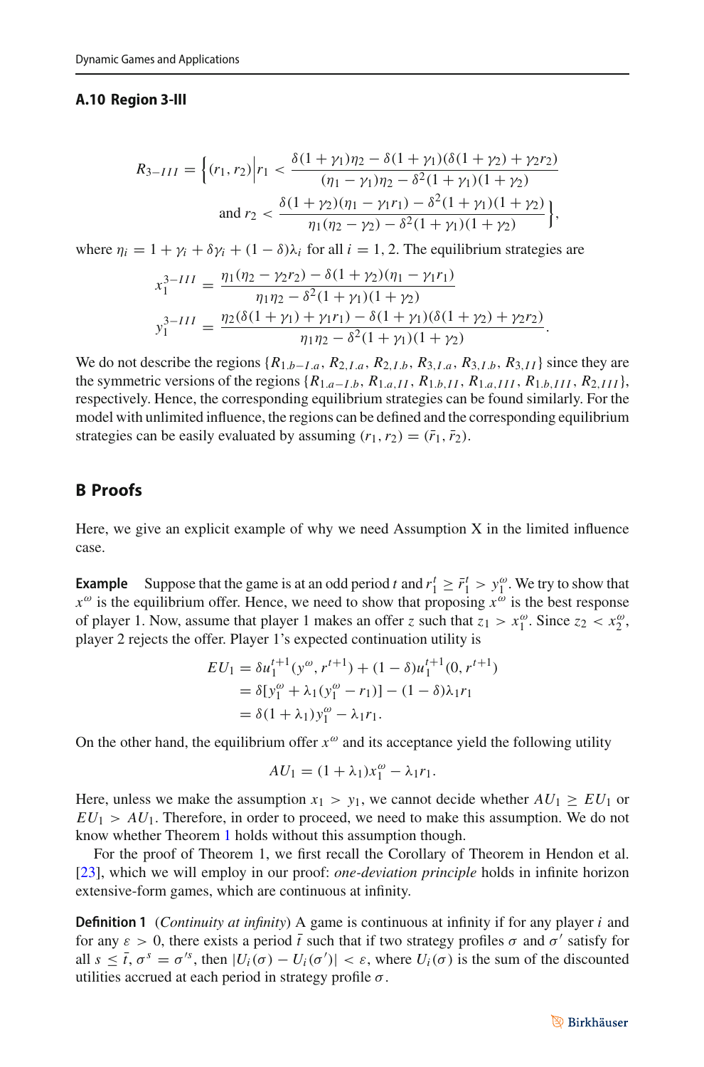### A.10 Region 3-III

$$R_{3-III} = \Big\{(r_1, r_2)\Big| r_1 < \frac{\delta(1+\gamma_1)\eta_2 - \delta(1+\gamma_1)(\delta(1+\gamma_2)+\gamma_2 r_2)}{(\eta_1 - \gamma_1)\eta_2 - \delta^2(1+\gamma_1)(1+\gamma_2)}$$

$$\text{and } r_2 < \frac{\delta(1+\gamma_2)(\eta_1 - \gamma_1 r_1) - \delta^2(1+\gamma_1)(1+\gamma_2)}{\eta_1(\eta_2 - \gamma_2) - \delta^2(1+\gamma_1)(1+\gamma_2)}\Big\},$$

where $\eta_i = 1 + \gamma_i + \delta\gamma_i + (1-\delta)\lambda_i$ for all $i = 1, 2$. The equilibrium strategies are

$$x_1^{3-III} = \frac{\eta_1(\eta_2 - \gamma_2 r_2) - \delta(1+\gamma_2)(\eta_1 - \gamma_1 r_1)}{\eta_1\eta_2 - \delta^2(1+\gamma_1)(1+\gamma_2)}$$

$$y_1^{3-III} = \frac{\eta_2(\delta(1+\gamma_1) + \gamma_1 r_1) - \delta(1+\gamma_1)(\delta(1+\gamma_2)+\gamma_2 r_2)}{\eta_1\eta_2 - \delta^2(1+\gamma_1)(1+\gamma_2)}.$$

We do not describe the regions $\{R_{1.b-I.a}, R_{2,I.a}, R_{2,I.b}, R_{3,I.a}, R_{3,I.b}, R_{3,II}\}$ since they are the symmetric versions of the regions $\{R_{1.a-I.b}, R_{1.a,II}, R_{1.b,II}, R_{1.a,III}, R_{1.b,III}, R_{2,III}\}$, respectively. Hence, the corresponding equilibrium strategies can be found similarly. For the model with unlimited influence, the regions can be defined and the corresponding equilibrium strategies can be easily evaluated by assuming $(r_1, r_2) = (\bar{r}_1, \bar{r}_2)$.

## B Proofs

Here, we give an explicit example of why we need Assumption X in the limited influence case.

**Example** Suppose that the game is at an odd period $t$ and $r_1^t \geq \bar{r}_1^t > y_1^\omega$. We try to show that $x^\omega$ is the equilibrium offer. Hence, we need to show that proposing $x^\omega$ is the best response of player 1. Now, assume that player 1 makes an offer $z$ such that $z_1 > x_1^\omega$. Since $z_2 < x_2^\omega$, player 2 rejects the offer. Player 1's expected continuation utility is

$$\begin{aligned} EU_1 &= \delta u_1^{t+1}(y^\omega, r^{t+1}) + (1-\delta)u_1^{t+1}(0, r^{t+1}) \\ &= \delta[y_1^\omega + \lambda_1(y_1^\omega - r_1)] - (1-\delta)\lambda_1 r_1 \\ &= \delta(1+\lambda_1)y_1^\omega - \lambda_1 r_1. \end{aligned}$$

On the other hand, the equilibrium offer $x^\omega$ and its acceptance yield the following utility

$$AU_1 = (1+\lambda_1)x_1^\omega - \lambda_1 r_1.$$

Here, unless we make the assumption $x_1 > y_1$, we cannot decide whether $AU_1 \geq EU_1$ or $EU_1 > AU_1$. Therefore, in order to proceed, we need to make this assumption. We do not know whether Theorem 1 holds without this assumption though.

For the proof of Theorem 1, we first recall the Corollary of Theorem in Hendon et al. [23], which we will employ in our proof: *one-deviation principle* holds in infinite horizon extensive-form games, which are continuous at infinity.

**Definition 1** (*Continuity at infinity*) A game is continuous at infinity if for any player $i$ and for any $\varepsilon > 0$, there exists a period $\bar{t}$ such that if two strategy profiles $\sigma$ and $\sigma'$ satisfy for all $s \leq \bar{t}$, $\sigma^s = \sigma'^s$, then $|U_i(\sigma) - U_i(\sigma')| < \varepsilon$, where $U_i(\sigma)$ is the sum of the discounted utilities accrued at each period in strategy profile $\sigma$.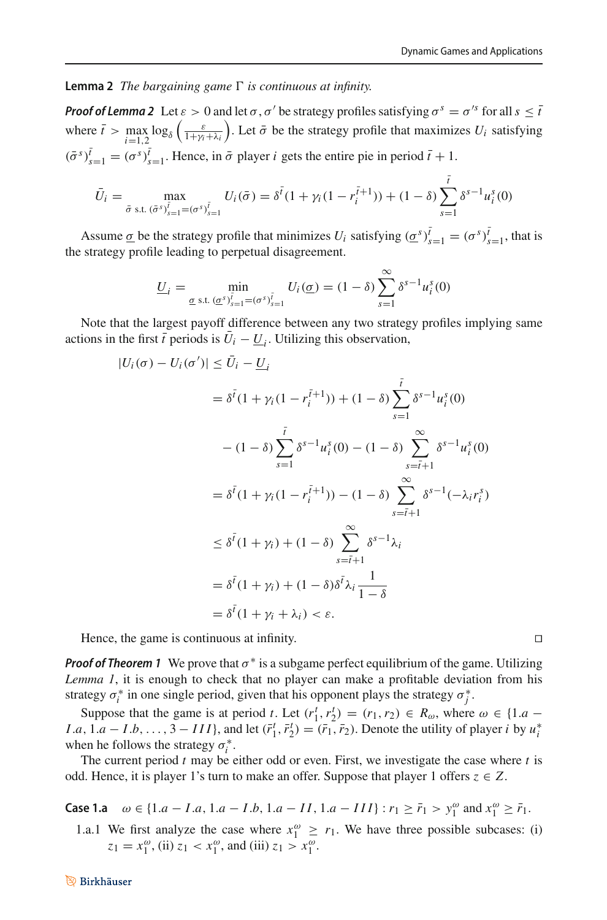**Lemma 2** *The bargaining game* $\Gamma$ *is continuous at infinity.*

***Proof of Lemma 2*** Let $\varepsilon > 0$ and let $\sigma, \sigma'$ be strategy profiles satisfying $\sigma^s = \sigma'^s$ for all $s \leq \bar{t}$ where $\bar{t} > \max_{i=1,2} \log_\delta \left(\frac{\varepsilon}{1+\gamma_i+\lambda_i}\right)$. Let $\bar{\sigma}$ be the strategy profile that maximizes $U_i$ satisfying $(\bar{\sigma}^s)_{s=1}^{\bar{t}} = (\sigma^s)_{s=1}^{\bar{t}}$. Hence, in $\bar{\sigma}$ player $i$ gets the entire pie in period $\bar{t}+1$.

$$\bar{U}_i = \max_{\bar{\sigma} \text{ s.t. } (\bar{\sigma}^s)_{s=1}^{\bar{t}} = (\sigma^s)_{s=1}^{\bar{t}}} U_i(\bar{\sigma}) = \delta^{\bar{t}}(1 + \gamma_i(1 - r_i^{\bar{t}+1})) + (1-\delta)\sum_{s=1}^{\bar{t}} \delta^{s-1} u_i^s(0)$$

Assume $\underline{\sigma}$ be the strategy profile that minimizes $U_i$ satisfying $(\underline{\sigma}^s)_{s=1}^{\bar{t}} = (\sigma^s)_{s=1}^{\bar{t}}$, that is the strategy profile leading to perpetual disagreement.

$$\underline{U}_i = \min_{\underline{\sigma} \text{ s.t. } (\underline{\sigma}^s)_{s=1}^{\bar{t}} = (\sigma^s)_{s=1}^{\bar{t}}} U_i(\underline{\sigma}) = (1-\delta)\sum_{s=1}^{\infty} \delta^{s-1} u_i^s(0)$$

Note that the largest payoff difference between any two strategy profiles implying same actions in the first $\bar{t}$ periods is $\bar{U}_i - \underline{U}_i$. Utilizing this observation,

$$\begin{aligned}
|U_i(\sigma) - U_i(\sigma')| &\leq \bar{U}_i - \underline{U}_i \\
&= \delta^{\bar{t}}(1 + \gamma_i(1 - r_i^{\bar{t}+1})) + (1-\delta)\sum_{s=1}^{\bar{t}} \delta^{s-1} u_i^s(0) \\
&\quad - (1-\delta)\sum_{s=1}^{\bar{t}} \delta^{s-1} u_i^s(0) - (1-\delta)\sum_{s=\bar{t}+1}^{\infty} \delta^{s-1} u_i^s(0) \\
&= \delta^{\bar{t}}(1 + \gamma_i(1 - r_i^{\bar{t}+1})) - (1-\delta)\sum_{s=\bar{t}+1}^{\infty} \delta^{s-1}(-\lambda_i r_i^s) \\
&\leq \delta^{\bar{t}}(1 + \gamma_i) + (1-\delta)\sum_{s=\bar{t}+1}^{\infty} \delta^{s-1}\lambda_i \\
&= \delta^{\bar{t}}(1 + \gamma_i) + (1-\delta)\delta^{\bar{t}}\lambda_i \frac{1}{1-\delta} \\
&= \delta^{\bar{t}}(1 + \gamma_i + \lambda_i) < \varepsilon.
\end{aligned}$$

Hence, the game is continuous at infinity. □

***Proof of Theorem 1*** We prove that $\sigma^*$ is a subgame perfect equilibrium of the game. Utilizing *Lemma 1*, it is enough to check that no player can make a profitable deviation from his strategy $\sigma_i^*$ in one single period, given that his opponent plays the strategy $\sigma_j^*$.

Suppose that the game is at period $t$. Let $(r_1^t, r_2^t) = (r_1, r_2) \in R_\omega$, where $\omega \in \{1.a - I.a, 1.a - I.b, \ldots, 3 - III\}$, and let $(\bar{r}_1^t, \bar{r}_2^t) = (\bar{r}_1, \bar{r}_2)$. Denote the utility of player $i$ by $u_i^*$ when he follows the strategy $\sigma_i^*$.

The current period $t$ may be either odd or even. First, we investigate the case where $t$ is odd. Hence, it is player 1's turn to make an offer. Suppose that player 1 offers $z \in Z$.

**Case 1.a** $\omega \in \{1.a - I.a, 1.a - I.b, 1.a - II, 1.a - III\} : r_1 \geq \bar{r}_1 > y_1^\omega$ and $x_1^\omega \geq \bar{r}_1$.

1.a.1 We first analyze the case where $x_1^\omega \geq r_1$. We have three possible subcases: (i) $z_1 = x_1^\omega$, (ii) $z_1 < x_1^\omega$, and (iii) $z_1 > x_1^\omega$.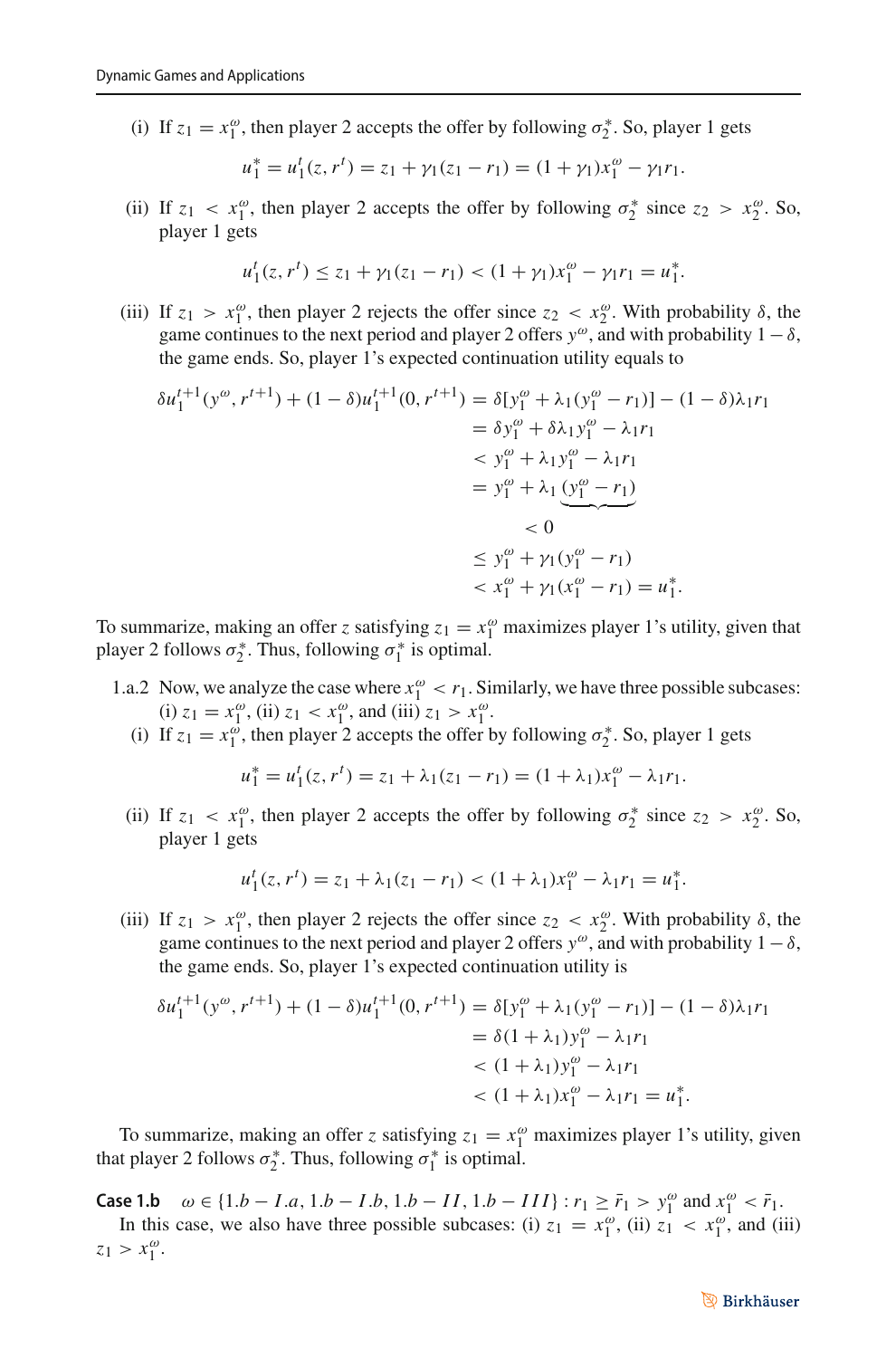(i) If $z_1 = x_1^\omega$, then player 2 accepts the offer by following $\sigma_2^*$. So, player 1 gets

$$u_1^* = u_1^t(z, r^t) = z_1 + \gamma_1(z_1 - r_1) = (1 + \gamma_1)x_1^\omega - \gamma_1 r_1.$$

(ii) If $z_1 < x_1^\omega$, then player 2 accepts the offer by following $\sigma_2^*$ since $z_2 > x_2^\omega$. So, player 1 gets

$$u_1^t(z, r^t) \leq z_1 + \gamma_1(z_1 - r_1) < (1 + \gamma_1)x_1^\omega - \gamma_1 r_1 = u_1^*.$$

(iii) If $z_1 > x_1^\omega$, then player 2 rejects the offer since $z_2 < x_2^\omega$. With probability $\delta$, the game continues to the next period and player 2 offers $y^\omega$, and with probability $1 - \delta$, the game ends. So, player 1's expected continuation utility equals to

$$\begin{aligned}
\delta u_1^{t+1}(y^\omega, r^{t+1}) + (1 - \delta)u_1^{t+1}(0, r^{t+1}) &= \delta[y_1^\omega + \lambda_1(y_1^\omega - r_1)] - (1 - \delta)\lambda_1 r_1 \\
&= \delta y_1^\omega + \delta\lambda_1 y_1^\omega - \lambda_1 r_1 \\
&< y_1^\omega + \lambda_1 y_1^\omega - \lambda_1 r_1 \\
&= y_1^\omega + \lambda_1 \underbrace{(y_1^\omega - r_1)}_{<0} \\
&\leq y_1^\omega + \gamma_1(y_1^\omega - r_1) \\
&< x_1^\omega + \gamma_1(x_1^\omega - r_1) = u_1^*.
\end{aligned}$$

To summarize, making an offer $z$ satisfying $z_1 = x_1^\omega$ maximizes player 1's utility, given that player 2 follows $\sigma_2^*$. Thus, following $\sigma_1^*$ is optimal.

1.a.2 Now, we analyze the case where $x_1^\omega < r_1$. Similarly, we have three possible subcases: (i) $z_1 = x_1^\omega$, (ii) $z_1 < x_1^\omega$, and (iii) $z_1 > x_1^\omega$.

(i) If $z_1 = x_1^\omega$, then player 2 accepts the offer by following $\sigma_2^*$. So, player 1 gets

$$u_1^* = u_1^t(z, r^t) = z_1 + \lambda_1(z_1 - r_1) = (1 + \lambda_1)x_1^\omega - \lambda_1 r_1.$$

(ii) If $z_1 < x_1^\omega$, then player 2 accepts the offer by following $\sigma_2^*$ since $z_2 > x_2^\omega$. So, player 1 gets

$$u_1^t(z, r^t) = z_1 + \lambda_1(z_1 - r_1) < (1 + \lambda_1)x_1^\omega - \lambda_1 r_1 = u_1^*.$$

(iii) If $z_1 > x_1^\omega$, then player 2 rejects the offer since $z_2 < x_2^\omega$. With probability $\delta$, the game continues to the next period and player 2 offers $y^\omega$, and with probability $1 - \delta$, the game ends. So, player 1's expected continuation utility is

$$\begin{aligned}
\delta u_1^{t+1}(y^\omega, r^{t+1}) + (1 - \delta)u_1^{t+1}(0, r^{t+1}) &= \delta[y_1^\omega + \lambda_1(y_1^\omega - r_1)] - (1 - \delta)\lambda_1 r_1 \\
&= \delta(1 + \lambda_1)y_1^\omega - \lambda_1 r_1 \\
&< (1 + \lambda_1)y_1^\omega - \lambda_1 r_1 \\
&< (1 + \lambda_1)x_1^\omega - \lambda_1 r_1 = u_1^*.
\end{aligned}$$

To summarize, making an offer $z$ satisfying $z_1 = x_1^\omega$ maximizes player 1's utility, given that player 2 follows $\sigma_2^*$. Thus, following $\sigma_1^*$ is optimal.

**Case 1.b** $\omega \in \{1.b - I.a, 1.b - I.b, 1.b - II, 1.b - III\} : r_1 \geq \bar{r}_1 > y_1^\omega$ and $x_1^\omega < \bar{r}_1$.

In this case, we also have three possible subcases: (i) $z_1 = x_1^\omega$, (ii) $z_1 < x_1^\omega$, and (iii) $z_1 > x_1^\omega$.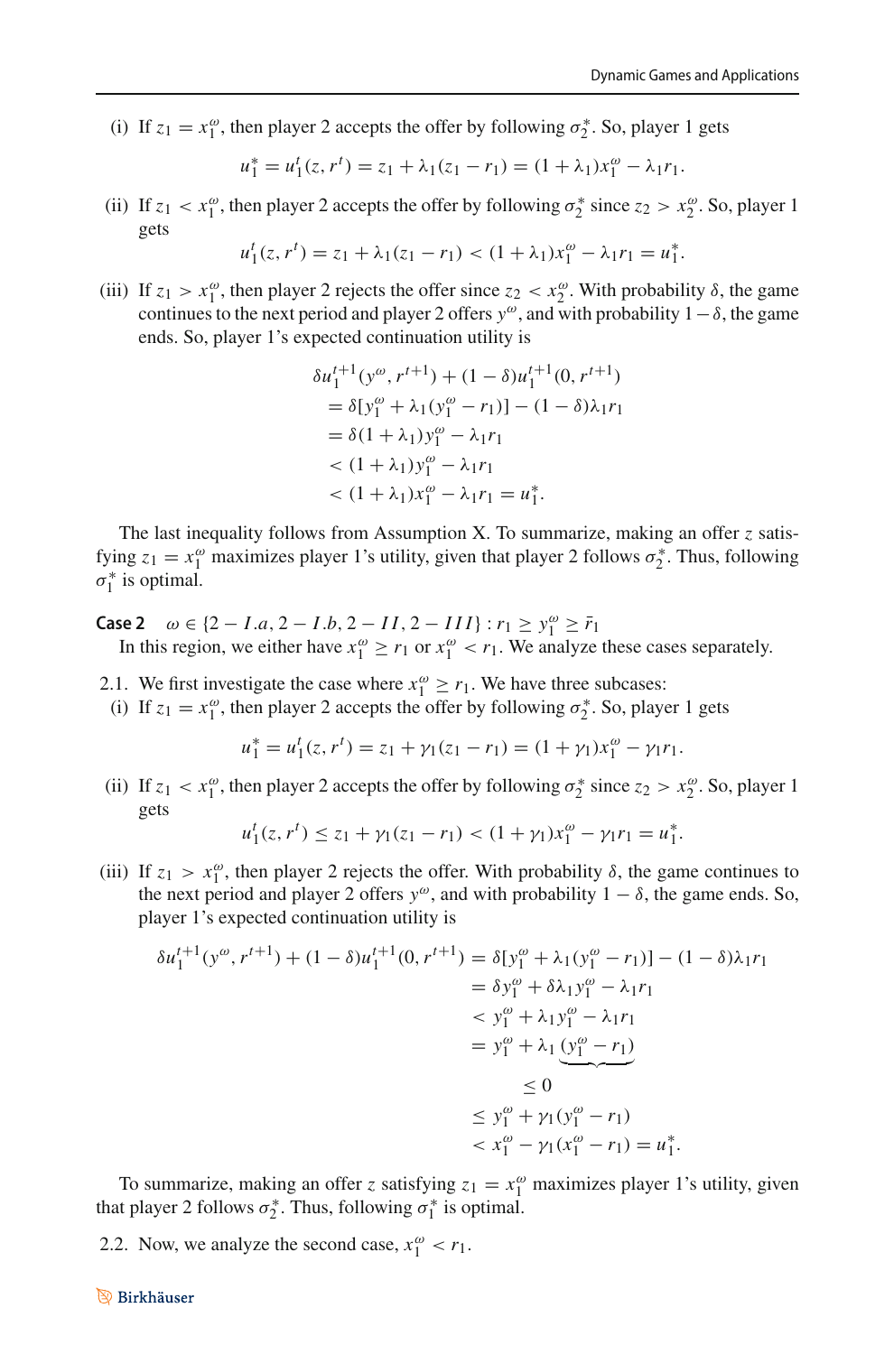(i) If $z_1 = x_1^\omega$, then player 2 accepts the offer by following $\sigma_2^*$. So, player 1 gets

$$u_1^* = u_1^t(z, r^t) = z_1 + \lambda_1(z_1 - r_1) = (1 + \lambda_1)x_1^\omega - \lambda_1 r_1.$$

(ii) If $z_1 < x_1^\omega$, then player 2 accepts the offer by following $\sigma_2^*$ since $z_2 > x_2^\omega$. So, player 1 gets

$$u_1^t(z, r^t) = z_1 + \lambda_1(z_1 - r_1) < (1 + \lambda_1)x_1^\omega - \lambda_1 r_1 = u_1^*.$$

(iii) If $z_1 > x_1^\omega$, then player 2 rejects the offer since $z_2 < x_2^\omega$. With probability $\delta$, the game continues to the next period and player 2 offers $y^\omega$, and with probability $1 - \delta$, the game ends. So, player 1's expected continuation utility is

$$\begin{aligned}
&\delta u_1^{t+1}(y^\omega, r^{t+1}) + (1 - \delta)u_1^{t+1}(0, r^{t+1}) \\
&= \delta[y_1^\omega + \lambda_1(y_1^\omega - r_1)] - (1 - \delta)\lambda_1 r_1 \\
&= \delta(1 + \lambda_1)y_1^\omega - \lambda_1 r_1 \\
&< (1 + \lambda_1)y_1^\omega - \lambda_1 r_1 \\
&< (1 + \lambda_1)x_1^\omega - \lambda_1 r_1 = u_1^*.
\end{aligned}$$

The last inequality follows from Assumption X. To summarize, making an offer $z$ satisfying $z_1 = x_1^\omega$ maximizes player 1's utility, given that player 2 follows $\sigma_2^*$. Thus, following $\sigma_1^*$ is optimal.

**Case 2** $\omega \in \{2 - I.a, 2 - I.b, 2 - II, 2 - III\} : r_1 \geq y_1^\omega \geq \bar{r}_1$
In this region, we either have $x_1^\omega \geq r_1$ or $x_1^\omega < r_1$. We analyze these cases separately.

2.1. We first investigate the case where $x_1^\omega \geq r_1$. We have three subcases:

(i) If $z_1 = x_1^\omega$, then player 2 accepts the offer by following $\sigma_2^*$. So, player 1 gets

$$u_1^* = u_1^t(z, r^t) = z_1 + \gamma_1(z_1 - r_1) = (1 + \gamma_1)x_1^\omega - \gamma_1 r_1.$$

(ii) If $z_1 < x_1^\omega$, then player 2 accepts the offer by following $\sigma_2^*$ since $z_2 > x_2^\omega$. So, player 1 gets

$$u_1^t(z, r^t) \leq z_1 + \gamma_1(z_1 - r_1) < (1 + \gamma_1)x_1^\omega - \gamma_1 r_1 = u_1^*.$$

(iii) If $z_1 > x_1^\omega$, then player 2 rejects the offer. With probability $\delta$, the game continues to the next period and player 2 offers $y^\omega$, and with probability $1 - \delta$, the game ends. So, player 1's expected continuation utility is

$$\begin{aligned}
\delta u_1^{t+1}(y^\omega, r^{t+1}) + (1 - \delta)u_1^{t+1}(0, r^{t+1}) &= \delta[y_1^\omega + \lambda_1(y_1^\omega - r_1)] - (1 - \delta)\lambda_1 r_1 \\
&= \delta y_1^\omega + \delta\lambda_1 y_1^\omega - \lambda_1 r_1 \\
&< y_1^\omega + \lambda_1 y_1^\omega - \lambda_1 r_1 \\
&= y_1^\omega + \lambda_1 \underbrace{(y_1^\omega - r_1)}_{\leq 0} \\
&\leq y_1^\omega + \gamma_1(y_1^\omega - r_1) \\
&< x_1^\omega - \gamma_1(x_1^\omega - r_1) = u_1^*.
\end{aligned}$$

To summarize, making an offer $z$ satisfying $z_1 = x_1^\omega$ maximizes player 1's utility, given that player 2 follows $\sigma_2^*$. Thus, following $\sigma_1^*$ is optimal.

2.2. Now, we analyze the second case, $x_1^\omega < r_1$.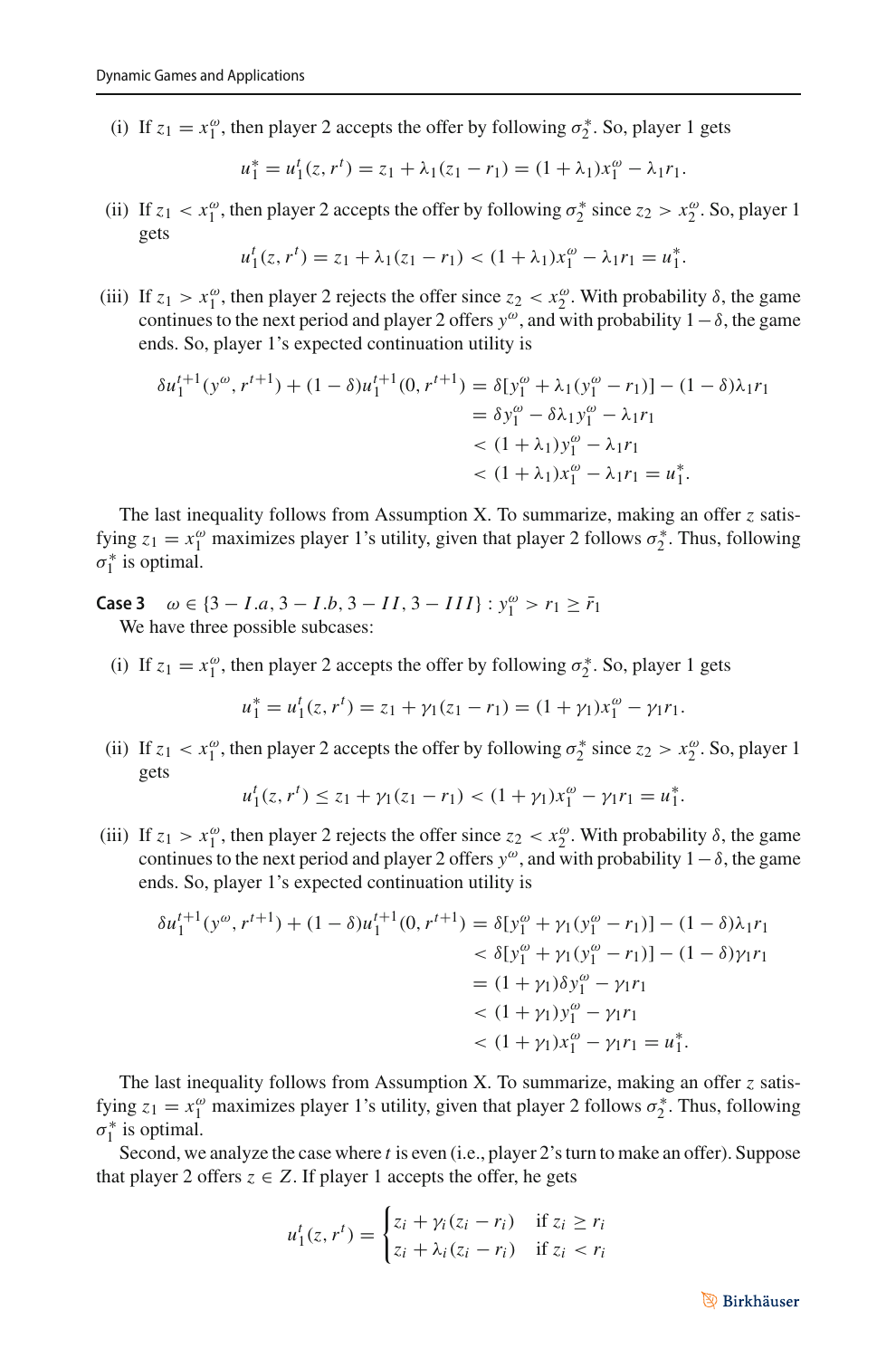(i) If $z_1 = x_1^\omega$, then player 2 accepts the offer by following $\sigma_2^*$. So, player 1 gets

$$u_1^* = u_1^t(z, r^t) = z_1 + \lambda_1(z_1 - r_1) = (1 + \lambda_1)x_1^\omega - \lambda_1 r_1.$$

(ii) If $z_1 < x_1^\omega$, then player 2 accepts the offer by following $\sigma_2^*$ since $z_2 > x_2^\omega$. So, player 1 gets

$$u_1^t(z, r^t) = z_1 + \lambda_1(z_1 - r_1) < (1 + \lambda_1)x_1^\omega - \lambda_1 r_1 = u_1^*.$$

(iii) If $z_1 > x_1^\omega$, then player 2 rejects the offer since $z_2 < x_2^\omega$. With probability $\delta$, the game continues to the next period and player 2 offers $y^\omega$, and with probability $1 - \delta$, the game ends. So, player 1's expected continuation utility is

$$\begin{aligned}
\delta u_1^{t+1}(y^\omega, r^{t+1}) + (1 - \delta)u_1^{t+1}(0, r^{t+1}) &= \delta[y_1^\omega + \lambda_1(y_1^\omega - r_1)] - (1 - \delta)\lambda_1 r_1 \\
&= \delta y_1^\omega - \delta\lambda_1 y_1^\omega - \lambda_1 r_1 \\
&< (1 + \lambda_1)y_1^\omega - \lambda_1 r_1 \\
&< (1 + \lambda_1)x_1^\omega - \lambda_1 r_1 = u_1^*.
\end{aligned}$$

The last inequality follows from Assumption X. To summarize, making an offer $z$ satisfying $z_1 = x_1^\omega$ maximizes player 1's utility, given that player 2 follows $\sigma_2^*$. Thus, following $\sigma_1^*$ is optimal.

**Case 3** $\omega \in \{3 - I.a, 3 - I.b, 3 - II, 3 - III\} : y_1^\omega > r_1 \geq \bar{r}_1$

We have three possible subcases:

(i) If $z_1 = x_1^\omega$, then player 2 accepts the offer by following $\sigma_2^*$. So, player 1 gets

$$u_1^* = u_1^t(z, r^t) = z_1 + \gamma_1(z_1 - r_1) = (1 + \gamma_1)x_1^\omega - \gamma_1 r_1.$$

(ii) If $z_1 < x_1^\omega$, then player 2 accepts the offer by following $\sigma_2^*$ since $z_2 > x_2^\omega$. So, player 1 gets

$$u_1^t(z, r^t) \leq z_1 + \gamma_1(z_1 - r_1) < (1 + \gamma_1)x_1^\omega - \gamma_1 r_1 = u_1^*.$$

(iii) If $z_1 > x_1^\omega$, then player 2 rejects the offer since $z_2 < x_2^\omega$. With probability $\delta$, the game continues to the next period and player 2 offers $y^\omega$, and with probability $1 - \delta$, the game ends. So, player 1's expected continuation utility is

$$\begin{aligned}
\delta u_1^{t+1}(y^\omega, r^{t+1}) + (1 - \delta)u_1^{t+1}(0, r^{t+1}) &= \delta[y_1^\omega + \gamma_1(y_1^\omega - r_1)] - (1 - \delta)\lambda_1 r_1 \\
&< \delta[y_1^\omega + \gamma_1(y_1^\omega - r_1)] - (1 - \delta)\gamma_1 r_1 \\
&= (1 + \gamma_1)\delta y_1^\omega - \gamma_1 r_1 \\
&< (1 + \gamma_1)y_1^\omega - \gamma_1 r_1 \\
&< (1 + \gamma_1)x_1^\omega - \gamma_1 r_1 = u_1^*.
\end{aligned}$$

The last inequality follows from Assumption X. To summarize, making an offer $z$ satisfying $z_1 = x_1^\omega$ maximizes player 1's utility, given that player 2 follows $\sigma_2^*$. Thus, following $\sigma_1^*$ is optimal.

Second, we analyze the case where $t$ is even (i.e., player 2's turn to make an offer). Suppose that player 2 offers $z \in Z$. If player 1 accepts the offer, he gets

$$u_1^t(z, r^t) = \begin{cases} z_i + \gamma_i(z_i - r_i) & \text{if } z_i \geq r_i \\ z_i + \lambda_i(z_i - r_i) & \text{if } z_i < r_i \end{cases}$$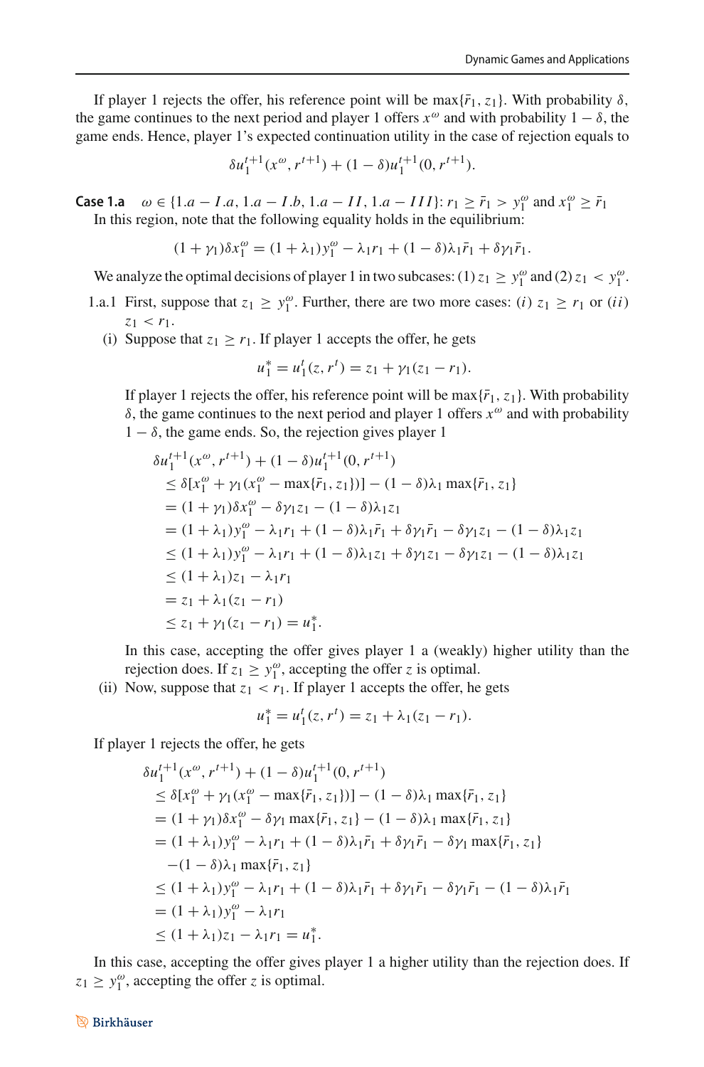If player 1 rejects the offer, his reference point will be $\max\{\bar{r}_1, z_1\}$. With probability $\delta$, the game continues to the next period and player 1 offers $x^\omega$ and with probability $1-\delta$, the game ends. Hence, player 1's expected continuation utility in the case of rejection equals to

$$\delta u_1^{t+1}(x^\omega, r^{t+1}) + (1-\delta) u_1^{t+1}(0, r^{t+1}).$$

**Case 1.a** $\omega \in \{1.a-I.a, 1.a-I.b, 1.a-II, 1.a-III\}$: $r_1 \geq \bar{r}_1 > y_1^\omega$ and $x_1^\omega \geq \bar{r}_1$

In this region, note that the following equality holds in the equilibrium:

$$(1+\gamma_1)\delta x_1^\omega = (1+\lambda_1) y_1^\omega - \lambda_1 r_1 + (1-\delta)\lambda_1 \bar{r}_1 + \delta\gamma_1\bar{r}_1.$$

We analyze the optimal decisions of player 1 in two subcases: (1) $z_1 \geq y_1^\omega$ and (2) $z_1 < y_1^\omega$.

1.a.1 First, suppose that $z_1 \geq y_1^\omega$. Further, there are two more cases: $(i)$ $z_1 \geq r_1$ or $(ii)$ $z_1 < r_1$.

(i) Suppose that $z_1 \geq r_1$. If player 1 accepts the offer, he gets

$$u_1^* = u_1^t(z, r^t) = z_1 + \gamma_1(z_1 - r_1).$$

If player 1 rejects the offer, his reference point will be $\max\{\bar{r}_1, z_1\}$. With probability $\delta$, the game continues to the next period and player 1 offers $x^\omega$ and with probability $1-\delta$, the game ends. So, the rejection gives player 1

$$\begin{aligned}
&\delta u_1^{t+1}(x^\omega, r^{t+1}) + (1-\delta) u_1^{t+1}(0, r^{t+1}) \\
&\leq \delta[x_1^\omega + \gamma_1(x_1^\omega - \max\{\bar{r}_1, z_1\})] - (1-\delta)\lambda_1 \max\{\bar{r}_1, z_1\} \\
&= (1+\gamma_1)\delta x_1^\omega - \delta\gamma_1 z_1 - (1-\delta)\lambda_1 z_1 \\
&= (1+\lambda_1) y_1^\omega - \lambda_1 r_1 + (1-\delta)\lambda_1\bar{r}_1 + \delta\gamma_1\bar{r}_1 - \delta\gamma_1 z_1 - (1-\delta)\lambda_1 z_1 \\
&\leq (1+\lambda_1) y_1^\omega - \lambda_1 r_1 + (1-\delta)\lambda_1 z_1 + \delta\gamma_1 z_1 - \delta\gamma_1 z_1 - (1-\delta)\lambda_1 z_1 \\
&\leq (1+\lambda_1) z_1 - \lambda_1 r_1 \\
&= z_1 + \lambda_1(z_1 - r_1) \\
&\leq z_1 + \gamma_1(z_1 - r_1) = u_1^*.
\end{aligned}$$

In this case, accepting the offer gives player 1 a (weakly) higher utility than the rejection does. If $z_1 \geq y_1^\omega$, accepting the offer $z$ is optimal.

(ii) Now, suppose that $z_1 < r_1$. If player 1 accepts the offer, he gets

$$u_1^* = u_1^t(z, r^t) = z_1 + \lambda_1(z_1 - r_1).$$

If player 1 rejects the offer, he gets

$$\begin{aligned}
&\delta u_1^{t+1}(x^\omega, r^{t+1}) + (1-\delta) u_1^{t+1}(0, r^{t+1}) \\
&\leq \delta[x_1^\omega + \gamma_1(x_1^\omega - \max\{\bar{r}_1, z_1\})] - (1-\delta)\lambda_1 \max\{\bar{r}_1, z_1\} \\
&= (1+\gamma_1)\delta x_1^\omega - \delta\gamma_1 \max\{\bar{r}_1, z_1\} - (1-\delta)\lambda_1 \max\{\bar{r}_1, z_1\} \\
&= (1+\lambda_1) y_1^\omega - \lambda_1 r_1 + (1-\delta)\lambda_1\bar{r}_1 + \delta\gamma_1\bar{r}_1 - \delta\gamma_1 \max\{\bar{r}_1, z_1\} \\
&\quad -(1-\delta)\lambda_1 \max\{\bar{r}_1, z_1\} \\
&\leq (1+\lambda_1) y_1^\omega - \lambda_1 r_1 + (1-\delta)\lambda_1\bar{r}_1 + \delta\gamma_1\bar{r}_1 - \delta\gamma_1\bar{r}_1 - (1-\delta)\lambda_1\bar{r}_1 \\
&= (1+\lambda_1) y_1^\omega - \lambda_1 r_1 \\
&\leq (1+\lambda_1) z_1 - \lambda_1 r_1 = u_1^*.
\end{aligned}$$

In this case, accepting the offer gives player 1 a higher utility than the rejection does. If $z_1 \geq y_1^\omega$, accepting the offer $z$ is optimal.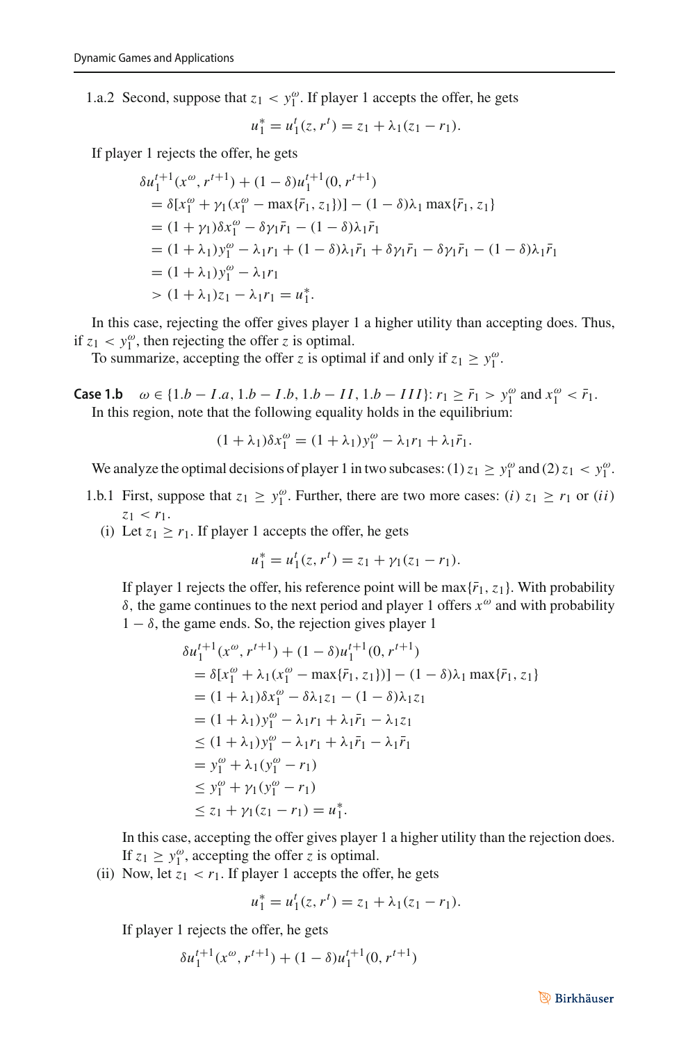1.a.2 Second, suppose that $z_1 < y_1^\omega$. If player 1 accepts the offer, he gets

$$u_1^* = u_1^t(z, r^t) = z_1 + \lambda_1(z_1 - r_1).$$

If player 1 rejects the offer, he gets

$$\begin{aligned}
&\delta u_1^{t+1}(x^\omega, r^{t+1}) + (1-\delta)u_1^{t+1}(0, r^{t+1}) \\
&= \delta[x_1^\omega + \gamma_1(x_1^\omega - \max\{\bar{r}_1, z_1\})] - (1-\delta)\lambda_1 \max\{\bar{r}_1, z_1\} \\
&= (1+\gamma_1)\delta x_1^\omega - \delta\gamma_1\bar{r}_1 - (1-\delta)\lambda_1\bar{r}_1 \\
&= (1+\lambda_1)y_1^\omega - \lambda_1 r_1 + (1-\delta)\lambda_1\bar{r}_1 + \delta\gamma_1\bar{r}_1 - \delta\gamma_1\bar{r}_1 - (1-\delta)\lambda_1\bar{r}_1 \\
&= (1+\lambda_1)y_1^\omega - \lambda_1 r_1 \\
&> (1+\lambda_1)z_1 - \lambda_1 r_1 = u_1^*.
\end{aligned}$$

In this case, rejecting the offer gives player 1 a higher utility than accepting does. Thus, if $z_1 < y_1^\omega$, then rejecting the offer $z$ is optimal.

To summarize, accepting the offer $z$ is optimal if and only if $z_1 \geq y_1^\omega$.

**Case 1.b** $\omega \in \{1.b - I.a, 1.b - I.b, 1.b - II, 1.b - III\}$: $r_1 \geq \bar{r}_1 > y_1^\omega$ and $x_1^\omega < \bar{r}_1$.
In this region, note that the following equality holds in the equilibrium:

$$(1+\lambda_1)\delta x_1^\omega = (1+\lambda_1)y_1^\omega - \lambda_1 r_1 + \lambda_1\bar{r}_1.$$

We analyze the optimal decisions of player 1 in two subcases: (1) $z_1 \geq y_1^\omega$ and (2) $z_1 < y_1^\omega$.

1.b.1 First, suppose that $z_1 \geq y_1^\omega$. Further, there are two more cases: $(i)$ $z_1 \geq r_1$ or $(ii)$ $z_1 < r_1$.

(i) Let $z_1 \geq r_1$. If player 1 accepts the offer, he gets

$$u_1^* = u_1^t(z, r^t) = z_1 + \gamma_1(z_1 - r_1).$$

If player 1 rejects the offer, his reference point will be $\max\{\bar{r}_1, z_1\}$. With probability $\delta$, the game continues to the next period and player 1 offers $x^\omega$ and with probability $1-\delta$, the game ends. So, the rejection gives player 1

$$\begin{aligned}
&\delta u_1^{t+1}(x^\omega, r^{t+1}) + (1-\delta)u_1^{t+1}(0, r^{t+1}) \\
&= \delta[x_1^\omega + \lambda_1(x_1^\omega - \max\{\bar{r}_1, z_1\})] - (1-\delta)\lambda_1 \max\{\bar{r}_1, z_1\} \\
&= (1+\lambda_1)\delta x_1^\omega - \delta\lambda_1 z_1 - (1-\delta)\lambda_1 z_1 \\
&= (1+\lambda_1)y_1^\omega - \lambda_1 r_1 + \lambda_1\bar{r}_1 - \lambda_1 z_1 \\
&\leq (1+\lambda_1)y_1^\omega - \lambda_1 r_1 + \lambda_1\bar{r}_1 - \lambda_1\bar{r}_1 \\
&= y_1^\omega + \lambda_1(y_1^\omega - r_1) \\
&\leq y_1^\omega + \gamma_1(y_1^\omega - r_1) \\
&\leq z_1 + \gamma_1(z_1 - r_1) = u_1^*.
\end{aligned}$$

In this case, accepting the offer gives player 1 a higher utility than the rejection does. If $z_1 \geq y_1^\omega$, accepting the offer $z$ is optimal.

(ii) Now, let $z_1 < r_1$. If player 1 accepts the offer, he gets

$$u_1^* = u_1^t(z, r^t) = z_1 + \lambda_1(z_1 - r_1).$$

If player 1 rejects the offer, he gets

$$\delta u_1^{t+1}(x^\omega, r^{t+1}) + (1-\delta)u_1^{t+1}(0, r^{t+1})$$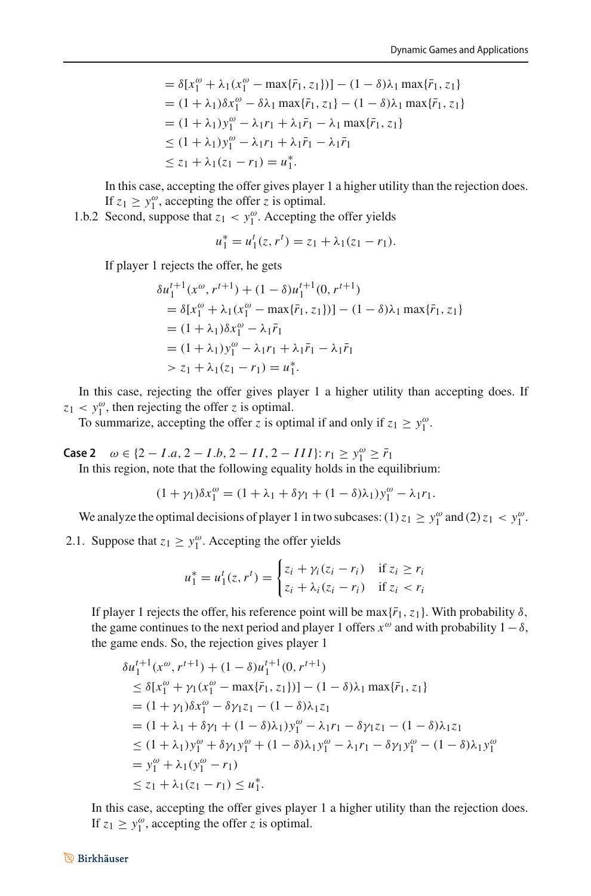$$
\begin{aligned}
&= \delta[x_1^\omega + \lambda_1(x_1^\omega - \max\{\bar{r}_1, z_1\})] - (1-\delta)\lambda_1 \max\{\bar{r}_1, z_1\} \\
&= (1+\lambda_1)\delta x_1^\omega - \delta\lambda_1 \max\{\bar{r}_1, z_1\} - (1-\delta)\lambda_1 \max\{\bar{r}_1, z_1\} \\
&= (1+\lambda_1) y_1^\omega - \lambda_1 r_1 + \lambda_1 \bar{r}_1 - \lambda_1 \max\{\bar{r}_1, z_1\} \\
&\le (1+\lambda_1) y_1^\omega - \lambda_1 r_1 + \lambda_1 \bar{r}_1 - \lambda_1 \bar{r}_1 \\
&\le z_1 + \lambda_1(z_1 - r_1) = u_1^*.
\end{aligned}
$$

In this case, accepting the offer gives player 1 a higher utility than the rejection does. If $z_1 \ge y_1^\omega$, accepting the offer $z$ is optimal.

1.b.2 Second, suppose that $z_1 < y_1^\omega$. Accepting the offer yields

$$
u_1^* = u_1^t(z, r^t) = z_1 + \lambda_1(z_1 - r_1).
$$

If player 1 rejects the offer, he gets

$$
\begin{aligned}
&\delta u_1^{t+1}(x^\omega, r^{t+1}) + (1-\delta) u_1^{t+1}(0, r^{t+1}) \\
&\quad = \delta[x_1^\omega + \lambda_1(x_1^\omega - \max\{\bar{r}_1, z_1\})] - (1-\delta)\lambda_1 \max\{\bar{r}_1, z_1\} \\
&\quad = (1+\lambda_1)\delta x_1^\omega - \lambda_1 \bar{r}_1 \\
&\quad = (1+\lambda_1) y_1^\omega - \lambda_1 r_1 + \lambda_1 \bar{r}_1 - \lambda_1 \bar{r}_1 \\
&\quad > z_1 + \lambda_1(z_1 - r_1) = u_1^*.
\end{aligned}
$$

In this case, rejecting the offer gives player 1 a higher utility than accepting does. If $z_1 < y_1^\omega$, then rejecting the offer $z$ is optimal.

To summarize, accepting the offer $z$ is optimal if and only if $z_1 \ge y_1^\omega$.

**Case 2** $\omega \in \{2-I.a, 2-I.b, 2-II, 2-III\}$: $r_1 \ge y_1^\omega \ge \bar{r}_1$

In this region, note that the following equality holds in the equilibrium:

$$
(1+\gamma_1)\delta x_1^\omega = (1+\lambda_1+\delta\gamma_1+(1-\delta)\lambda_1) y_1^\omega - \lambda_1 r_1.
$$

We analyze the optimal decisions of player 1 in two subcases: (1) $z_1 \ge y_1^\omega$ and (2) $z_1 < y_1^\omega$.

2.1. Suppose that $z_1 \ge y_1^\omega$. Accepting the offer yields

$$
u_1^* = u_1^t(z, r^t) = \begin{cases} z_i + \gamma_i(z_i - r_i) & \text{if } z_i \ge r_i \\ z_i + \lambda_i(z_i - r_i) & \text{if } z_i < r_i \end{cases}
$$

If player 1 rejects the offer, his reference point will be $\max\{\bar{r}_1, z_1\}$. With probability $\delta$, the game continues to the next period and player 1 offers $x^\omega$ and with probability $1-\delta$, the game ends. So, the rejection gives player 1

$$
\begin{aligned}
&\delta u_1^{t+1}(x^\omega, r^{t+1}) + (1-\delta) u_1^{t+1}(0, r^{t+1}) \\
&\quad \le \delta[x_1^\omega + \gamma_1(x_1^\omega - \max\{\bar{r}_1, z_1\})] - (1-\delta)\lambda_1 \max\{\bar{r}_1, z_1\} \\
&\quad = (1+\gamma_1)\delta x_1^\omega - \delta\gamma_1 z_1 - (1-\delta)\lambda_1 z_1 \\
&\quad = (1+\lambda_1+\delta\gamma_1+(1-\delta)\lambda_1) y_1^\omega - \lambda_1 r_1 - \delta\gamma_1 z_1 - (1-\delta)\lambda_1 z_1 \\
&\quad \le (1+\lambda_1) y_1^\omega + \delta\gamma_1 y_1^\omega + (1-\delta)\lambda_1 y_1^\omega - \lambda_1 r_1 - \delta\gamma_1 y_1^\omega - (1-\delta)\lambda_1 y_1^\omega \\
&\quad = y_1^\omega + \lambda_1(y_1^\omega - r_1) \\
&\quad \le z_1 + \lambda_1(z_1 - r_1) \le u_1^*.
\end{aligned}
$$

In this case, accepting the offer gives player 1 a higher utility than the rejection does. If $z_1 \ge y_1^\omega$, accepting the offer $z$ is optimal.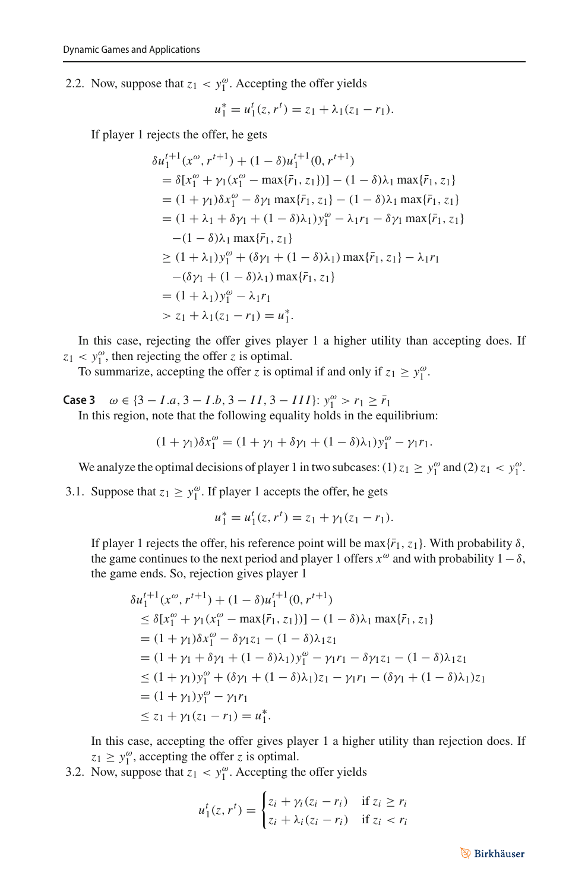2.2. Now, suppose that $z_1 < y_1^\omega$. Accepting the offer yields

$$u_1^* = u_1^t(z, r^t) = z_1 + \lambda_1(z_1 - r_1).$$

If player 1 rejects the offer, he gets

$$\begin{aligned}
&\delta u_1^{t+1}(x^\omega, r^{t+1}) + (1-\delta)u_1^{t+1}(0, r^{t+1}) \\
&= \delta[x_1^\omega + \gamma_1(x_1^\omega - \max\{\bar{r}_1, z_1\})] - (1-\delta)\lambda_1 \max\{\bar{r}_1, z_1\} \\
&= (1+\gamma_1)\delta x_1^\omega - \delta\gamma_1 \max\{\bar{r}_1, z_1\} - (1-\delta)\lambda_1 \max\{\bar{r}_1, z_1\} \\
&= (1+\lambda_1+\delta\gamma_1+(1-\delta)\lambda_1)y_1^\omega - \lambda_1 r_1 - \delta\gamma_1 \max\{\bar{r}_1, z_1\} \\
&\quad -(1-\delta)\lambda_1 \max\{\bar{r}_1, z_1\} \\
&\geq (1+\lambda_1)y_1^\omega + (\delta\gamma_1 + (1-\delta)\lambda_1)\max\{\bar{r}_1, z_1\} - \lambda_1 r_1 \\
&\quad -(\delta\gamma_1 + (1-\delta)\lambda_1)\max\{\bar{r}_1, z_1\} \\
&= (1+\lambda_1)y_1^\omega - \lambda_1 r_1 \\
&> z_1 + \lambda_1(z_1 - r_1) = u_1^*.
\end{aligned}$$

In this case, rejecting the offer gives player 1 a higher utility than accepting does. If $z_1 < y_1^\omega$, then rejecting the offer $z$ is optimal.

To summarize, accepting the offer $z$ is optimal if and only if $z_1 \geq y_1^\omega$.

**Case 3** $\omega \in \{3-I.a, 3-I.b, 3-II, 3-III\}$: $y_1^\omega > r_1 \geq \bar{r}_1$

In this region, note that the following equality holds in the equilibrium:

$$(1+\gamma_1)\delta x_1^\omega = (1+\gamma_1+\delta\gamma_1+(1-\delta)\lambda_1)y_1^\omega - \gamma_1 r_1.$$

We analyze the optimal decisions of player 1 in two subcases: (1) $z_1 \geq y_1^\omega$ and (2) $z_1 < y_1^\omega$.

3.1. Suppose that $z_1 \geq y_1^\omega$. If player 1 accepts the offer, he gets

$$u_1^* = u_1^t(z, r^t) = z_1 + \gamma_1(z_1 - r_1).$$

If player 1 rejects the offer, his reference point will be $\max\{\bar{r}_1, z_1\}$. With probability $\delta$, the game continues to the next period and player 1 offers $x^\omega$ and with probability $1-\delta$, the game ends. So, rejection gives player 1

$$\begin{aligned}
&\delta u_1^{t+1}(x^\omega, r^{t+1}) + (1-\delta)u_1^{t+1}(0, r^{t+1}) \\
&\leq \delta[x_1^\omega + \gamma_1(x_1^\omega - \max\{\bar{r}_1, z_1\})] - (1-\delta)\lambda_1 \max\{\bar{r}_1, z_1\} \\
&= (1+\gamma_1)\delta x_1^\omega - \delta\gamma_1 z_1 - (1-\delta)\lambda_1 z_1 \\
&= (1+\gamma_1+\delta\gamma_1+(1-\delta)\lambda_1)y_1^\omega - \gamma_1 r_1 - \delta\gamma_1 z_1 - (1-\delta)\lambda_1 z_1 \\
&\leq (1+\gamma_1)y_1^\omega + (\delta\gamma_1+(1-\delta)\lambda_1)z_1 - \gamma_1 r_1 - (\delta\gamma_1+(1-\delta)\lambda_1)z_1 \\
&= (1+\gamma_1)y_1^\omega - \gamma_1 r_1 \\
&\leq z_1 + \gamma_1(z_1 - r_1) = u_1^*.
\end{aligned}$$

In this case, accepting the offer gives player 1 a higher utility than rejection does. If $z_1 \geq y_1^\omega$, accepting the offer $z$ is optimal.

3.2. Now, suppose that $z_1 < y_1^\omega$. Accepting the offer yields

$$u_1^t(z, r^t) = \begin{cases} z_i + \gamma_i(z_i - r_i) & \text{if } z_i \geq r_i \\ z_i + \lambda_i(z_i - r_i) & \text{if } z_i < r_i \end{cases}$$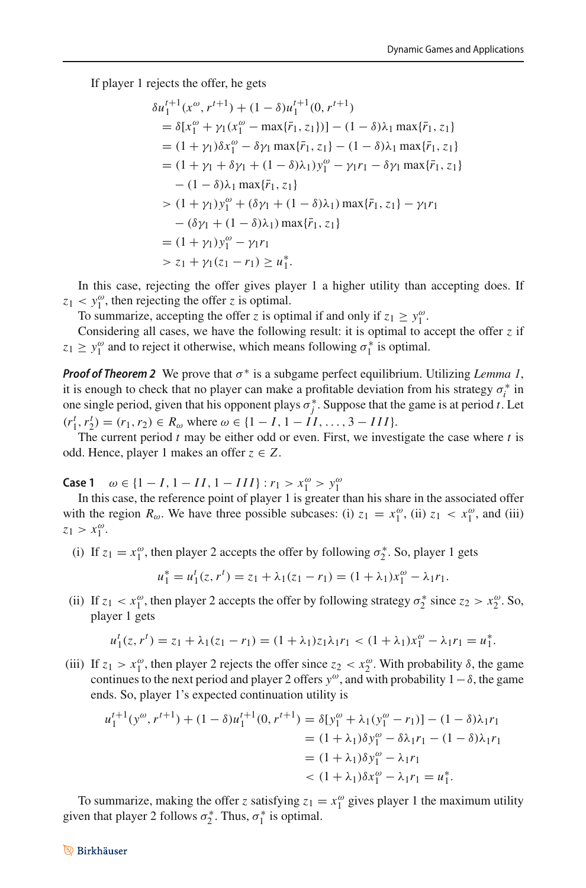If player 1 rejects the offer, he gets

$$
\begin{aligned}
&\delta u_1^{t+1}(x^\omega, r^{t+1}) + (1-\delta)u_1^{t+1}(0, r^{t+1}) \\
&= \delta[x_1^\omega + \gamma_1(x_1^\omega - \max\{\bar{r}_1, z_1\})] - (1-\delta)\lambda_1 \max\{\bar{r}_1, z_1\} \\
&= (1+\gamma_1)\delta x_1^\omega - \delta\gamma_1 \max\{\bar{r}_1, z_1\} - (1-\delta)\lambda_1 \max\{\bar{r}_1, z_1\} \\
&= (1+\gamma_1+\delta\gamma_1+(1-\delta)\lambda_1)y_1^\omega - \gamma_1 r_1 - \delta\gamma_1 \max\{\bar{r}_1, z_1\} \\
&\quad - (1-\delta)\lambda_1 \max\{\bar{r}_1, z_1\} \\
&> (1+\gamma_1)y_1^\omega + (\delta\gamma_1 + (1-\delta)\lambda_1)\max\{\bar{r}_1, z_1\} - \gamma_1 r_1 \\
&\quad - (\delta\gamma_1 + (1-\delta)\lambda_1)\max\{\bar{r}_1, z_1\} \\
&= (1+\gamma_1)y_1^\omega - \gamma_1 r_1 \\
&> z_1 + \gamma_1(z_1 - r_1) \geq u_1^*.
\end{aligned}
$$

In this case, rejecting the offer gives player 1 a higher utility than accepting does. If $z_1 < y_1^\omega$, then rejecting the offer $z$ is optimal.

To summarize, accepting the offer $z$ is optimal if and only if $z_1 \geq y_1^\omega$.

Considering all cases, we have the following result: it is optimal to accept the offer $z$ if $z_1 \geq y_1^\omega$ and to reject it otherwise, which means following $\sigma_1^*$ is optimal.

***Proof of Theorem 2*** We prove that $\sigma^*$ is a subgame perfect equilibrium. Utilizing *Lemma 1*, it is enough to check that no player can make a profitable deviation from his strategy $\sigma_i^*$ in one single period, given that his opponent plays $\sigma_j^*$. Suppose that the game is at period $t$. Let $(r_1^t, r_2^t) = (r_1, r_2) \in R_\omega$ where $\omega \in \{1-I, 1-II, \ldots, 3-III\}$.

The current period $t$ may be either odd or even. First, we investigate the case where $t$ is odd. Hence, player 1 makes an offer $z \in Z$.

**Case 1** $\omega \in \{1-I, 1-II, 1-III\} : r_1 > x_1^\omega > y_1^\omega$

In this case, the reference point of player 1 is greater than his share in the associated offer with the region $R_\omega$. We have three possible subcases: (i) $z_1 = x_1^\omega$, (ii) $z_1 < x_1^\omega$, and (iii) $z_1 > x_1^\omega$.

(i) If $z_1 = x_1^\omega$, then player 2 accepts the offer by following $\sigma_2^*$. So, player 1 gets

$$u_1^* = u_1^t(z, r^t) = z_1 + \lambda_1(z_1 - r_1) = (1+\lambda_1)x_1^\omega - \lambda_1 r_1.$$

(ii) If $z_1 < x_1^\omega$, then player 2 accepts the offer by following strategy $\sigma_2^*$ since $z_2 > x_2^\omega$. So, player 1 gets

$$u_1^t(z, r^t) = z_1 + \lambda_1(z_1 - r_1) = (1+\lambda_1)z_1\lambda_1 r_1 < (1+\lambda_1)x_1^\omega - \lambda_1 r_1 = u_1^*.$$

(iii) If $z_1 > x_1^\omega$, then player 2 rejects the offer since $z_2 < x_2^\omega$. With probability $\delta$, the game continues to the next period and player 2 offers $y^\omega$, and with probability $1-\delta$, the game ends. So, player 1's expected continuation utility is

$$
\begin{aligned}
u_1^{t+1}(y^\omega, r^{t+1}) + (1-\delta)u_1^{t+1}(0, r^{t+1}) &= \delta[y_1^\omega + \lambda_1(y_1^\omega - r_1)] - (1-\delta)\lambda_1 r_1 \\
&= (1+\lambda_1)\delta y_1^\omega - \delta\lambda_1 r_1 - (1-\delta)\lambda_1 r_1 \\
&= (1+\lambda_1)\delta y_1^\omega - \lambda_1 r_1 \\
&< (1+\lambda_1)\delta x_1^\omega - \lambda_1 r_1 = u_1^*.
\end{aligned}
$$

To summarize, making the offer $z$ satisfying $z_1 = x_1^\omega$ gives player 1 the maximum utility given that player 2 follows $\sigma_2^*$. Thus, $\sigma_1^*$ is optimal.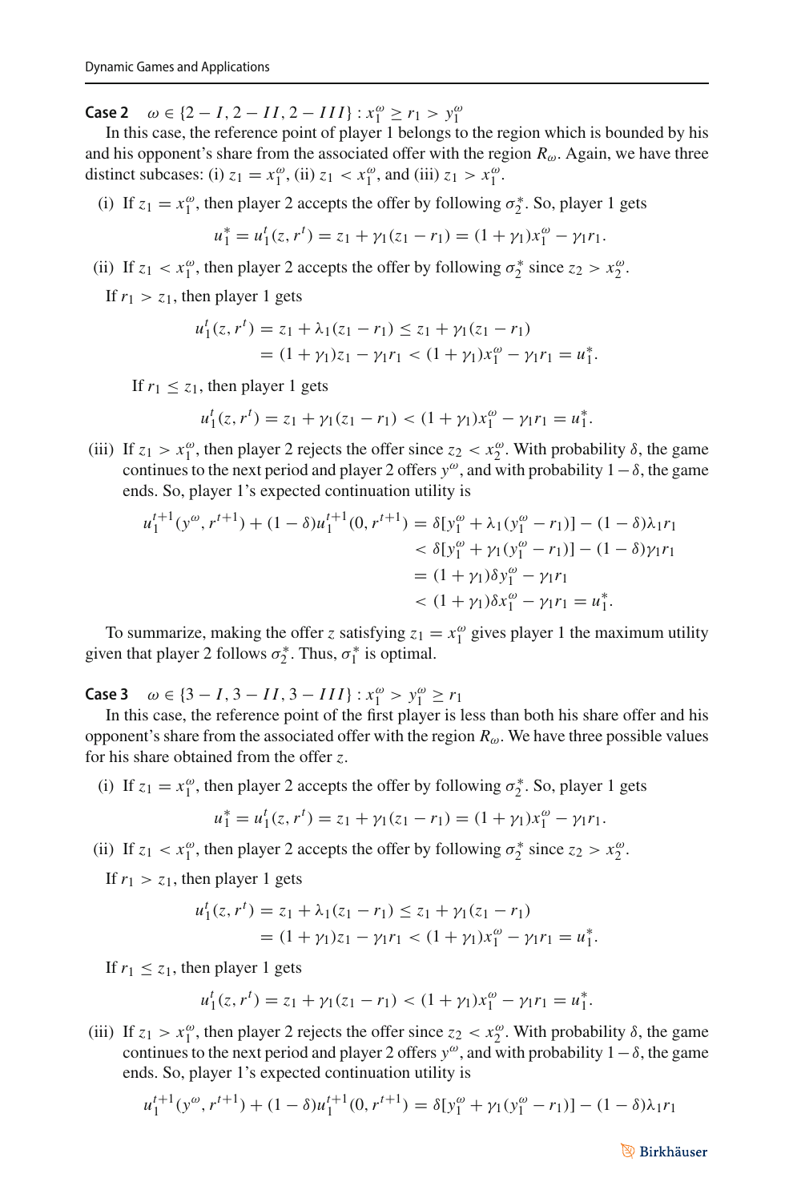**Case 2** $\omega \in \{2-I, 2-II, 2-III\} : x_1^\omega \geq r_1 > y_1^\omega$

In this case, the reference point of player 1 belongs to the region which is bounded by his and his opponent's share from the associated offer with the region $R_\omega$. Again, we have three distinct subcases: (i) $z_1 = x_1^\omega$, (ii) $z_1 < x_1^\omega$, and (iii) $z_1 > x_1^\omega$.

(i) If $z_1 = x_1^\omega$, then player 2 accepts the offer by following $\sigma_2^*$. So, player 1 gets

$$u_1^* = u_1^t(z, r^t) = z_1 + \gamma_1(z_1 - r_1) = (1+\gamma_1)x_1^\omega - \gamma_1 r_1.$$

(ii) If $z_1 < x_1^\omega$, then player 2 accepts the offer by following $\sigma_2^*$ since $z_2 > x_2^\omega$.

If $r_1 > z_1$, then player 1 gets

$$\begin{aligned} u_1^t(z, r^t) &= z_1 + \lambda_1(z_1 - r_1) \leq z_1 + \gamma_1(z_1 - r_1) \\ &= (1+\gamma_1)z_1 - \gamma_1 r_1 < (1+\gamma_1)x_1^\omega - \gamma_1 r_1 = u_1^*. \end{aligned}$$

If $r_1 \leq z_1$, then player 1 gets

$$u_1^t(z, r^t) = z_1 + \gamma_1(z_1 - r_1) < (1+\gamma_1)x_1^\omega - \gamma_1 r_1 = u_1^*.$$

(iii) If $z_1 > x_1^\omega$, then player 2 rejects the offer since $z_2 < x_2^\omega$. With probability $\delta$, the game continues to the next period and player 2 offers $y^\omega$, and with probability $1-\delta$, the game ends. So, player 1's expected continuation utility is

$$\begin{aligned} u_1^{t+1}(y^\omega, r^{t+1}) + (1-\delta)u_1^{t+1}(0, r^{t+1}) &= \delta[y_1^\omega + \lambda_1(y_1^\omega - r_1)] - (1-\delta)\lambda_1 r_1 \\ &< \delta[y_1^\omega + \gamma_1(y_1^\omega - r_1)] - (1-\delta)\gamma_1 r_1 \\ &= (1+\gamma_1)\delta y_1^\omega - \gamma_1 r_1 \\ &< (1+\gamma_1)\delta x_1^\omega - \gamma_1 r_1 = u_1^*. \end{aligned}$$

To summarize, making the offer $z$ satisfying $z_1 = x_1^\omega$ gives player 1 the maximum utility given that player 2 follows $\sigma_2^*$. Thus, $\sigma_1^*$ is optimal.

**Case 3** $\omega \in \{3-I, 3-II, 3-III\} : x_1^\omega > y_1^\omega \geq r_1$

In this case, the reference point of the first player is less than both his share offer and his opponent's share from the associated offer with the region $R_\omega$. We have three possible values for his share obtained from the offer $z$.

(i) If $z_1 = x_1^\omega$, then player 2 accepts the offer by following $\sigma_2^*$. So, player 1 gets

$$u_1^* = u_1^t(z, r^t) = z_1 + \gamma_1(z_1 - r_1) = (1+\gamma_1)x_1^\omega - \gamma_1 r_1.$$

(ii) If $z_1 < x_1^\omega$, then player 2 accepts the offer by following $\sigma_2^*$ since $z_2 > x_2^\omega$.

If $r_1 > z_1$, then player 1 gets

$$\begin{aligned} u_1^t(z, r^t) &= z_1 + \lambda_1(z_1 - r_1) \leq z_1 + \gamma_1(z_1 - r_1) \\ &= (1+\gamma_1)z_1 - \gamma_1 r_1 < (1+\gamma_1)x_1^\omega - \gamma_1 r_1 = u_1^*. \end{aligned}$$

If $r_1 \leq z_1$, then player 1 gets

$$u_1^t(z, r^t) = z_1 + \gamma_1(z_1 - r_1) < (1+\gamma_1)x_1^\omega - \gamma_1 r_1 = u_1^*.$$

(iii) If $z_1 > x_1^\omega$, then player 2 rejects the offer since $z_2 < x_2^\omega$. With probability $\delta$, the game continues to the next period and player 2 offers $y^\omega$, and with probability $1-\delta$, the game ends. So, player 1's expected continuation utility is

$$u_1^{t+1}(y^\omega, r^{t+1}) + (1-\delta)u_1^{t+1}(0, r^{t+1}) = \delta[y_1^\omega + \gamma_1(y_1^\omega - r_1)] - (1-\delta)\lambda_1 r_1$$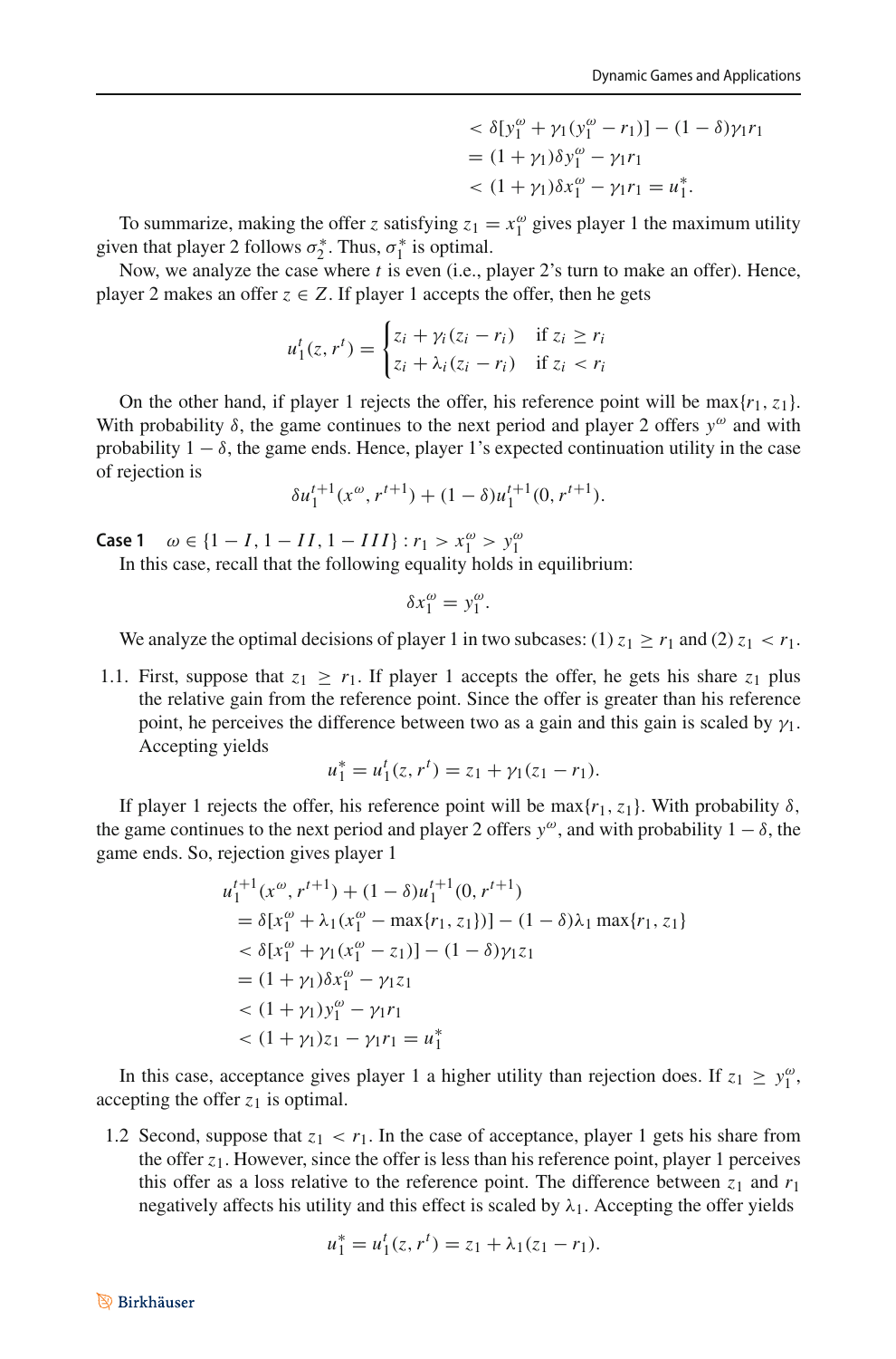$$
\begin{aligned}
&< \delta[y_1^\omega + \gamma_1(y_1^\omega - r_1)] - (1-\delta)\gamma_1 r_1 \\
&= (1+\gamma_1)\delta y_1^\omega - \gamma_1 r_1 \\
&< (1+\gamma_1)\delta x_1^\omega - \gamma_1 r_1 = u_1^*.
\end{aligned}
$$

To summarize, making the offer $z$ satisfying $z_1 = x_1^\omega$ gives player 1 the maximum utility given that player 2 follows $\sigma_2^*$. Thus, $\sigma_1^*$ is optimal.

Now, we analyze the case where $t$ is even (i.e., player 2's turn to make an offer). Hence, player 2 makes an offer $z \in Z$. If player 1 accepts the offer, then he gets

$$
u_1^t(z, r^t) = \begin{cases} z_i + \gamma_i(z_i - r_i) & \text{if } z_i \geq r_i \\ z_i + \lambda_i(z_i - r_i) & \text{if } z_i < r_i \end{cases}
$$

On the other hand, if player 1 rejects the offer, his reference point will be $\max\{r_1, z_1\}$. With probability $\delta$, the game continues to the next period and player 2 offers $y^\omega$ and with probability $1-\delta$, the game ends. Hence, player 1's expected continuation utility in the case of rejection is

$$
\delta u_1^{t+1}(x^\omega, r^{t+1}) + (1-\delta)u_1^{t+1}(0, r^{t+1}).
$$

**Case 1** $\omega \in \{1-I, 1-II, 1-III\} : r_1 > x_1^\omega > y_1^\omega$

In this case, recall that the following equality holds in equilibrium:

$$
\delta x_1^\omega = y_1^\omega.
$$

We analyze the optimal decisions of player 1 in two subcases: (1) $z_1 \geq r_1$ and (2) $z_1 < r_1$.

1.1. First, suppose that $z_1 \geq r_1$. If player 1 accepts the offer, he gets his share $z_1$ plus the relative gain from the reference point. Since the offer is greater than his reference point, he perceives the difference between two as a gain and this gain is scaled by $\gamma_1$. Accepting yields

$$
u_1^* = u_1^t(z, r^t) = z_1 + \gamma_1(z_1 - r_1).
$$

If player 1 rejects the offer, his reference point will be $\max\{r_1, z_1\}$. With probability $\delta$, the game continues to the next period and player 2 offers $y^\omega$, and with probability $1-\delta$, the game ends. So, rejection gives player 1

$$
\begin{aligned}
&u_1^{t+1}(x^\omega, r^{t+1}) + (1-\delta)u_1^{t+1}(0, r^{t+1}) \\
&= \delta[x_1^\omega + \lambda_1(x_1^\omega - \max\{r_1, z_1\})] - (1-\delta)\lambda_1 \max\{r_1, z_1\} \\
&< \delta[x_1^\omega + \gamma_1(x_1^\omega - z_1)] - (1-\delta)\gamma_1 z_1 \\
&= (1+\gamma_1)\delta x_1^\omega - \gamma_1 z_1 \\
&< (1+\gamma_1)y_1^\omega - \gamma_1 r_1 \\
&< (1+\gamma_1)z_1 - \gamma_1 r_1 = u_1^*
\end{aligned}
$$

In this case, acceptance gives player 1 a higher utility than rejection does. If $z_1 \geq y_1^\omega$, accepting the offer $z_1$ is optimal.

1.2 Second, suppose that $z_1 < r_1$. In the case of acceptance, player 1 gets his share from the offer $z_1$. However, since the offer is less than his reference point, player 1 perceives this offer as a loss relative to the reference point. The difference between $z_1$ and $r_1$ negatively affects his utility and this effect is scaled by $\lambda_1$. Accepting the offer yields

$$
u_1^* = u_1^t(z, r^t) = z_1 + \lambda_1(z_1 - r_1).
$$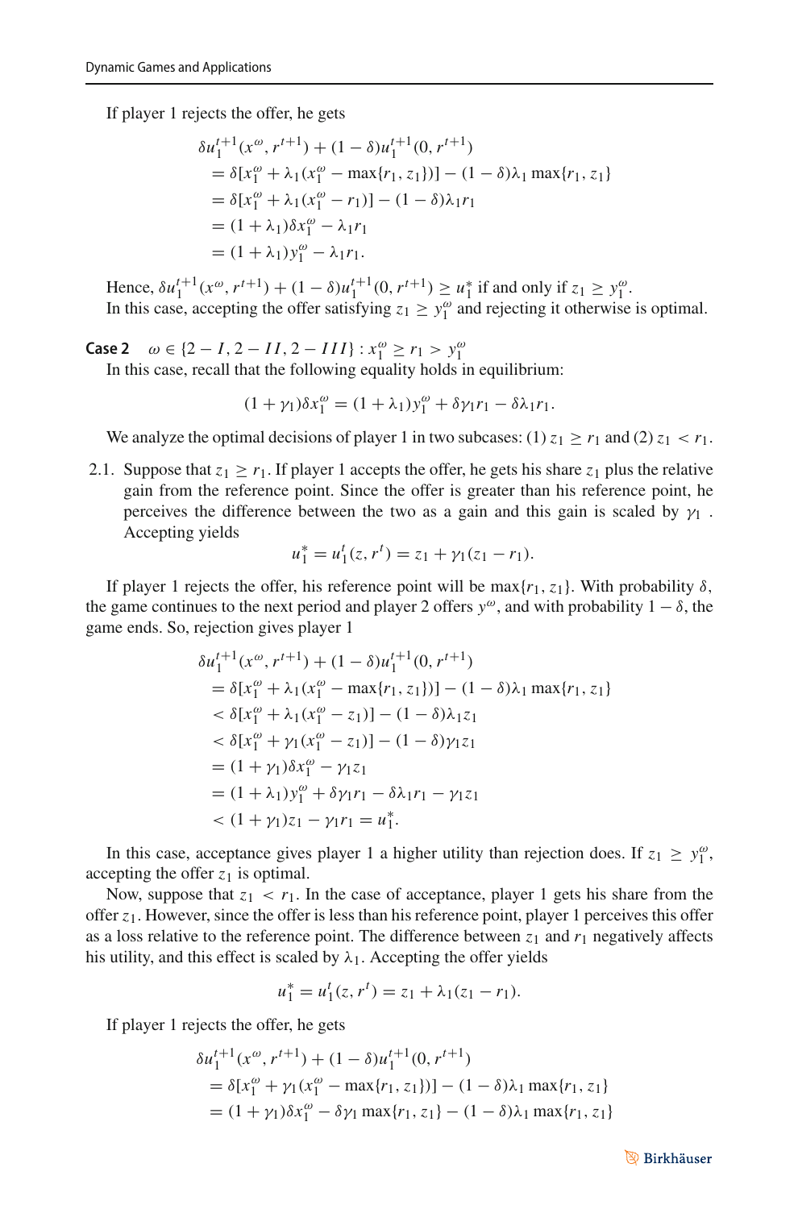If player 1 rejects the offer, he gets

$$
\begin{aligned}
&\delta u_1^{t+1}(x^\omega, r^{t+1}) + (1-\delta)u_1^{t+1}(0, r^{t+1}) \\
&= \delta[x_1^\omega + \lambda_1(x_1^\omega - \max\{r_1, z_1\})] - (1-\delta)\lambda_1 \max\{r_1, z_1\} \\
&= \delta[x_1^\omega + \lambda_1(x_1^\omega - r_1)] - (1-\delta)\lambda_1 r_1 \\
&= (1+\lambda_1)\delta x_1^\omega - \lambda_1 r_1 \\
&= (1+\lambda_1) y_1^\omega - \lambda_1 r_1.
\end{aligned}
$$

Hence, $\delta u_1^{t+1}(x^\omega, r^{t+1}) + (1-\delta)u_1^{t+1}(0, r^{t+1}) \geq u_1^*$ if and only if $z_1 \geq y_1^\omega$.
In this case, accepting the offer satisfying $z_1 \geq y_1^\omega$ and rejecting it otherwise is optimal.

**Case 2** $\omega \in \{2-I, 2-II, 2-III\} : x_1^\omega \geq r_1 > y_1^\omega$
In this case, recall that the following equality holds in equilibrium:

$$
(1+\gamma_1)\delta x_1^\omega = (1+\lambda_1) y_1^\omega + \delta\gamma_1 r_1 - \delta\lambda_1 r_1.
$$

We analyze the optimal decisions of player 1 in two subcases: (1) $z_1 \geq r_1$ and (2) $z_1 < r_1$.

2.1. Suppose that $z_1 \geq r_1$. If player 1 accepts the offer, he gets his share $z_1$ plus the relative gain from the reference point. Since the offer is greater than his reference point, he perceives the difference between the two as a gain and this gain is scaled by $\gamma_1$. Accepting yields

$$
u_1^* = u_1^t(z, r^t) = z_1 + \gamma_1(z_1 - r_1).
$$

If player 1 rejects the offer, his reference point will be $\max\{r_1, z_1\}$. With probability $\delta$, the game continues to the next period and player 2 offers $y^\omega$, and with probability $1-\delta$, the game ends. So, rejection gives player 1

$$
\begin{aligned}
&\delta u_1^{t+1}(x^\omega, r^{t+1}) + (1-\delta)u_1^{t+1}(0, r^{t+1}) \\
&= \delta[x_1^\omega + \lambda_1(x_1^\omega - \max\{r_1, z_1\})] - (1-\delta)\lambda_1 \max\{r_1, z_1\} \\
&< \delta[x_1^\omega + \lambda_1(x_1^\omega - z_1)] - (1-\delta)\lambda_1 z_1 \\
&< \delta[x_1^\omega + \gamma_1(x_1^\omega - z_1)] - (1-\delta)\gamma_1 z_1 \\
&= (1+\gamma_1)\delta x_1^\omega - \gamma_1 z_1 \\
&= (1+\lambda_1) y_1^\omega + \delta\gamma_1 r_1 - \delta\lambda_1 r_1 - \gamma_1 z_1 \\
&< (1+\gamma_1) z_1 - \gamma_1 r_1 = u_1^*.
\end{aligned}
$$

In this case, acceptance gives player 1 a higher utility than rejection does. If $z_1 \geq y_1^\omega$, accepting the offer $z_1$ is optimal.

Now, suppose that $z_1 < r_1$. In the case of acceptance, player 1 gets his share from the offer $z_1$. However, since the offer is less than his reference point, player 1 perceives this offer as a loss relative to the reference point. The difference between $z_1$ and $r_1$ negatively affects his utility, and this effect is scaled by $\lambda_1$. Accepting the offer yields

$$
u_1^* = u_1^t(z, r^t) = z_1 + \lambda_1(z_1 - r_1).
$$

If player 1 rejects the offer, he gets

$$
\begin{aligned}
&\delta u_1^{t+1}(x^\omega, r^{t+1}) + (1-\delta)u_1^{t+1}(0, r^{t+1}) \\
&= \delta[x_1^\omega + \gamma_1(x_1^\omega - \max\{r_1, z_1\})] - (1-\delta)\lambda_1 \max\{r_1, z_1\} \\
&= (1+\gamma_1)\delta x_1^\omega - \delta\gamma_1 \max\{r_1, z_1\} - (1-\delta)\lambda_1 \max\{r_1, z_1\}
\end{aligned}
$$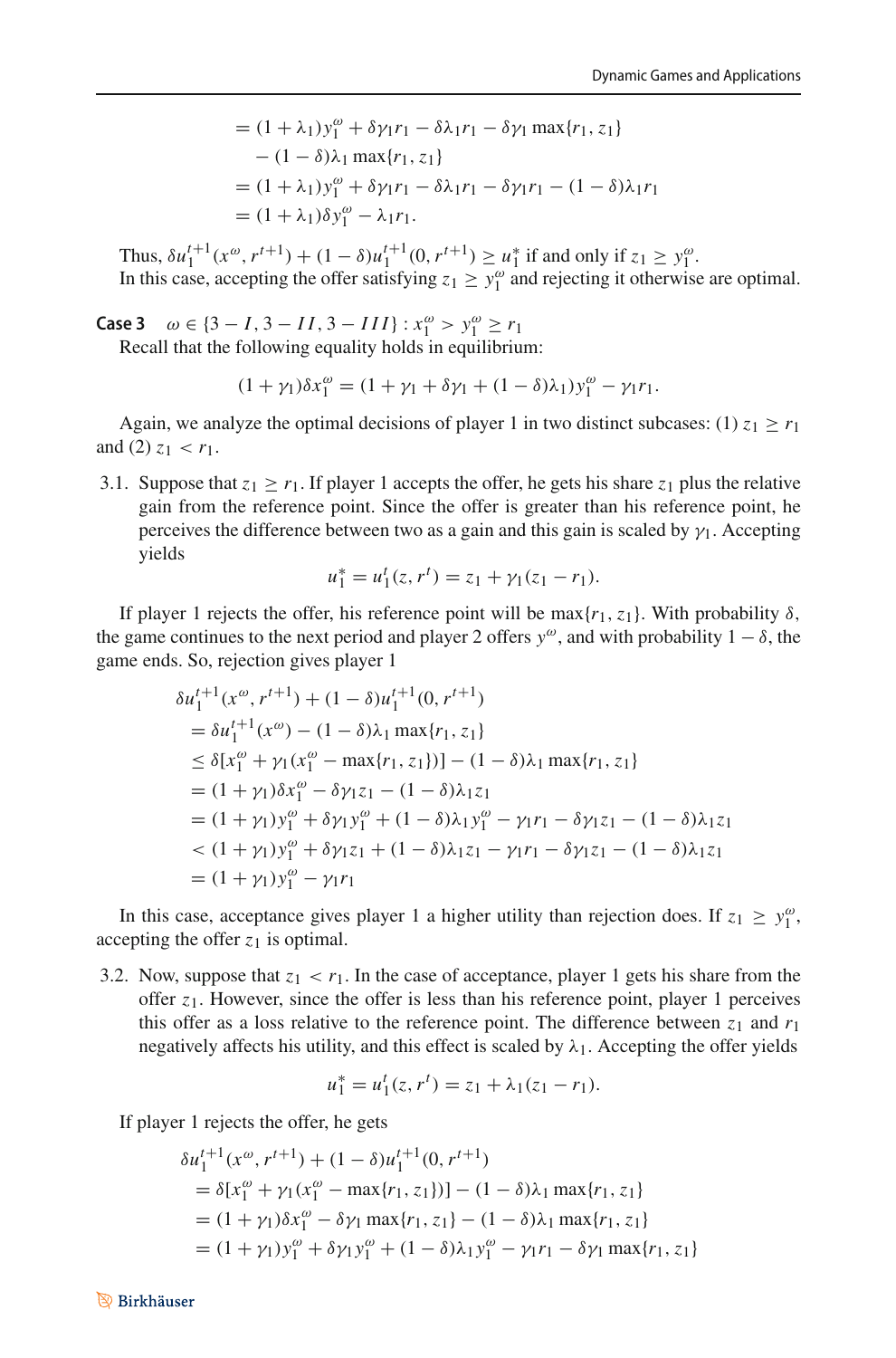$$
\begin{aligned}
&= (1+\lambda_1)y_1^\omega + \delta\gamma_1 r_1 - \delta\lambda_1 r_1 - \delta\gamma_1 \max\{r_1, z_1\} \\
&\quad - (1-\delta)\lambda_1 \max\{r_1, z_1\} \\
&= (1+\lambda_1)y_1^\omega + \delta\gamma_1 r_1 - \delta\lambda_1 r_1 - \delta\gamma_1 r_1 - (1-\delta)\lambda_1 r_1 \\
&= (1+\lambda_1)\delta y_1^\omega - \lambda_1 r_1.
\end{aligned}
$$

Thus, $\delta u_1^{t+1}(x^\omega, r^{t+1}) + (1-\delta)u_1^{t+1}(0, r^{t+1}) \geq u_1^*$ if and only if $z_1 \geq y_1^\omega$.
In this case, accepting the offer satisfying $z_1 \geq y_1^\omega$ and rejecting it otherwise are optimal.

**Case 3** $\omega \in \{3-I, 3-II, 3-III\} : x_1^\omega > y_1^\omega \geq r_1$
Recall that the following equality holds in equilibrium:

$$
(1+\gamma_1)\delta x_1^\omega = (1+\gamma_1+\delta\gamma_1+(1-\delta)\lambda_1)y_1^\omega - \gamma_1 r_1.
$$

Again, we analyze the optimal decisions of player 1 in two distinct subcases: (1) $z_1 \geq r_1$ and (2) $z_1 < r_1$.

3.1. Suppose that $z_1 \geq r_1$. If player 1 accepts the offer, he gets his share $z_1$ plus the relative gain from the reference point. Since the offer is greater than his reference point, he perceives the difference between two as a gain and this gain is scaled by $\gamma_1$. Accepting yields

$$
u_1^* = u_1^t(z, r^t) = z_1 + \gamma_1(z_1 - r_1).
$$

If player 1 rejects the offer, his reference point will be $\max\{r_1, z_1\}$. With probability $\delta$, the game continues to the next period and player 2 offers $y^\omega$, and with probability $1-\delta$, the game ends. So, rejection gives player 1

$$
\begin{aligned}
&\delta u_1^{t+1}(x^\omega, r^{t+1}) + (1-\delta)u_1^{t+1}(0, r^{t+1}) \\
&= \delta u_1^{t+1}(x^\omega) - (1-\delta)\lambda_1 \max\{r_1, z_1\} \\
&\leq \delta[x_1^\omega + \gamma_1(x_1^\omega - \max\{r_1, z_1\})] - (1-\delta)\lambda_1 \max\{r_1, z_1\} \\
&= (1+\gamma_1)\delta x_1^\omega - \delta\gamma_1 z_1 - (1-\delta)\lambda_1 z_1 \\
&= (1+\gamma_1)y_1^\omega + \delta\gamma_1 y_1^\omega + (1-\delta)\lambda_1 y_1^\omega - \gamma_1 r_1 - \delta\gamma_1 z_1 - (1-\delta)\lambda_1 z_1 \\
&< (1+\gamma_1)y_1^\omega + \delta\gamma_1 z_1 + (1-\delta)\lambda_1 z_1 - \gamma_1 r_1 - \delta\gamma_1 z_1 - (1-\delta)\lambda_1 z_1 \\
&= (1+\gamma_1)y_1^\omega - \gamma_1 r_1
\end{aligned}
$$

In this case, acceptance gives player 1 a higher utility than rejection does. If $z_1 \geq y_1^\omega$, accepting the offer $z_1$ is optimal.

3.2. Now, suppose that $z_1 < r_1$. In the case of acceptance, player 1 gets his share from the offer $z_1$. However, since the offer is less than his reference point, player 1 perceives this offer as a loss relative to the reference point. The difference between $z_1$ and $r_1$ negatively affects his utility, and this effect is scaled by $\lambda_1$. Accepting the offer yields

$$
u_1^* = u_1^t(z, r^t) = z_1 + \lambda_1(z_1 - r_1).
$$

If player 1 rejects the offer, he gets

$$
\begin{aligned}
&\delta u_1^{t+1}(x^\omega, r^{t+1}) + (1-\delta)u_1^{t+1}(0, r^{t+1}) \\
&= \delta[x_1^\omega + \gamma_1(x_1^\omega - \max\{r_1, z_1\})] - (1-\delta)\lambda_1 \max\{r_1, z_1\} \\
&= (1+\gamma_1)\delta x_1^\omega - \delta\gamma_1 \max\{r_1, z_1\} - (1-\delta)\lambda_1 \max\{r_1, z_1\} \\
&= (1+\gamma_1)y_1^\omega + \delta\gamma_1 y_1^\omega + (1-\delta)\lambda_1 y_1^\omega - \gamma_1 r_1 - \delta\gamma_1 \max\{r_1, z_1\}
\end{aligned}
$$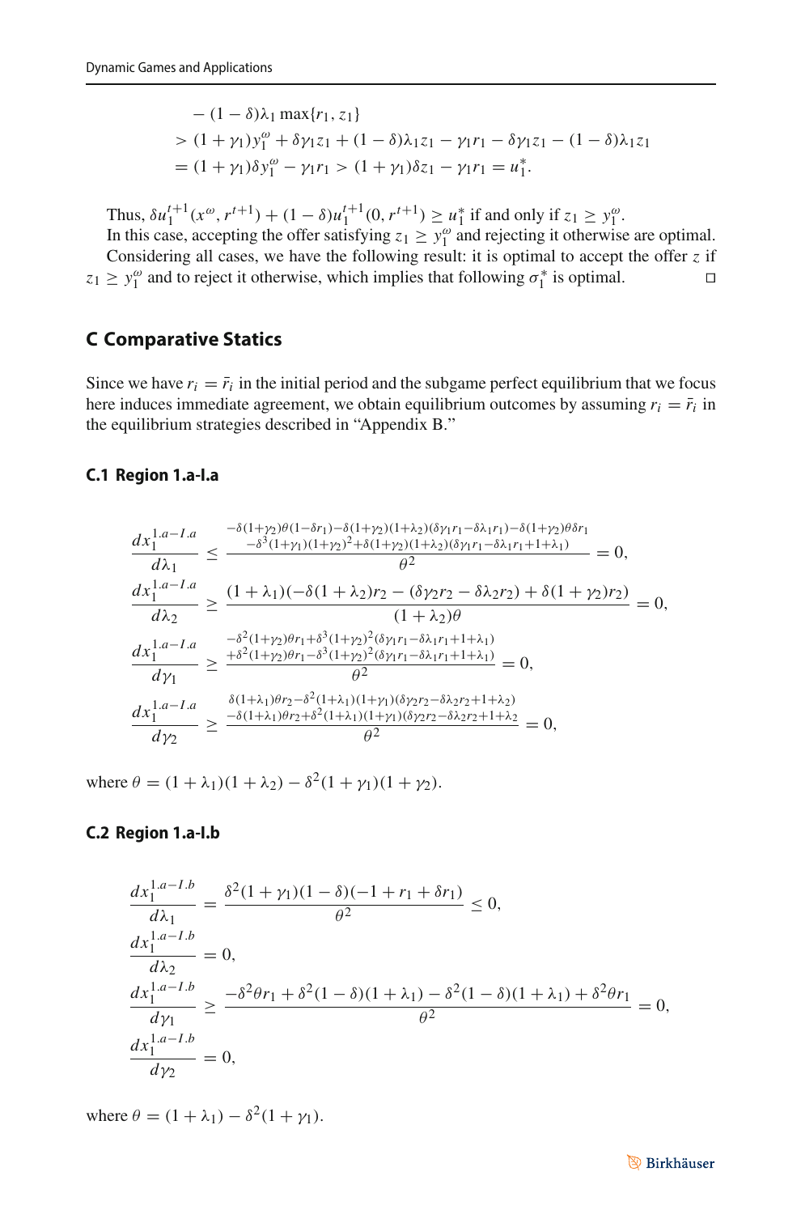$$
\begin{aligned}
&- (1-\delta)\lambda_1 \max\{r_1, z_1\} \\
&> (1+\gamma_1)y_1^{\omega} + \delta\gamma_1 z_1 + (1-\delta)\lambda_1 z_1 - \gamma_1 r_1 - \delta\gamma_1 z_1 - (1-\delta)\lambda_1 z_1 \\
&= (1+\gamma_1)\delta y_1^{\omega} - \gamma_1 r_1 > (1+\gamma_1)\delta z_1 - \gamma_1 r_1 = u_1^*.
\end{aligned}
$$

Thus, $\delta u_1^{t+1}(x^{\omega}, r^{t+1}) + (1-\delta)u_1^{t+1}(0, r^{t+1}) \geq u_1^*$ if and only if $z_1 \geq y_1^{\omega}$.

In this case, accepting the offer satisfying $z_1 \geq y_1^{\omega}$ and rejecting it otherwise are optimal.

Considering all cases, we have the following result: it is optimal to accept the offer $z$ if $z_1 \geq y_1^{\omega}$ and to reject it otherwise, which implies that following $\sigma_1^*$ is optimal. □

## C Comparative Statics

Since we have $r_i = \bar{r}_i$ in the initial period and the subgame perfect equilibrium that we focus here induces immediate agreement, we obtain equilibrium outcomes by assuming $r_i = \bar{r}_i$ in the equilibrium strategies described in "Appendix B."

### C.1 Region 1.a-I.a

$$
\frac{dx_1^{1.a-I.a}}{d\lambda_1} \leq \frac{\begin{array}{c}-\delta(1+\gamma_2)\theta(1-\delta r_1)-\delta(1+\gamma_2)(1+\lambda_2)(\delta\gamma_1 r_1-\delta\lambda_1 r_1)-\delta(1+\gamma_2)\theta\delta r_1 \\ -\delta^3(1+\gamma_1)(1+\gamma_2)^2+\delta(1+\gamma_2)(1+\lambda_2)(\delta\gamma_1 r_1-\delta\lambda_1 r_1+1+\lambda_1)\end{array}}{\theta^2} = 0,
$$

$$
\frac{dx_1^{1.a-I.a}}{d\lambda_2} \geq \frac{(1+\lambda_1)(-\delta(1+\lambda_2)r_2 - (\delta\gamma_2 r_2 - \delta\lambda_2 r_2) + \delta(1+\gamma_2)r_2)}{(1+\lambda_2)\theta} = 0,
$$

$$
\frac{dx_1^{1.a-I.a}}{d\gamma_1} \geq \frac{\begin{array}{c}-\delta^2(1+\gamma_2)\theta r_1+\delta^3(1+\gamma_2)^2(\delta\gamma_1 r_1-\delta\lambda_1 r_1+1+\lambda_1) \\ +\delta^2(1+\gamma_2)\theta r_1-\delta^3(1+\gamma_2)^2(\delta\gamma_1 r_1-\delta\lambda_1 r_1+1+\lambda_1)\end{array}}{\theta^2} = 0,
$$

$$
\frac{dx_1^{1.a-I.a}}{d\gamma_2} \geq \frac{\begin{array}{c}\delta(1+\lambda_1)\theta r_2-\delta^2(1+\lambda_1)(1+\gamma_1)(\delta\gamma_2 r_2-\delta\lambda_2 r_2+1+\lambda_2) \\ -\delta(1+\lambda_1)\theta r_2+\delta^2(1+\lambda_1)(1+\gamma_1)(\delta\gamma_2 r_2-\delta\lambda_2 r_2+1+\lambda_2\end{array}}{\theta^2} = 0,
$$

where $\theta = (1+\lambda_1)(1+\lambda_2) - \delta^2(1+\gamma_1)(1+\gamma_2)$.

### C.2 Region 1.a-I.b

$$
\frac{dx_1^{1.a-I.b}}{d\lambda_1} = \frac{\delta^2(1+\gamma_1)(1-\delta)(-1+r_1+\delta r_1)}{\theta^2} \leq 0,
$$

$$
\frac{dx_1^{1.a-I.b}}{d\lambda_2} = 0,
$$

$$
\frac{dx_1^{1.a-I.b}}{d\gamma_1} \geq \frac{-\delta^2\theta r_1 + \delta^2(1-\delta)(1+\lambda_1) - \delta^2(1-\delta)(1+\lambda_1) + \delta^2\theta r_1}{\theta^2} = 0,
$$

$$
\frac{dx_1^{1.a-I.b}}{d\gamma_2} = 0,
$$

where $\theta = (1+\lambda_1) - \delta^2(1+\gamma_1)$.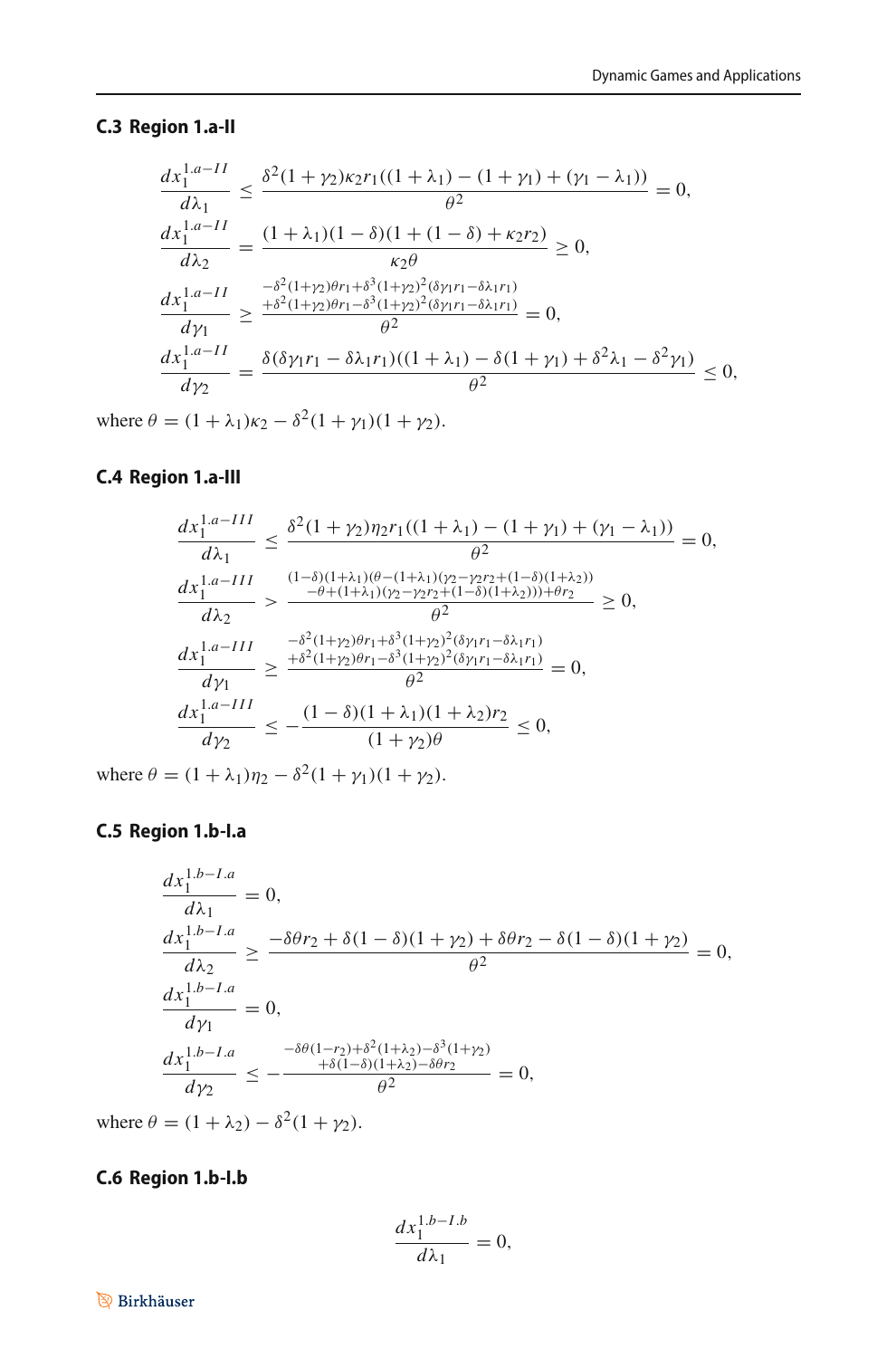### C.3 Region 1.a-II

$$
\begin{aligned}
\frac{dx_1^{1.a-II}}{d\lambda_1} &\le \frac{\delta^2(1+\gamma_2)\kappa_2 r_1((1+\lambda_1)-(1+\gamma_1)+(\gamma_1-\lambda_1))}{\theta^2}=0,\\
\frac{dx_1^{1.a-II}}{d\lambda_2} &= \frac{(1+\lambda_1)(1-\delta)(1+(1-\delta)+\kappa_2 r_2)}{\kappa_2\theta}\ge 0,\\
\frac{dx_1^{1.a-II}}{d\gamma_1} &\ge \frac{\substack{-\delta^2(1+\gamma_2)\theta r_1+\delta^3(1+\gamma_2)^2(\delta\gamma_1 r_1-\delta\lambda_1 r_1)\\ +\delta^2(1+\gamma_2)\theta r_1-\delta^3(1+\gamma_2)^2(\delta\gamma_1 r_1-\delta\lambda_1 r_1)}}{\theta^2}=0,\\
\frac{dx_1^{1.a-II}}{d\gamma_2} &= \frac{\delta(\delta\gamma_1 r_1-\delta\lambda_1 r_1)((1+\lambda_1)-\delta(1+\gamma_1)+\delta^2\lambda_1-\delta^2\gamma_1)}{\theta^2}\le 0,
\end{aligned}
$$

where $\theta=(1+\lambda_1)\kappa_2-\delta^2(1+\gamma_1)(1+\gamma_2)$.

### C.4 Region 1.a-III

$$
\begin{aligned}
\frac{dx_1^{1.a-III}}{d\lambda_1} &\le \frac{\delta^2(1+\gamma_2)\eta_2 r_1((1+\lambda_1)-(1+\gamma_1)+(\gamma_1-\lambda_1))}{\theta^2}=0,\\
\frac{dx_1^{1.a-III}}{d\lambda_2} &> \frac{\substack{(1-\delta)(1+\lambda_1)(\theta-(1+\lambda_1)(\gamma_2-\gamma_2 r_2+(1-\delta)(1+\lambda_2))\\ -\theta+(1+\lambda_1)(\gamma_2-\gamma_2 r_2+(1-\delta)(1+\lambda_2)))+\theta r_2}}{\theta^2}\ge 0,\\
\frac{dx_1^{1.a-III}}{d\gamma_1} &\ge \frac{\substack{-\delta^2(1+\gamma_2)\theta r_1+\delta^3(1+\gamma_2)^2(\delta\gamma_1 r_1-\delta\lambda_1 r_1)\\ +\delta^2(1+\gamma_2)\theta r_1-\delta^3(1+\gamma_2)^2(\delta\gamma_1 r_1-\delta\lambda_1 r_1)}}{\theta^2}=0,\\
\frac{dx_1^{1.a-III}}{d\gamma_2} &\le -\frac{(1-\delta)(1+\lambda_1)(1+\lambda_2)r_2}{(1+\gamma_2)\theta}\le 0,
\end{aligned}
$$

where $\theta=(1+\lambda_1)\eta_2-\delta^2(1+\gamma_1)(1+\gamma_2)$.

### C.5 Region 1.b-I.a

$$
\begin{aligned}
\frac{dx_1^{1.b-I.a}}{d\lambda_1} &= 0,\\
\frac{dx_1^{1.b-I.a}}{d\lambda_2} &\ge \frac{-\delta\theta r_2+\delta(1-\delta)(1+\gamma_2)+\delta\theta r_2-\delta(1-\delta)(1+\gamma_2)}{\theta^2}=0,\\
\frac{dx_1^{1.b-I.a}}{d\gamma_1} &= 0,\\
\frac{dx_1^{1.b-I.a}}{d\gamma_2} &\le -\frac{\substack{-\delta\theta(1-r_2)+\delta^2(1+\lambda_2)-\delta^3(1+\gamma_2)\\ +\delta(1-\delta)(1+\lambda_2)-\delta\theta r_2}}{\theta^2}=0,
\end{aligned}
$$

where $\theta=(1+\lambda_2)-\delta^2(1+\gamma_2)$.

### C.6 Region 1.b-I.b

$$
\frac{dx_1^{1.b-I.b}}{d\lambda_1}=0,
$$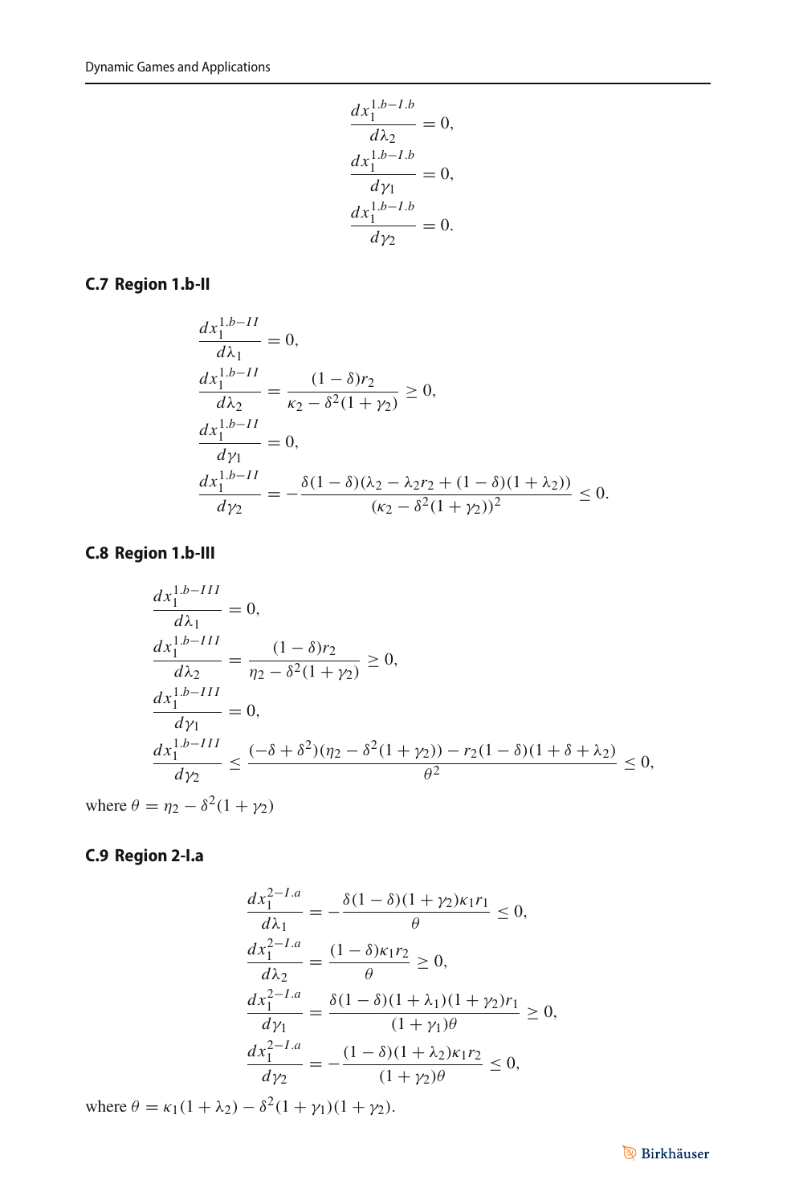$$\frac{dx_1^{1.b-I.b}}{d\lambda_2} = 0,$$
$$\frac{dx_1^{1.b-I.b}}{d\gamma_1} = 0,$$
$$\frac{dx_1^{1.b-I.b}}{d\gamma_2} = 0.$$

### C.7 Region 1.b-II

$$\frac{dx_1^{1.b-II}}{d\lambda_1} = 0,$$
$$\frac{dx_1^{1.b-II}}{d\lambda_2} = \frac{(1-\delta)r_2}{\kappa_2 - \delta^2(1+\gamma_2)} \geq 0,$$
$$\frac{dx_1^{1.b-II}}{d\gamma_1} = 0,$$
$$\frac{dx_1^{1.b-II}}{d\gamma_2} = -\frac{\delta(1-\delta)(\lambda_2 - \lambda_2 r_2 + (1-\delta)(1+\lambda_2))}{(\kappa_2 - \delta^2(1+\gamma_2))^2} \leq 0.$$

### C.8 Region 1.b-III

$$\frac{dx_1^{1.b-III}}{d\lambda_1} = 0,$$
$$\frac{dx_1^{1.b-III}}{d\lambda_2} = \frac{(1-\delta)r_2}{\eta_2 - \delta^2(1+\gamma_2)} \geq 0,$$
$$\frac{dx_1^{1.b-III}}{d\gamma_1} = 0,$$
$$\frac{dx_1^{1.b-III}}{d\gamma_2} \leq \frac{(-\delta+\delta^2)(\eta_2 - \delta^2(1+\gamma_2)) - r_2(1-\delta)(1+\delta+\lambda_2)}{\theta^2} \leq 0,$$

where $\theta = \eta_2 - \delta^2(1+\gamma_2)$

### C.9 Region 2-I.a

$$\frac{dx_1^{2-I.a}}{d\lambda_1} = -\frac{\delta(1-\delta)(1+\gamma_2)\kappa_1 r_1}{\theta} \leq 0,$$
$$\frac{dx_1^{2-I.a}}{d\lambda_2} = \frac{(1-\delta)\kappa_1 r_2}{\theta} \geq 0,$$
$$\frac{dx_1^{2-I.a}}{d\gamma_1} = \frac{\delta(1-\delta)(1+\lambda_1)(1+\gamma_2)r_1}{(1+\gamma_1)\theta} \geq 0,$$
$$\frac{dx_1^{2-I.a}}{d\gamma_2} = -\frac{(1-\delta)(1+\lambda_2)\kappa_1 r_2}{(1+\gamma_2)\theta} \leq 0,$$

where $\theta = \kappa_1(1+\lambda_2) - \delta^2(1+\gamma_1)(1+\gamma_2)$.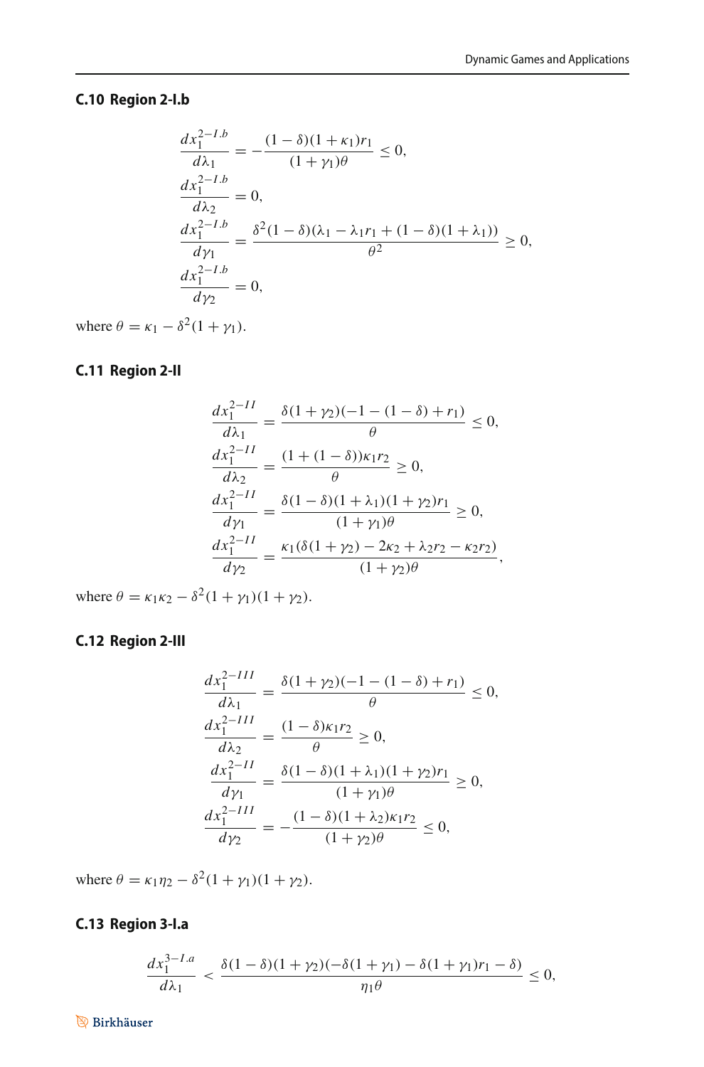### C.10 Region 2-I.b

$$
\begin{aligned}
\frac{dx_1^{2-I.b}}{d\lambda_1} &= -\frac{(1-\delta)(1+\kappa_1)r_1}{(1+\gamma_1)\theta} \le 0, \\
\frac{dx_1^{2-I.b}}{d\lambda_2} &= 0, \\
\frac{dx_1^{2-I.b}}{d\gamma_1} &= \frac{\delta^2(1-\delta)(\lambda_1 - \lambda_1 r_1 + (1-\delta)(1+\lambda_1))}{\theta^2} \ge 0, \\
\frac{dx_1^{2-I.b}}{d\gamma_2} &= 0,
\end{aligned}
$$

where $\theta = \kappa_1 - \delta^2(1+\gamma_1)$.

### C.11 Region 2-II

$$
\begin{aligned}
\frac{dx_1^{2-II}}{d\lambda_1} &= \frac{\delta(1+\gamma_2)(-1-(1-\delta)+r_1)}{\theta} \le 0, \\
\frac{dx_1^{2-II}}{d\lambda_2} &= \frac{(1+(1-\delta))\kappa_1 r_2}{\theta} \ge 0, \\
\frac{dx_1^{2-II}}{d\gamma_1} &= \frac{\delta(1-\delta)(1+\lambda_1)(1+\gamma_2)r_1}{(1+\gamma_1)\theta} \ge 0, \\
\frac{dx_1^{2-II}}{d\gamma_2} &= \frac{\kappa_1(\delta(1+\gamma_2) - 2\kappa_2 + \lambda_2 r_2 - \kappa_2 r_2)}{(1+\gamma_2)\theta},
\end{aligned}
$$

where $\theta = \kappa_1\kappa_2 - \delta^2(1+\gamma_1)(1+\gamma_2)$.

### C.12 Region 2-III

$$
\begin{aligned}
\frac{dx_1^{2-III}}{d\lambda_1} &= \frac{\delta(1+\gamma_2)(-1-(1-\delta)+r_1)}{\theta} \le 0, \\
\frac{dx_1^{2-III}}{d\lambda_2} &= \frac{(1-\delta)\kappa_1 r_2}{\theta} \ge 0, \\
\frac{dx_1^{2-II}}{d\gamma_1} &= \frac{\delta(1-\delta)(1+\lambda_1)(1+\gamma_2)r_1}{(1+\gamma_1)\theta} \ge 0, \\
\frac{dx_1^{2-III}}{d\gamma_2} &= -\frac{(1-\delta)(1+\lambda_2)\kappa_1 r_2}{(1+\gamma_2)\theta} \le 0,
\end{aligned}
$$

where $\theta = \kappa_1\eta_2 - \delta^2(1+\gamma_1)(1+\gamma_2)$.

### C.13 Region 3-I.a

$$
\frac{dx_1^{3-I.a}}{d\lambda_1} < \frac{\delta(1-\delta)(1+\gamma_2)(-\delta(1+\gamma_1) - \delta(1+\gamma_1)r_1 - \delta)}{\eta_1\theta} \le 0,
$$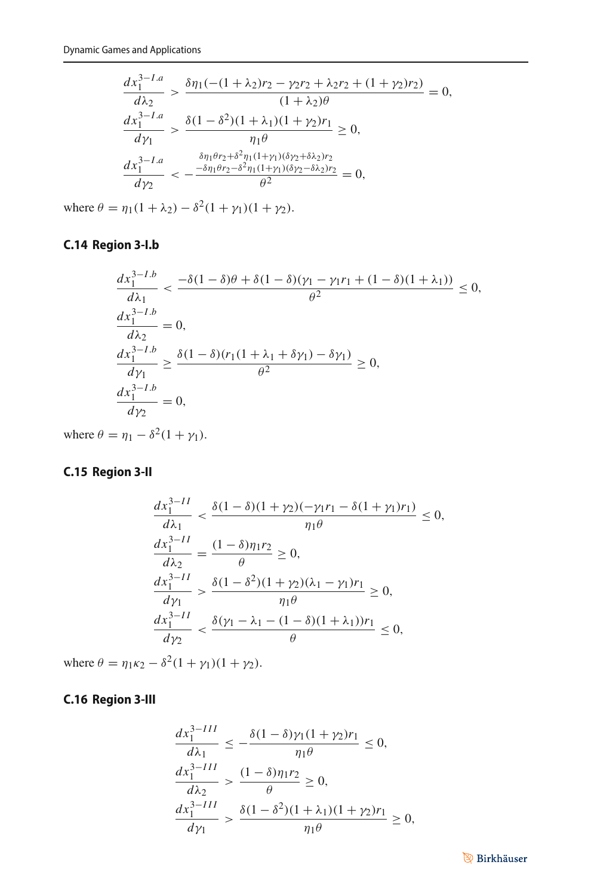$$
\begin{aligned}
\frac{dx_1^{3-I.a}}{d\lambda_2} &> \frac{\delta\eta_1(-(1+\lambda_2)r_2 - \gamma_2 r_2 + \lambda_2 r_2 + (1+\gamma_2)r_2)}{(1+\lambda_2)\theta} = 0,\\
\frac{dx_1^{3-I.a}}{d\gamma_1} &> \frac{\delta(1-\delta^2)(1+\lambda_1)(1+\gamma_2)r_1}{\eta_1\theta} \geq 0,\\
\frac{dx_1^{3-I.a}}{d\gamma_2} &< -\frac{\begin{array}{c}\delta\eta_1\theta r_2 + \delta^2\eta_1(1+\gamma_1)(\delta\gamma_2+\delta\lambda_2)r_2\\ -\delta\eta_1\theta r_2 - \delta^2\eta_1(1+\gamma_1)(\delta\gamma_2-\delta\lambda_2)r_2\end{array}}{\theta^2} = 0,
\end{aligned}
$$

where $\theta = \eta_1(1+\lambda_2) - \delta^2(1+\gamma_1)(1+\gamma_2)$.

### C.14 Region 3-I.b

$$
\begin{aligned}
\frac{dx_1^{3-I.b}}{d\lambda_1} &< \frac{-\delta(1-\delta)\theta + \delta(1-\delta)(\gamma_1 - \gamma_1 r_1 + (1-\delta)(1+\lambda_1))}{\theta^2} \leq 0,\\
\frac{dx_1^{3-I.b}}{d\lambda_2} &= 0,\\
\frac{dx_1^{3-I.b}}{d\gamma_1} &\geq \frac{\delta(1-\delta)(r_1(1+\lambda_1+\delta\gamma_1) - \delta\gamma_1)}{\theta^2} \geq 0,\\
\frac{dx_1^{3-I.b}}{d\gamma_2} &= 0,
\end{aligned}
$$

where $\theta = \eta_1 - \delta^2(1+\gamma_1)$.

### C.15 Region 3-II

$$
\begin{aligned}
\frac{dx_1^{3-II}}{d\lambda_1} &< \frac{\delta(1-\delta)(1+\gamma_2)(-\gamma_1 r_1 - \delta(1+\gamma_1)r_1)}{\eta_1\theta} \leq 0,\\
\frac{dx_1^{3-II}}{d\lambda_2} &= \frac{(1-\delta)\eta_1 r_2}{\theta} \geq 0,\\
\frac{dx_1^{3-II}}{d\gamma_1} &> \frac{\delta(1-\delta^2)(1+\gamma_2)(\lambda_1 - \gamma_1)r_1}{\eta_1\theta} \geq 0,\\
\frac{dx_1^{3-II}}{d\gamma_2} &< \frac{\delta(\gamma_1 - \lambda_1 - (1-\delta)(1+\lambda_1))r_1}{\theta} \leq 0,
\end{aligned}
$$

where $\theta = \eta_1\kappa_2 - \delta^2(1+\gamma_1)(1+\gamma_2)$.

### C.16 Region 3-III

$$
\begin{aligned}
\frac{dx_1^{3-III}}{d\lambda_1} &\leq -\frac{\delta(1-\delta)\gamma_1(1+\gamma_2)r_1}{\eta_1\theta} \leq 0,\\
\frac{dx_1^{3-III}}{d\lambda_2} &> \frac{(1-\delta)\eta_1 r_2}{\theta} \geq 0,\\
\frac{dx_1^{3-III}}{d\gamma_1} &> \frac{\delta(1-\delta^2)(1+\lambda_1)(1+\gamma_2)r_1}{\eta_1\theta} \geq 0,
\end{aligned}
$$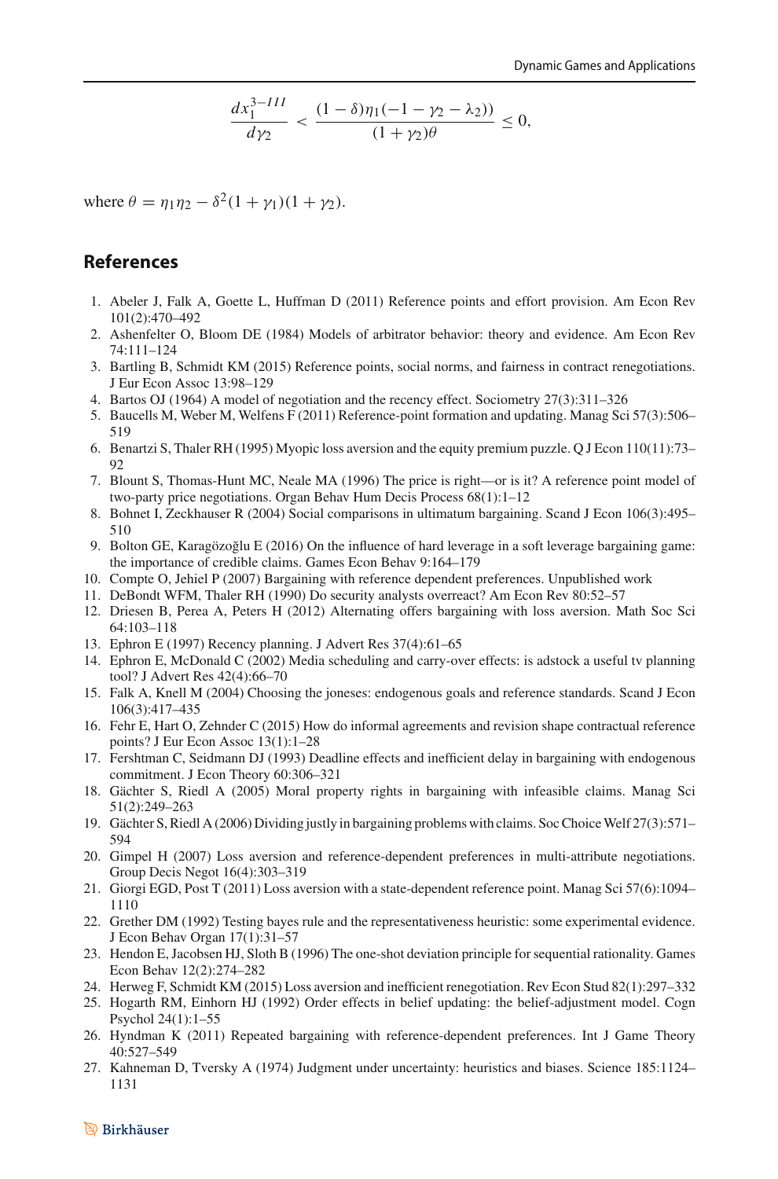$$\frac{dx_1^{3-III}}{d\gamma_2} < \frac{(1-\delta)\eta_1(-1-\gamma_2-\lambda_2))}{(1+\gamma_2)\theta} \leq 0,$$

where $\theta = \eta_1\eta_2 - \delta^2(1+\gamma_1)(1+\gamma_2)$.

## References

1. Abeler J, Falk A, Goette L, Huffman D (2011) Reference points and effort provision. Am Econ Rev 101(2):470–492
2. Ashenfelter O, Bloom DE (1984) Models of arbitrator behavior: theory and evidence. Am Econ Rev 74:111–124
3. Bartling B, Schmidt KM (2015) Reference points, social norms, and fairness in contract renegotiations. J Eur Econ Assoc 13:98–129
4. Bartos OJ (1964) A model of negotiation and the recency effect. Sociometry 27(3):311–326
5. Baucells M, Weber M, Welfens F (2011) Reference-point formation and updating. Manag Sci 57(3):506–519
6. Benartzi S, Thaler RH (1995) Myopic loss aversion and the equity premium puzzle. Q J Econ 110(11):73–92
7. Blount S, Thomas-Hunt MC, Neale MA (1996) The price is right—or is it? A reference point model of two-party price negotiations. Organ Behav Hum Decis Process 68(1):1–12
8. Bohnet I, Zeckhauser R (2004) Social comparisons in ultimatum bargaining. Scand J Econ 106(3):495–510
9. Bolton GE, Karagözoğlu E (2016) On the influence of hard leverage in a soft leverage bargaining game: the importance of credible claims. Games Econ Behav 9:164–179
10. Compte O, Jehiel P (2007) Bargaining with reference dependent preferences. Unpublished work
11. DeBondt WFM, Thaler RH (1990) Do security analysts overreact? Am Econ Rev 80:52–57
12. Driesen B, Perea A, Peters H (2012) Alternating offers bargaining with loss aversion. Math Soc Sci 64:103–118
13. Ephron E (1997) Recency planning. J Advert Res 37(4):61–65
14. Ephron E, McDonald C (2002) Media scheduling and carry-over effects: is adstock a useful tv planning tool? J Advert Res 42(4):66–70
15. Falk A, Knell M (2004) Choosing the joneses: endogenous goals and reference standards. Scand J Econ 106(3):417–435
16. Fehr E, Hart O, Zehnder C (2015) How do informal agreements and revision shape contractual reference points? J Eur Econ Assoc 13(1):1–28
17. Fershtman C, Seidmann DJ (1993) Deadline effects and inefficient delay in bargaining with endogenous commitment. J Econ Theory 60:306–321
18. Gächter S, Riedl A (2005) Moral property rights in bargaining with infeasible claims. Manag Sci 51(2):249–263
19. Gächter S, Riedl A (2006) Dividing justly in bargaining problems with claims. Soc Choice Welf 27(3):571–594
20. Gimpel H (2007) Loss aversion and reference-dependent preferences in multi-attribute negotiations. Group Decis Negot 16(4):303–319
21. Giorgi EGD, Post T (2011) Loss aversion with a state-dependent reference point. Manag Sci 57(6):1094–1110
22. Grether DM (1992) Testing bayes rule and the representativeness heuristic: some experimental evidence. J Econ Behav Organ 17(1):31–57
23. Hendon E, Jacobsen HJ, Sloth B (1996) The one-shot deviation principle for sequential rationality. Games Econ Behav 12(2):274–282
24. Herweg F, Schmidt KM (2015) Loss aversion and inefficient renegotiation. Rev Econ Stud 82(1):297–332
25. Hogarth RM, Einhorn HJ (1992) Order effects in belief updating: the belief-adjustment model. Cogn Psychol 24(1):1–55
26. Hyndman K (2011) Repeated bargaining with reference-dependent preferences. Int J Game Theory 40:527–549
27. Kahneman D, Tversky A (1974) Judgment under uncertainty: heuristics and biases. Science 185:1124–1131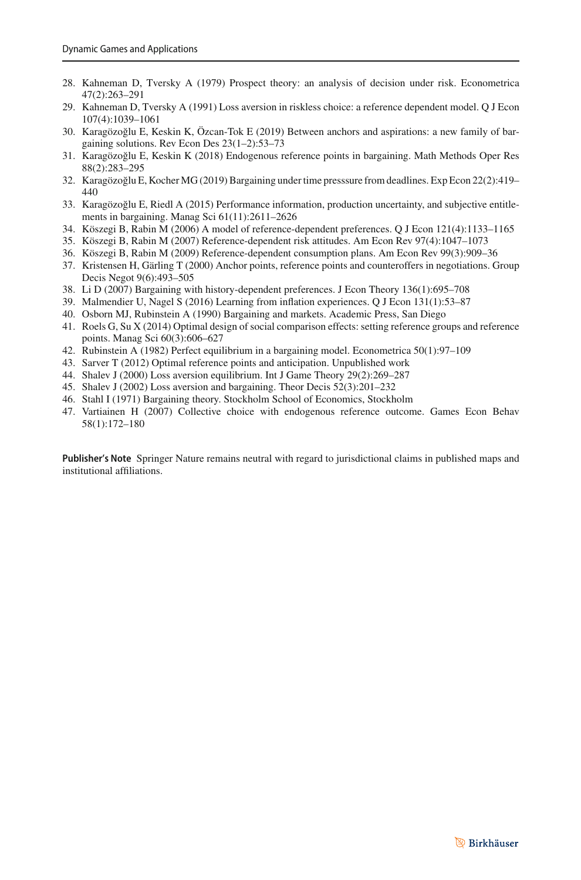28. Kahneman D, Tversky A (1979) Prospect theory: an analysis of decision under risk. Econometrica 47(2):263–291
29. Kahneman D, Tversky A (1991) Loss aversion in riskless choice: a reference dependent model. Q J Econ 107(4):1039–1061
30. Karagözoğlu E, Keskin K, Özcan-Tok E (2019) Between anchors and aspirations: a new family of bargaining solutions. Rev Econ Des 23(1–2):53–73
31. Karagözoğlu E, Keskin K (2018) Endogenous reference points in bargaining. Math Methods Oper Res 88(2):283–295
32. Karagözoğlu E, Kocher MG (2019) Bargaining under time presssure from deadlines. Exp Econ 22(2):419–440
33. Karagözoğlu E, Riedl A (2015) Performance information, production uncertainty, and subjective entitlements in bargaining. Manag Sci 61(11):2611–2626
34. Köszegi B, Rabin M (2006) A model of reference-dependent preferences. Q J Econ 121(4):1133–1165
35. Köszegi B, Rabin M (2007) Reference-dependent risk attitudes. Am Econ Rev 97(4):1047–1073
36. Köszegi B, Rabin M (2009) Reference-dependent consumption plans. Am Econ Rev 99(3):909–36
37. Kristensen H, Gärling T (2000) Anchor points, reference points and counteroffers in negotiations. Group Decis Negot 9(6):493–505
38. Li D (2007) Bargaining with history-dependent preferences. J Econ Theory 136(1):695–708
39. Malmendier U, Nagel S (2016) Learning from inflation experiences. Q J Econ 131(1):53–87
40. Osborn MJ, Rubinstein A (1990) Bargaining and markets. Academic Press, San Diego
41. Roels G, Su X (2014) Optimal design of social comparison effects: setting reference groups and reference points. Manag Sci 60(3):606–627
42. Rubinstein A (1982) Perfect equilibrium in a bargaining model. Econometrica 50(1):97–109
43. Sarver T (2012) Optimal reference points and anticipation. Unpublished work
44. Shalev J (2000) Loss aversion equilibrium. Int J Game Theory 29(2):269–287
45. Shalev J (2002) Loss aversion and bargaining. Theor Decis 52(3):201–232
46. Stahl I (1971) Bargaining theory. Stockholm School of Economics, Stockholm
47. Vartiainen H (2007) Collective choice with endogenous reference outcome. Games Econ Behav 58(1):172–180

**Publisher's Note** Springer Nature remains neutral with regard to jurisdictional claims in published maps and institutional affiliations.